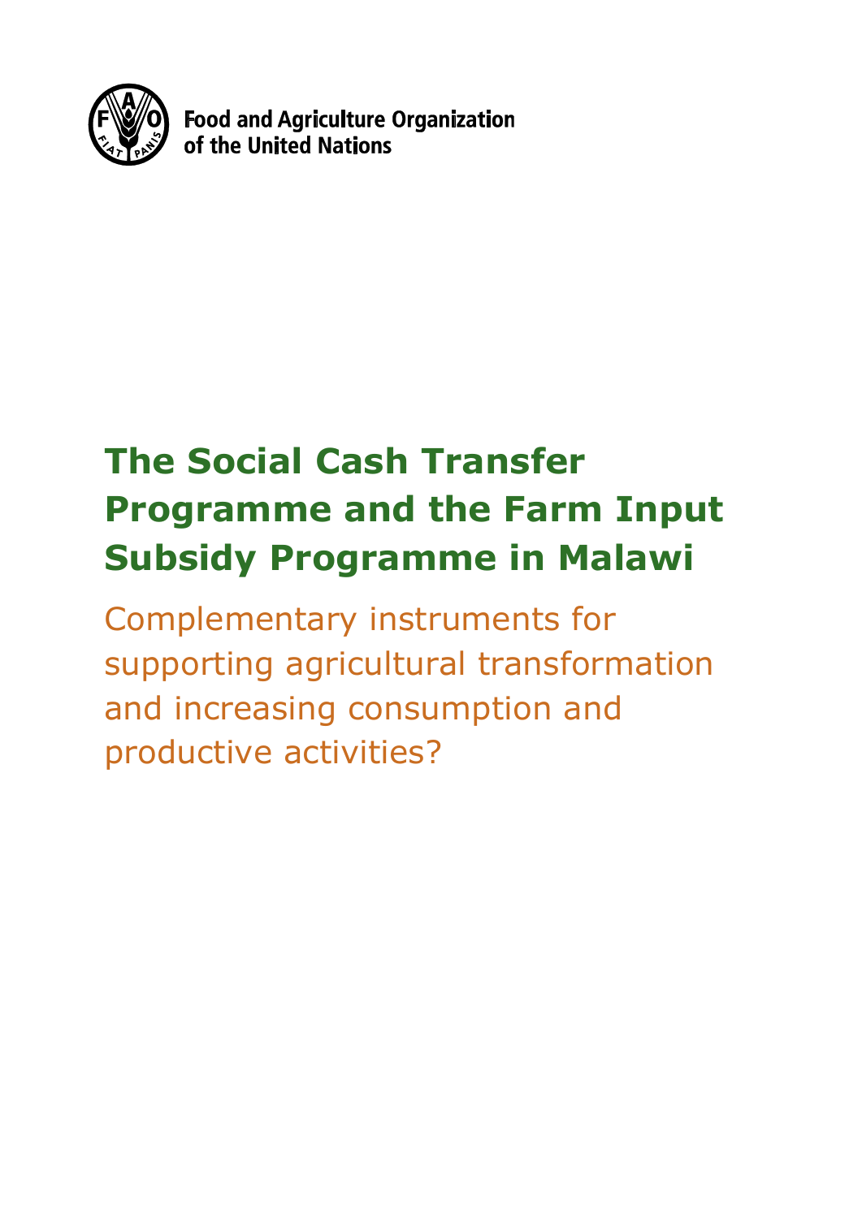Food and Agriculture Organization of the United Nations

# The Social Cash Transfer Programme and the Farm Input Subsidy Programme in Malawi

## Complementary instruments for supporting agricultural transformation and increasing consumption and productive activities?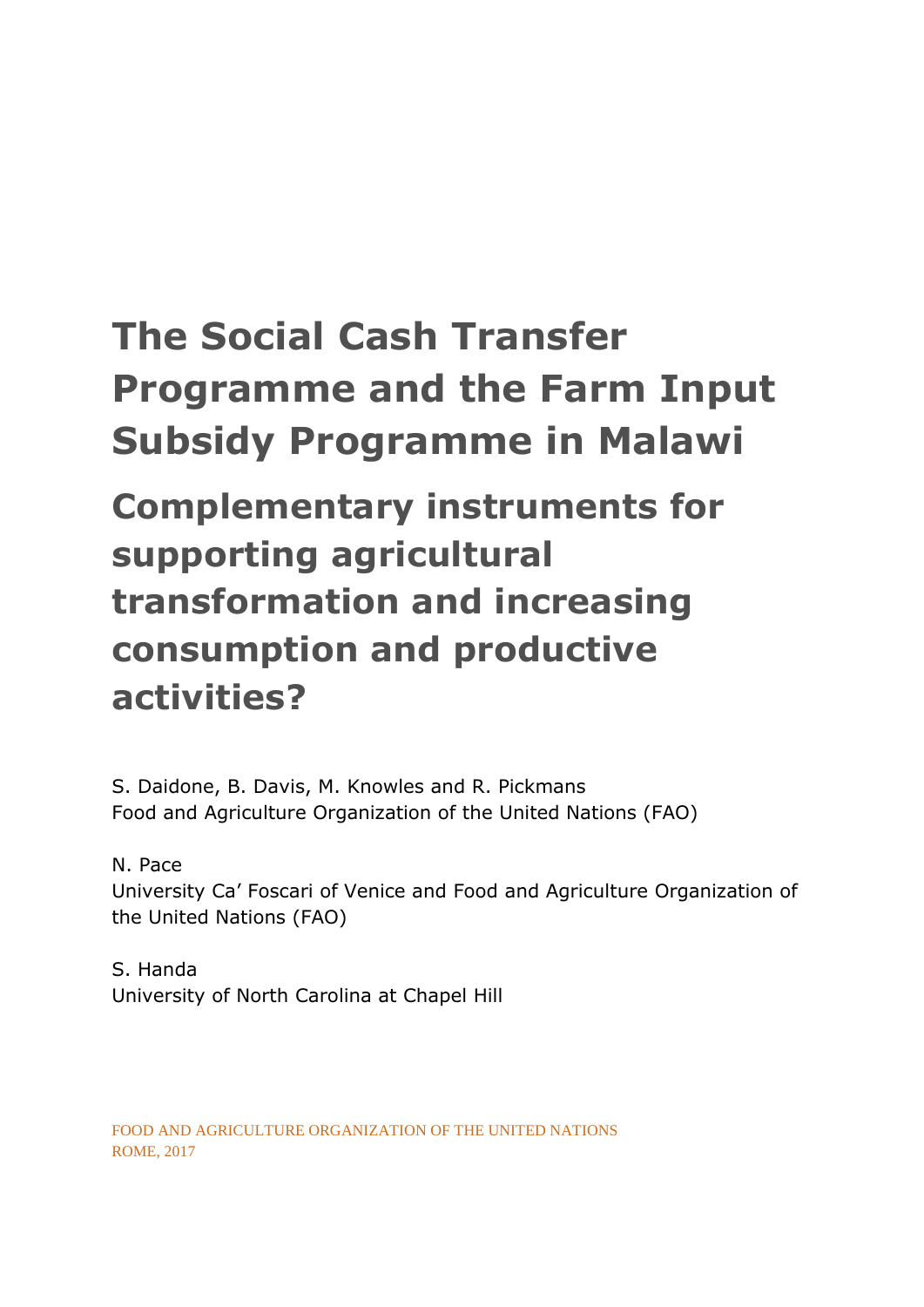# The Social Cash Transfer Programme and the Farm Input Subsidy Programme in Malawi

## Complementary instruments for supporting agricultural transformation and increasing consumption and productive activities?

S. Daidone, B. Davis, M. Knowles and R. Pickmans
Food and Agriculture Organization of the United Nations (FAO)

N. Pace
University Ca' Foscari of Venice and Food and Agriculture Organization of the United Nations (FAO)

S. Handa
University of North Carolina at Chapel Hill

FOOD AND AGRICULTURE ORGANIZATION OF THE UNITED NATIONS
ROME, 2017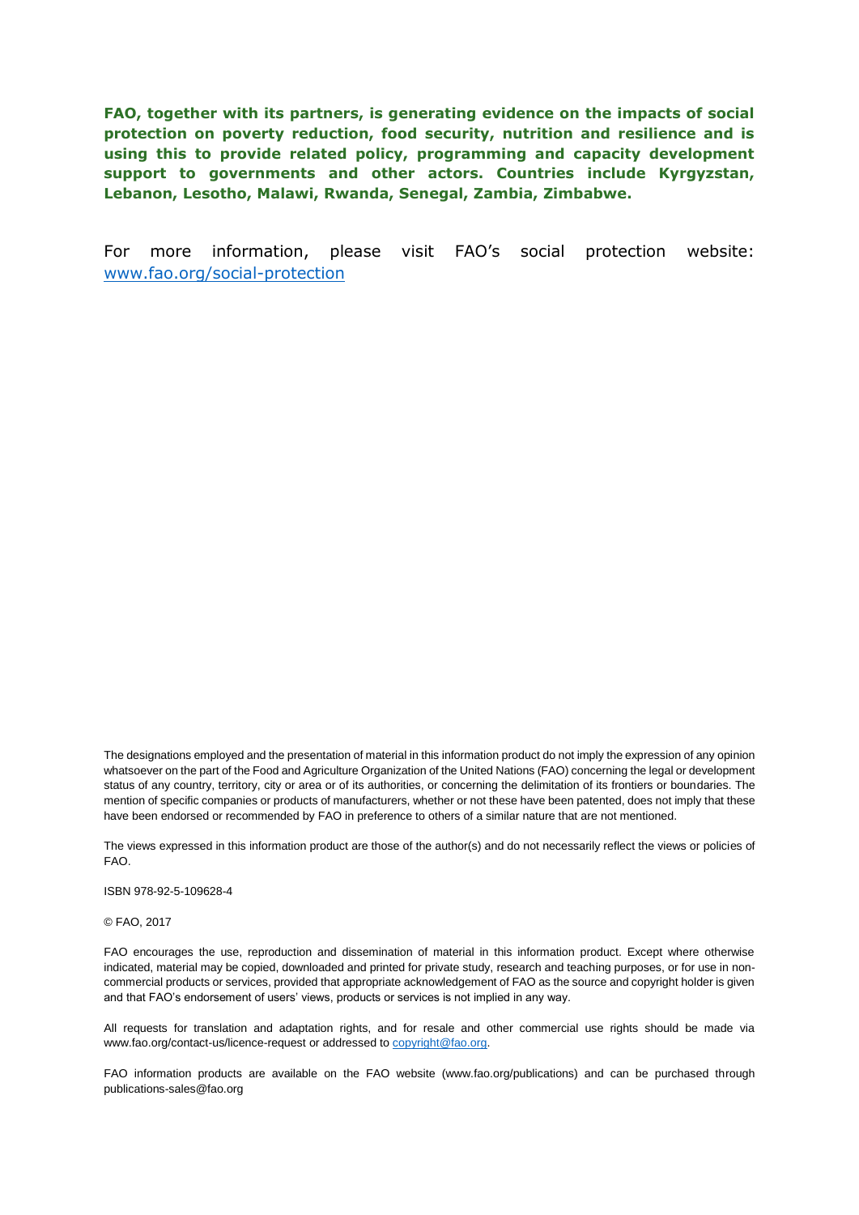**FAO, together with its partners, is generating evidence on the impacts of social protection on poverty reduction, food security, nutrition and resilience and is using this to provide related policy, programming and capacity development support to governments and other actors. Countries include Kyrgyzstan, Lebanon, Lesotho, Malawi, Rwanda, Senegal, Zambia, Zimbabwe.**

For more information, please visit FAO's social protection website: [www.fao.org/social-protection](http://www.fao.org/social-protection)

The designations employed and the presentation of material in this information product do not imply the expression of any opinion whatsoever on the part of the Food and Agriculture Organization of the United Nations (FAO) concerning the legal or development status of any country, territory, city or area or of its authorities, or concerning the delimitation of its frontiers or boundaries. The mention of specific companies or products of manufacturers, whether or not these have been patented, does not imply that these have been endorsed or recommended by FAO in preference to others of a similar nature that are not mentioned.

The views expressed in this information product are those of the author(s) and do not necessarily reflect the views or policies of FAO.

ISBN 978-92-5-109628-4

© FAO, 2017

FAO encourages the use, reproduction and dissemination of material in this information product. Except where otherwise indicated, material may be copied, downloaded and printed for private study, research and teaching purposes, or for use in non-commercial products or services, provided that appropriate acknowledgement of FAO as the source and copyright holder is given and that FAO's endorsement of users' views, products or services is not implied in any way.

All requests for translation and adaptation rights, and for resale and other commercial use rights should be made via www.fao.org/contact-us/licence-request or addressed to [copyright@fao.org](mailto:copyright@fao.org).

FAO information products are available on the FAO website (www.fao.org/publications) and can be purchased through publications-sales@fao.org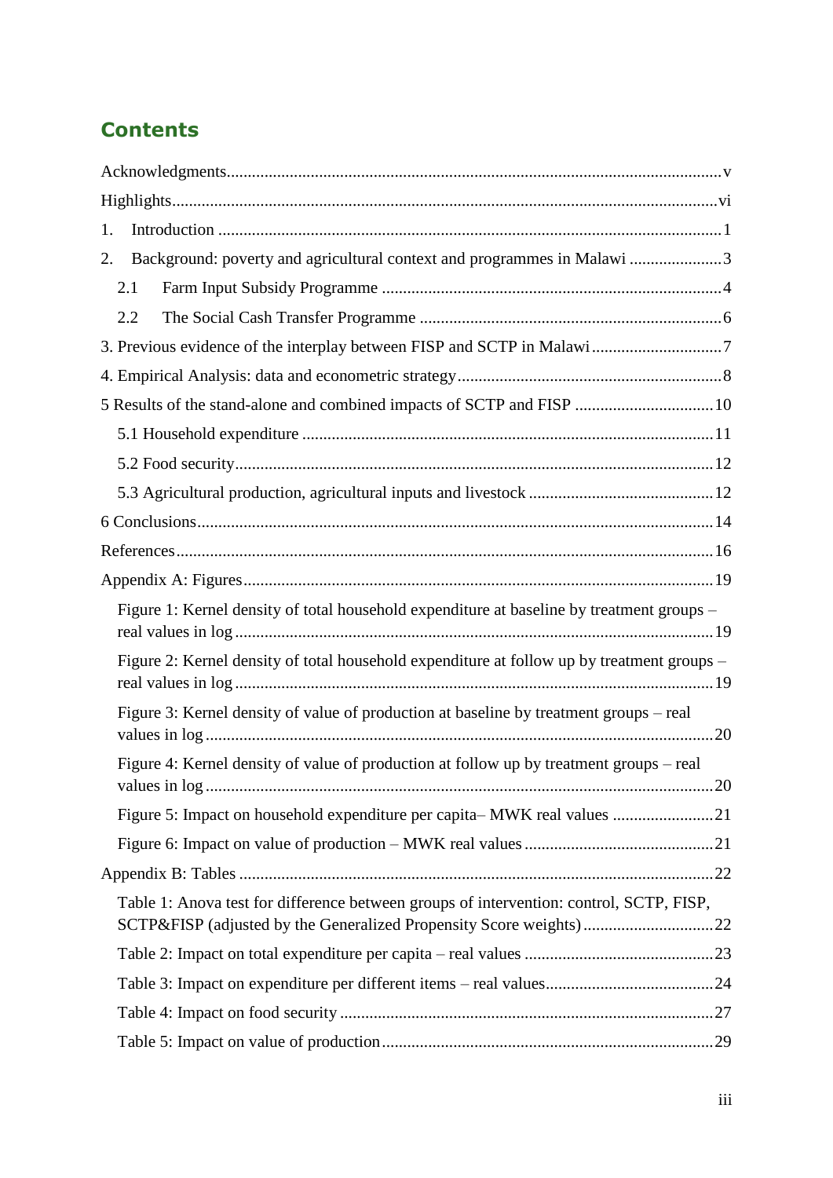## Contents

- Acknowledgments ........ v
- Highlights ........ vi
- 1. Introduction ........ 1
- 2. Background: poverty and agricultural context and programmes in Malawi ........ 3
  - 2.1 Farm Input Subsidy Programme ........ 4
  - 2.2 The Social Cash Transfer Programme ........ 6
- 3. Previous evidence of the interplay between FISP and SCTP in Malawi ........ 7
- 4. Empirical Analysis: data and econometric strategy ........ 8
- 5 Results of the stand-alone and combined impacts of SCTP and FISP ........ 10
  - 5.1 Household expenditure ........ 11
  - 5.2 Food security ........ 12
  - 5.3 Agricultural production, agricultural inputs and livestock ........ 12
- 6 Conclusions ........ 14
- References ........ 16
- Appendix A: Figures ........ 19
  - Figure 1: Kernel density of total household expenditure at baseline by treatment groups – real values in log ........ 19
  - Figure 2: Kernel density of total household expenditure at follow up by treatment groups – real values in log ........ 19
  - Figure 3: Kernel density of value of production at baseline by treatment groups – real values in log ........ 20
  - Figure 4: Kernel density of value of production at follow up by treatment groups – real values in log ........ 20
  - Figure 5: Impact on household expenditure per capita– MWK real values ........ 21
  - Figure 6: Impact on value of production – MWK real values ........ 21
- Appendix B: Tables ........ 22
  - Table 1: Anova test for difference between groups of intervention: control, SCTP, FISP, SCTP&FISP (adjusted by the Generalized Propensity Score weights) ........ 22
  - Table 2: Impact on total expenditure per capita – real values ........ 23
  - Table 3: Impact on expenditure per different items – real values ........ 24
  - Table 4: Impact on food security ........ 27
  - Table 5: Impact on value of production ........ 29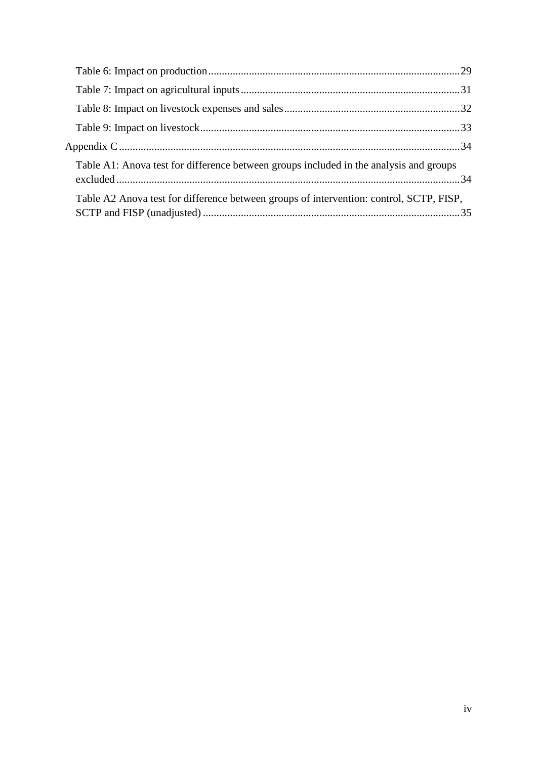Table 6: Impact on production ............................................................................................29

Table 7: Impact on agricultural inputs .................................................................................31

Table 8: Impact on livestock expenses and sales .................................................................32

Table 9: Impact on livestock ................................................................................................33

Appendix C ..............................................................................................................................34

Table A1: Anova test for difference between groups included in the analysis and groups excluded ...............................................................................................................................34

Table A2 Anova test for difference between groups of intervention: control, SCTP, FISP, SCTP and FISP (unadjusted) ...............................................................................................35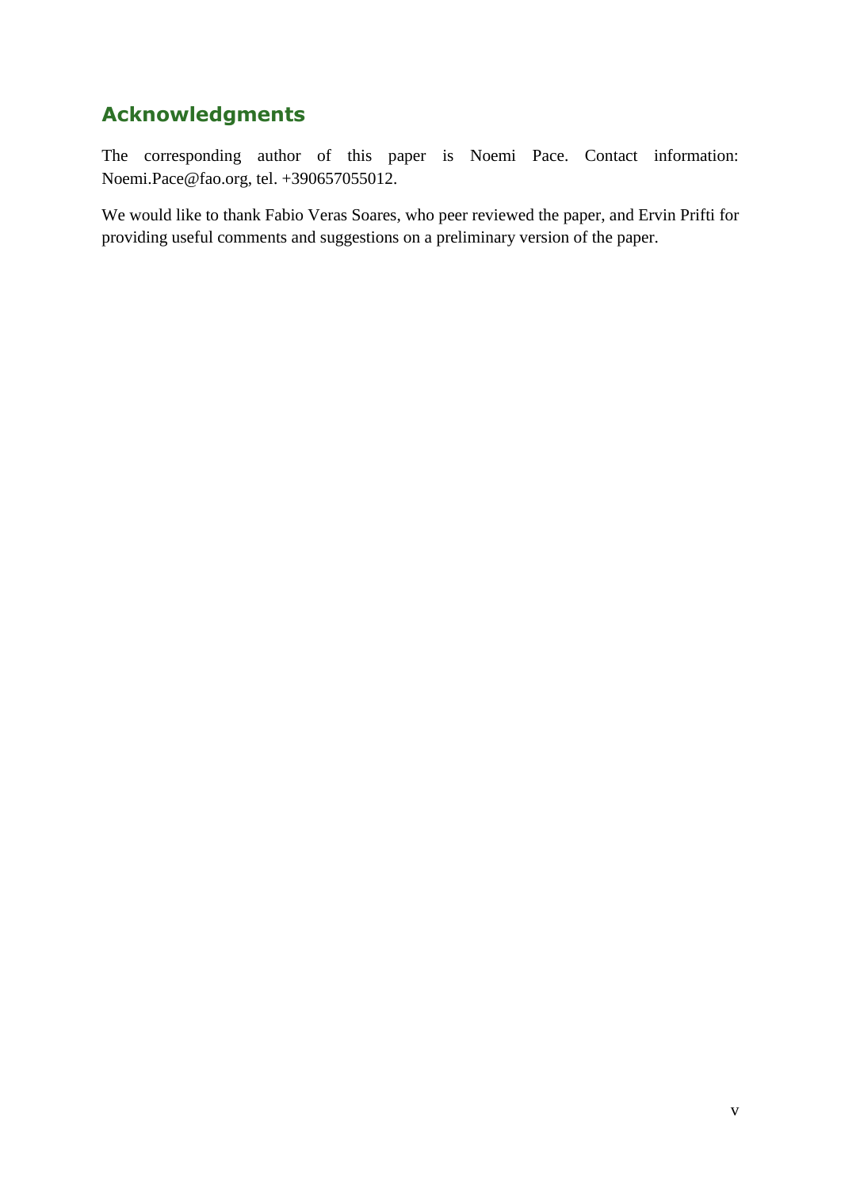## Acknowledgments

The corresponding author of this paper is Noemi Pace. Contact information: Noemi.Pace@fao.org, tel. +390657055012.

We would like to thank Fabio Veras Soares, who peer reviewed the paper, and Ervin Prifti for providing useful comments and suggestions on a preliminary version of the paper.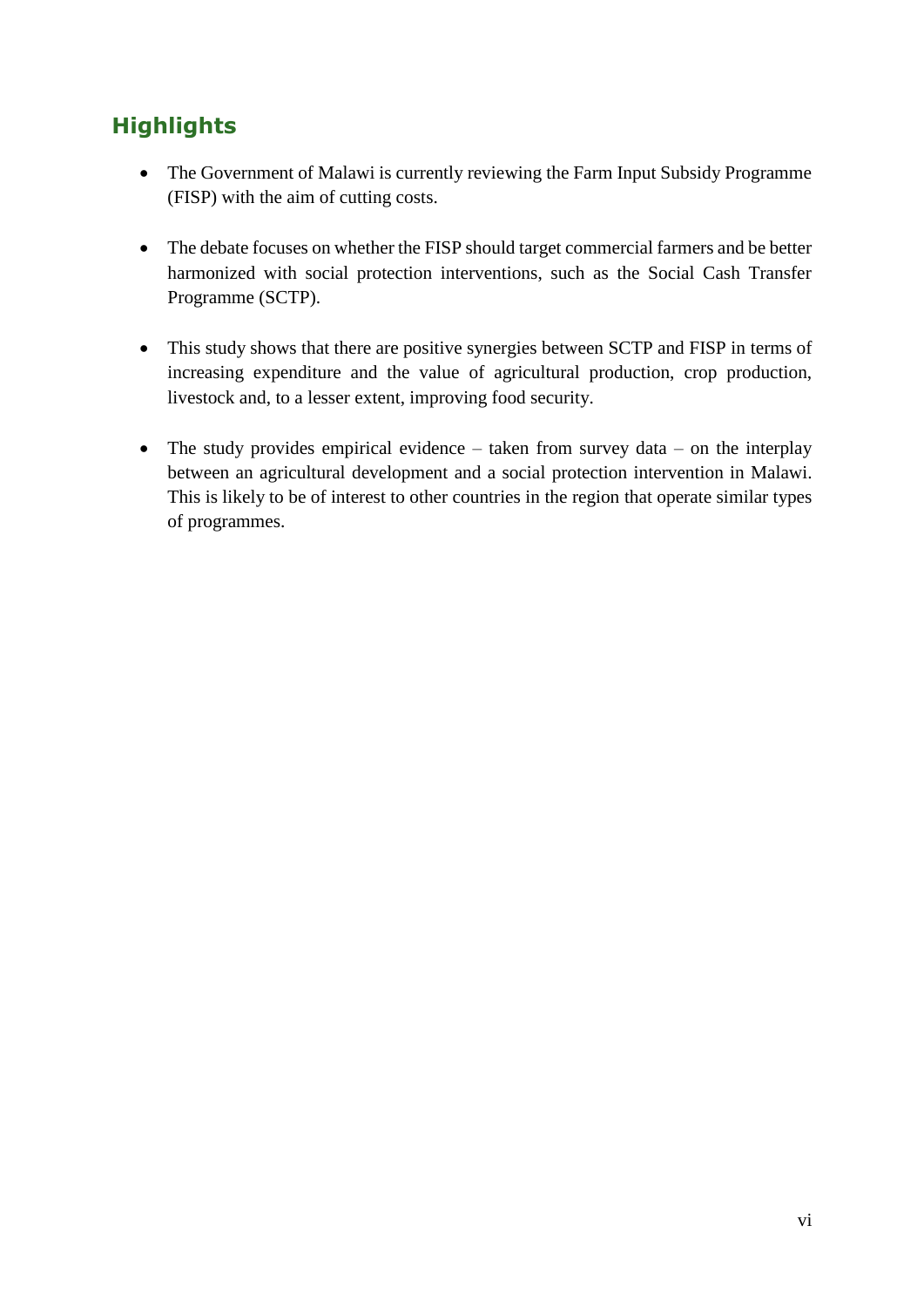## Highlights

- The Government of Malawi is currently reviewing the Farm Input Subsidy Programme (FISP) with the aim of cutting costs.
- The debate focuses on whether the FISP should target commercial farmers and be better harmonized with social protection interventions, such as the Social Cash Transfer Programme (SCTP).
- This study shows that there are positive synergies between SCTP and FISP in terms of increasing expenditure and the value of agricultural production, crop production, livestock and, to a lesser extent, improving food security.
- The study provides empirical evidence – taken from survey data – on the interplay between an agricultural development and a social protection intervention in Malawi. This is likely to be of interest to other countries in the region that operate similar types of programmes.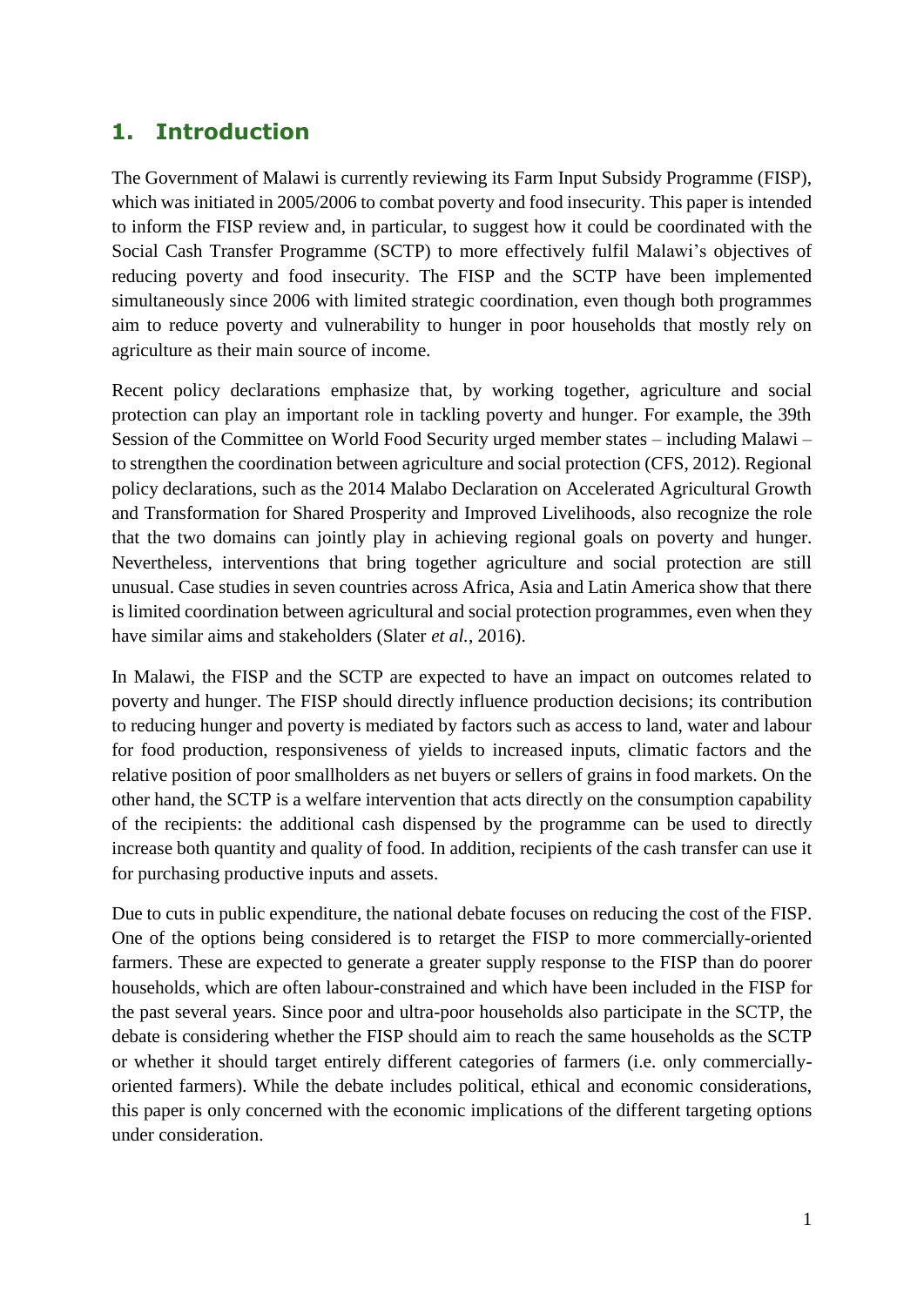# 1. Introduction

The Government of Malawi is currently reviewing its Farm Input Subsidy Programme (FISP), which was initiated in 2005/2006 to combat poverty and food insecurity. This paper is intended to inform the FISP review and, in particular, to suggest how it could be coordinated with the Social Cash Transfer Programme (SCTP) to more effectively fulfil Malawi's objectives of reducing poverty and food insecurity. The FISP and the SCTP have been implemented simultaneously since 2006 with limited strategic coordination, even though both programmes aim to reduce poverty and vulnerability to hunger in poor households that mostly rely on agriculture as their main source of income.

Recent policy declarations emphasize that, by working together, agriculture and social protection can play an important role in tackling poverty and hunger. For example, the 39th Session of the Committee on World Food Security urged member states – including Malawi – to strengthen the coordination between agriculture and social protection (CFS, 2012). Regional policy declarations, such as the 2014 Malabo Declaration on Accelerated Agricultural Growth and Transformation for Shared Prosperity and Improved Livelihoods, also recognize the role that the two domains can jointly play in achieving regional goals on poverty and hunger. Nevertheless, interventions that bring together agriculture and social protection are still unusual. Case studies in seven countries across Africa, Asia and Latin America show that there is limited coordination between agricultural and social protection programmes, even when they have similar aims and stakeholders (Slater *et al.*, 2016).

In Malawi, the FISP and the SCTP are expected to have an impact on outcomes related to poverty and hunger. The FISP should directly influence production decisions; its contribution to reducing hunger and poverty is mediated by factors such as access to land, water and labour for food production, responsiveness of yields to increased inputs, climatic factors and the relative position of poor smallholders as net buyers or sellers of grains in food markets. On the other hand, the SCTP is a welfare intervention that acts directly on the consumption capability of the recipients: the additional cash dispensed by the programme can be used to directly increase both quantity and quality of food. In addition, recipients of the cash transfer can use it for purchasing productive inputs and assets.

Due to cuts in public expenditure, the national debate focuses on reducing the cost of the FISP. One of the options being considered is to retarget the FISP to more commercially-oriented farmers. These are expected to generate a greater supply response to the FISP than do poorer households, which are often labour-constrained and which have been included in the FISP for the past several years. Since poor and ultra-poor households also participate in the SCTP, the debate is considering whether the FISP should aim to reach the same households as the SCTP or whether it should target entirely different categories of farmers (i.e. only commercially-oriented farmers). While the debate includes political, ethical and economic considerations, this paper is only concerned with the economic implications of the different targeting options under consideration.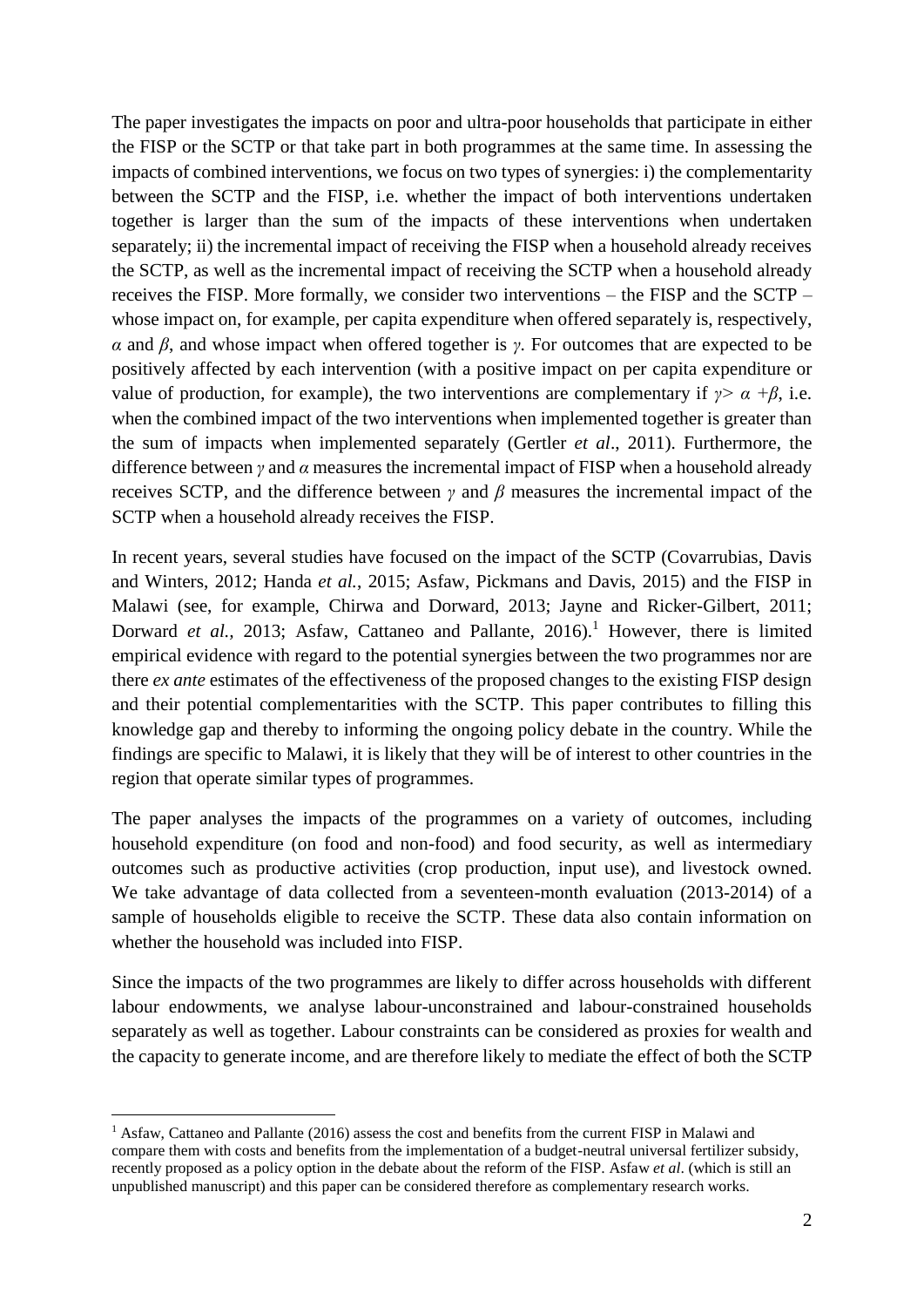The paper investigates the impacts on poor and ultra-poor households that participate in either the FISP or the SCTP or that take part in both programmes at the same time. In assessing the impacts of combined interventions, we focus on two types of synergies: i) the complementarity between the SCTP and the FISP, i.e. whether the impact of both interventions undertaken together is larger than the sum of the impacts of these interventions when undertaken separately; ii) the incremental impact of receiving the FISP when a household already receives the SCTP, as well as the incremental impact of receiving the SCTP when a household already receives the FISP. More formally, we consider two interventions – the FISP and the SCTP – whose impact on, for example, per capita expenditure when offered separately is, respectively, $\alpha$ and $\beta$, and whose impact when offered together is $\gamma$. For outcomes that are expected to be positively affected by each intervention (with a positive impact on per capita expenditure or value of production, for example), the two interventions are complementary if $\gamma > \alpha + \beta$, i.e. when the combined impact of the two interventions when implemented together is greater than the sum of impacts when implemented separately (Gertler *et al*., 2011). Furthermore, the difference between $\gamma$ and $\alpha$ measures the incremental impact of FISP when a household already receives SCTP, and the difference between $\gamma$ and $\beta$ measures the incremental impact of the SCTP when a household already receives the FISP.

In recent years, several studies have focused on the impact of the SCTP (Covarrubias, Davis and Winters, 2012; Handa *et al.*, 2015; Asfaw, Pickmans and Davis, 2015) and the FISP in Malawi (see, for example, Chirwa and Dorward, 2013; Jayne and Ricker-Gilbert, 2011; Dorward *et al.,* 2013; Asfaw, Cattaneo and Pallante, 2016).[1] However, there is limited empirical evidence with regard to the potential synergies between the two programmes nor are there *ex ante* estimates of the effectiveness of the proposed changes to the existing FISP design and their potential complementarities with the SCTP. This paper contributes to filling this knowledge gap and thereby to informing the ongoing policy debate in the country. While the findings are specific to Malawi, it is likely that they will be of interest to other countries in the region that operate similar types of programmes.

The paper analyses the impacts of the programmes on a variety of outcomes, including household expenditure (on food and non-food) and food security, as well as intermediary outcomes such as productive activities (crop production, input use), and livestock owned. We take advantage of data collected from a seventeen-month evaluation (2013-2014) of a sample of households eligible to receive the SCTP. These data also contain information on whether the household was included into FISP.

Since the impacts of the two programmes are likely to differ across households with different labour endowments, we analyse labour-unconstrained and labour-constrained households separately as well as together. Labour constraints can be considered as proxies for wealth and the capacity to generate income, and are therefore likely to mediate the effect of both the SCTP

[1] Asfaw, Cattaneo and Pallante (2016) assess the cost and benefits from the current FISP in Malawi and compare them with costs and benefits from the implementation of a budget-neutral universal fertilizer subsidy, recently proposed as a policy option in the debate about the reform of the FISP. Asfaw *et al*. (which is still an unpublished manuscript) and this paper can be considered therefore as complementary research works.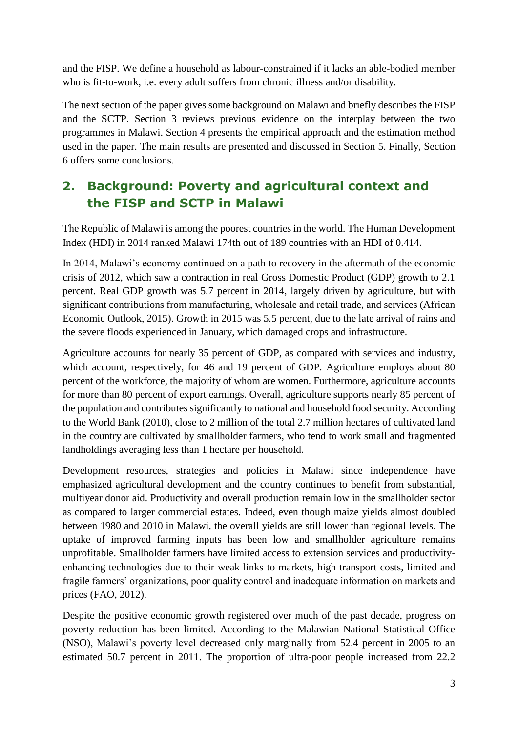and the FISP. We define a household as labour-constrained if it lacks an able-bodied member who is fit-to-work, i.e. every adult suffers from chronic illness and/or disability.

The next section of the paper gives some background on Malawi and briefly describes the FISP and the SCTP. Section 3 reviews previous evidence on the interplay between the two programmes in Malawi. Section 4 presents the empirical approach and the estimation method used in the paper. The main results are presented and discussed in Section 5. Finally, Section 6 offers some conclusions.

## 2. Background: Poverty and agricultural context and the FISP and SCTP in Malawi

The Republic of Malawi is among the poorest countries in the world. The Human Development Index (HDI) in 2014 ranked Malawi 174th out of 189 countries with an HDI of 0.414.

In 2014, Malawi's economy continued on a path to recovery in the aftermath of the economic crisis of 2012, which saw a contraction in real Gross Domestic Product (GDP) growth to 2.1 percent. Real GDP growth was 5.7 percent in 2014, largely driven by agriculture, but with significant contributions from manufacturing, wholesale and retail trade, and services (African Economic Outlook, 2015). Growth in 2015 was 5.5 percent, due to the late arrival of rains and the severe floods experienced in January, which damaged crops and infrastructure.

Agriculture accounts for nearly 35 percent of GDP, as compared with services and industry, which account, respectively, for 46 and 19 percent of GDP. Agriculture employs about 80 percent of the workforce, the majority of whom are women. Furthermore, agriculture accounts for more than 80 percent of export earnings. Overall, agriculture supports nearly 85 percent of the population and contributes significantly to national and household food security. According to the World Bank (2010), close to 2 million of the total 2.7 million hectares of cultivated land in the country are cultivated by smallholder farmers, who tend to work small and fragmented landholdings averaging less than 1 hectare per household.

Development resources, strategies and policies in Malawi since independence have emphasized agricultural development and the country continues to benefit from substantial, multiyear donor aid. Productivity and overall production remain low in the smallholder sector as compared to larger commercial estates. Indeed, even though maize yields almost doubled between 1980 and 2010 in Malawi, the overall yields are still lower than regional levels. The uptake of improved farming inputs has been low and smallholder agriculture remains unprofitable. Smallholder farmers have limited access to extension services and productivity-enhancing technologies due to their weak links to markets, high transport costs, limited and fragile farmers' organizations, poor quality control and inadequate information on markets and prices (FAO, 2012).

Despite the positive economic growth registered over much of the past decade, progress on poverty reduction has been limited. According to the Malawian National Statistical Office (NSO), Malawi's poverty level decreased only marginally from 52.4 percent in 2005 to an estimated 50.7 percent in 2011. The proportion of ultra-poor people increased from 22.2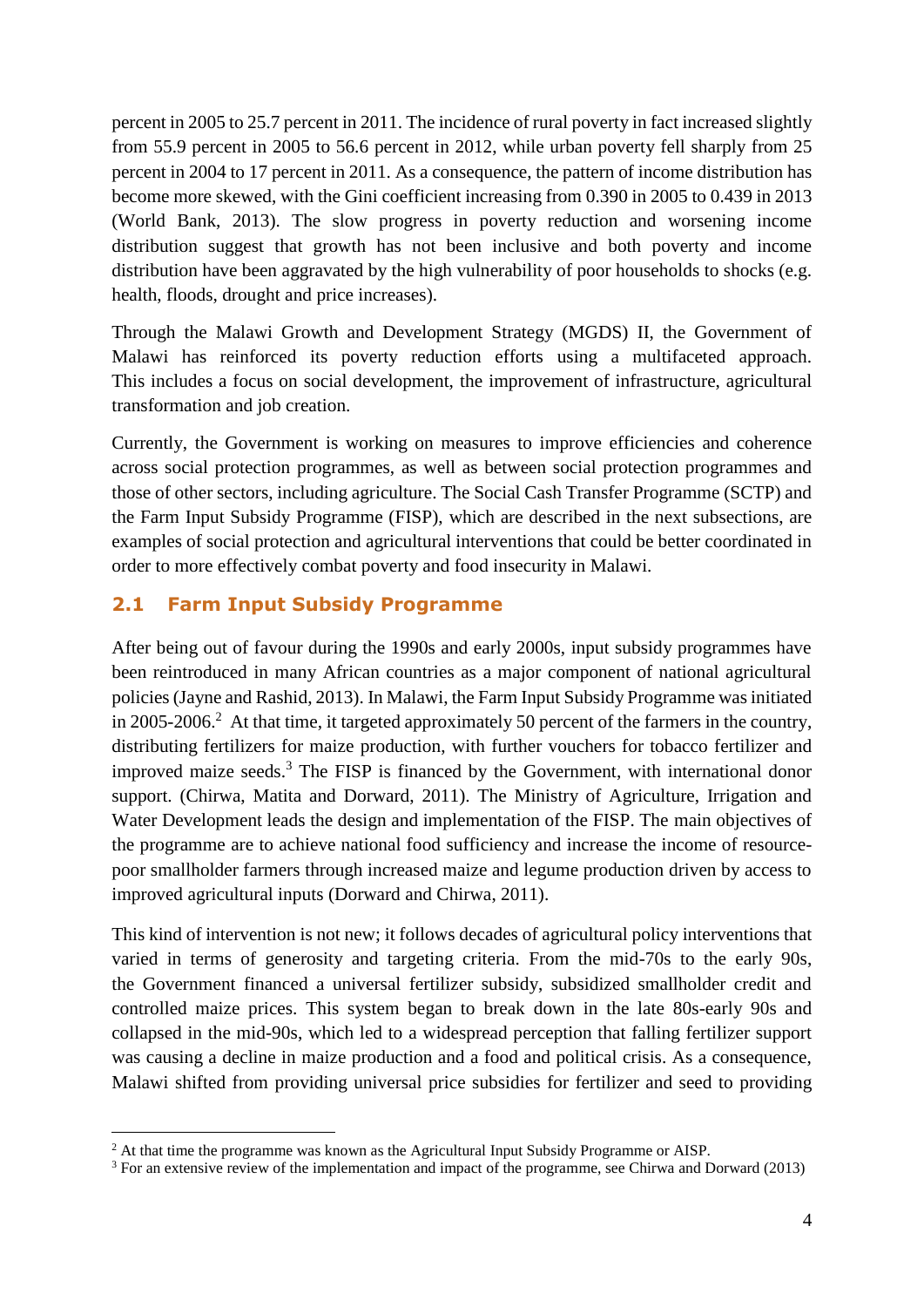percent in 2005 to 25.7 percent in 2011. The incidence of rural poverty in fact increased slightly from 55.9 percent in 2005 to 56.6 percent in 2012, while urban poverty fell sharply from 25 percent in 2004 to 17 percent in 2011. As a consequence, the pattern of income distribution has become more skewed, with the Gini coefficient increasing from 0.390 in 2005 to 0.439 in 2013 (World Bank, 2013). The slow progress in poverty reduction and worsening income distribution suggest that growth has not been inclusive and both poverty and income distribution have been aggravated by the high vulnerability of poor households to shocks (e.g. health, floods, drought and price increases).

Through the Malawi Growth and Development Strategy (MGDS) II, the Government of Malawi has reinforced its poverty reduction efforts using a multifaceted approach. This includes a focus on social development, the improvement of infrastructure, agricultural transformation and job creation.

Currently, the Government is working on measures to improve efficiencies and coherence across social protection programmes, as well as between social protection programmes and those of other sectors, including agriculture. The Social Cash Transfer Programme (SCTP) and the Farm Input Subsidy Programme (FISP), which are described in the next subsections, are examples of social protection and agricultural interventions that could be better coordinated in order to more effectively combat poverty and food insecurity in Malawi.

## 2.1 Farm Input Subsidy Programme

After being out of favour during the 1990s and early 2000s, input subsidy programmes have been reintroduced in many African countries as a major component of national agricultural policies (Jayne and Rashid, 2013). In Malawi, the Farm Input Subsidy Programme was initiated in 2005-2006.[2] At that time, it targeted approximately 50 percent of the farmers in the country, distributing fertilizers for maize production, with further vouchers for tobacco fertilizer and improved maize seeds.[3] The FISP is financed by the Government, with international donor support. (Chirwa, Matita and Dorward, 2011). The Ministry of Agriculture, Irrigation and Water Development leads the design and implementation of the FISP. The main objectives of the programme are to achieve national food sufficiency and increase the income of resource-poor smallholder farmers through increased maize and legume production driven by access to improved agricultural inputs (Dorward and Chirwa, 2011).

This kind of intervention is not new; it follows decades of agricultural policy interventions that varied in terms of generosity and targeting criteria. From the mid-70s to the early 90s, the Government financed a universal fertilizer subsidy, subsidized smallholder credit and controlled maize prices. This system began to break down in the late 80s-early 90s and collapsed in the mid-90s, which led to a widespread perception that falling fertilizer support was causing a decline in maize production and a food and political crisis. As a consequence, Malawi shifted from providing universal price subsidies for fertilizer and seed to providing

[2] At that time the programme was known as the Agricultural Input Subsidy Programme or AISP.

[3] For an extensive review of the implementation and impact of the programme, see Chirwa and Dorward (2013)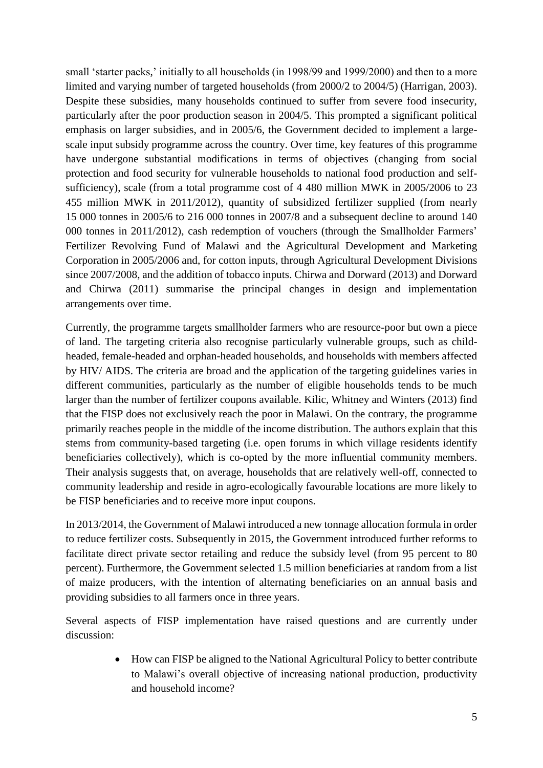small 'starter packs,' initially to all households (in 1998/99 and 1999/2000) and then to a more limited and varying number of targeted households (from 2000/2 to 2004/5) (Harrigan, 2003). Despite these subsidies, many households continued to suffer from severe food insecurity, particularly after the poor production season in 2004/5. This prompted a significant political emphasis on larger subsidies, and in 2005/6, the Government decided to implement a large-scale input subsidy programme across the country. Over time, key features of this programme have undergone substantial modifications in terms of objectives (changing from social protection and food security for vulnerable households to national food production and self-sufficiency), scale (from a total programme cost of 4 480 million MWK in 2005/2006 to 23 455 million MWK in 2011/2012), quantity of subsidized fertilizer supplied (from nearly 15 000 tonnes in 2005/6 to 216 000 tonnes in 2007/8 and a subsequent decline to around 140 000 tonnes in 2011/2012), cash redemption of vouchers (through the Smallholder Farmers' Fertilizer Revolving Fund of Malawi and the Agricultural Development and Marketing Corporation in 2005/2006 and, for cotton inputs, through Agricultural Development Divisions since 2007/2008, and the addition of tobacco inputs. Chirwa and Dorward (2013) and Dorward and Chirwa (2011) summarise the principal changes in design and implementation arrangements over time.

Currently, the programme targets smallholder farmers who are resource-poor but own a piece of land. The targeting criteria also recognise particularly vulnerable groups, such as child-headed, female-headed and orphan-headed households, and households with members affected by HIV/ AIDS. The criteria are broad and the application of the targeting guidelines varies in different communities, particularly as the number of eligible households tends to be much larger than the number of fertilizer coupons available. Kilic, Whitney and Winters (2013) find that the FISP does not exclusively reach the poor in Malawi. On the contrary, the programme primarily reaches people in the middle of the income distribution. The authors explain that this stems from community-based targeting (i.e. open forums in which village residents identify beneficiaries collectively), which is co-opted by the more influential community members. Their analysis suggests that, on average, households that are relatively well-off, connected to community leadership and reside in agro-ecologically favourable locations are more likely to be FISP beneficiaries and to receive more input coupons.

In 2013/2014, the Government of Malawi introduced a new tonnage allocation formula in order to reduce fertilizer costs. Subsequently in 2015, the Government introduced further reforms to facilitate direct private sector retailing and reduce the subsidy level (from 95 percent to 80 percent). Furthermore, the Government selected 1.5 million beneficiaries at random from a list of maize producers, with the intention of alternating beneficiaries on an annual basis and providing subsidies to all farmers once in three years.

Several aspects of FISP implementation have raised questions and are currently under discussion:

- How can FISP be aligned to the National Agricultural Policy to better contribute to Malawi's overall objective of increasing national production, productivity and household income?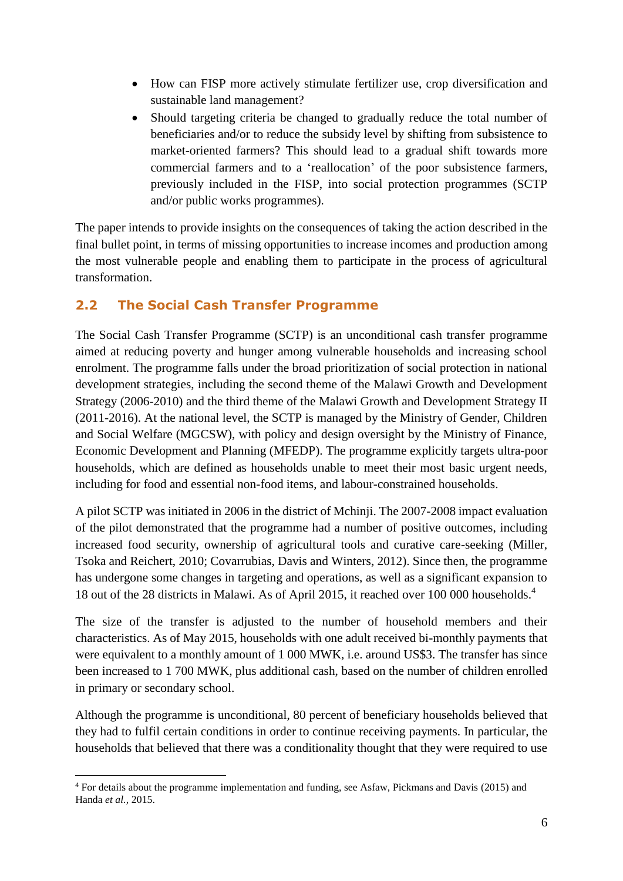- How can FISP more actively stimulate fertilizer use, crop diversification and sustainable land management?
- Should targeting criteria be changed to gradually reduce the total number of beneficiaries and/or to reduce the subsidy level by shifting from subsistence to market-oriented farmers? This should lead to a gradual shift towards more commercial farmers and to a 'reallocation' of the poor subsistence farmers, previously included in the FISP, into social protection programmes (SCTP and/or public works programmes).

The paper intends to provide insights on the consequences of taking the action described in the final bullet point, in terms of missing opportunities to increase incomes and production among the most vulnerable people and enabling them to participate in the process of agricultural transformation.

## 2.2 The Social Cash Transfer Programme

The Social Cash Transfer Programme (SCTP) is an unconditional cash transfer programme aimed at reducing poverty and hunger among vulnerable households and increasing school enrolment. The programme falls under the broad prioritization of social protection in national development strategies, including the second theme of the Malawi Growth and Development Strategy (2006-2010) and the third theme of the Malawi Growth and Development Strategy II (2011-2016). At the national level, the SCTP is managed by the Ministry of Gender, Children and Social Welfare (MGCSW), with policy and design oversight by the Ministry of Finance, Economic Development and Planning (MFEDP). The programme explicitly targets ultra-poor households, which are defined as households unable to meet their most basic urgent needs, including for food and essential non-food items, and labour-constrained households.

A pilot SCTP was initiated in 2006 in the district of Mchinji. The 2007-2008 impact evaluation of the pilot demonstrated that the programme had a number of positive outcomes, including increased food security, ownership of agricultural tools and curative care-seeking (Miller, Tsoka and Reichert, 2010; Covarrubias, Davis and Winters, 2012). Since then, the programme has undergone some changes in targeting and operations, as well as a significant expansion to 18 out of the 28 districts in Malawi. As of April 2015, it reached over 100 000 households.[4]

The size of the transfer is adjusted to the number of household members and their characteristics. As of May 2015, households with one adult received bi-monthly payments that were equivalent to a monthly amount of 1 000 MWK, i.e. around US$3. The transfer has since been increased to 1 700 MWK, plus additional cash, based on the number of children enrolled in primary or secondary school.

Although the programme is unconditional, 80 percent of beneficiary households believed that they had to fulfil certain conditions in order to continue receiving payments. In particular, the households that believed that there was a conditionality thought that they were required to use

---

[4] For details about the programme implementation and funding, see Asfaw, Pickmans and Davis (2015) and Handa *et al.*, 2015.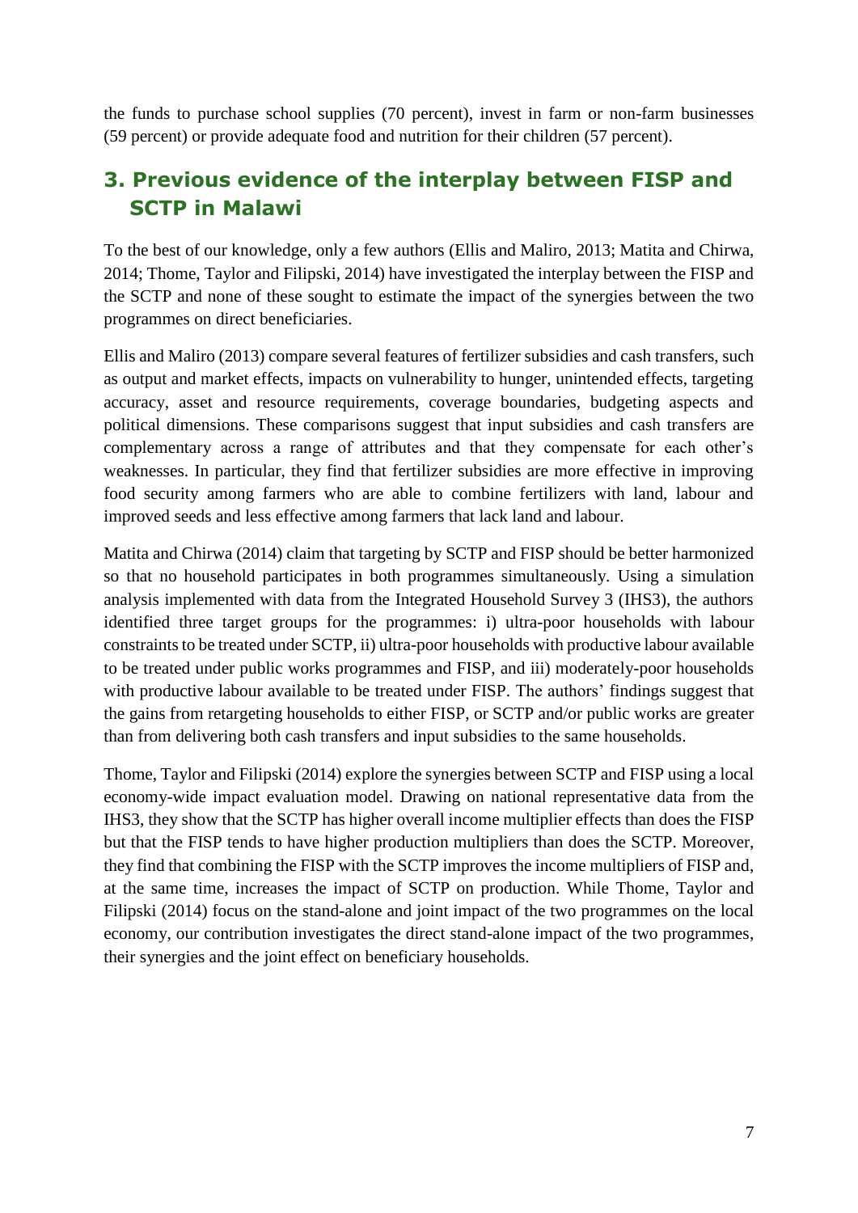the funds to purchase school supplies (70 percent), invest in farm or non-farm businesses (59 percent) or provide adequate food and nutrition for their children (57 percent).

## 3. Previous evidence of the interplay between FISP and SCTP in Malawi

To the best of our knowledge, only a few authors (Ellis and Maliro, 2013; Matita and Chirwa, 2014; Thome, Taylor and Filipski, 2014) have investigated the interplay between the FISP and the SCTP and none of these sought to estimate the impact of the synergies between the two programmes on direct beneficiaries.

Ellis and Maliro (2013) compare several features of fertilizer subsidies and cash transfers, such as output and market effects, impacts on vulnerability to hunger, unintended effects, targeting accuracy, asset and resource requirements, coverage boundaries, budgeting aspects and political dimensions. These comparisons suggest that input subsidies and cash transfers are complementary across a range of attributes and that they compensate for each other's weaknesses. In particular, they find that fertilizer subsidies are more effective in improving food security among farmers who are able to combine fertilizers with land, labour and improved seeds and less effective among farmers that lack land and labour.

Matita and Chirwa (2014) claim that targeting by SCTP and FISP should be better harmonized so that no household participates in both programmes simultaneously. Using a simulation analysis implemented with data from the Integrated Household Survey 3 (IHS3), the authors identified three target groups for the programmes: i) ultra-poor households with labour constraints to be treated under SCTP, ii) ultra-poor households with productive labour available to be treated under public works programmes and FISP, and iii) moderately-poor households with productive labour available to be treated under FISP. The authors' findings suggest that the gains from retargeting households to either FISP, or SCTP and/or public works are greater than from delivering both cash transfers and input subsidies to the same households.

Thome, Taylor and Filipski (2014) explore the synergies between SCTP and FISP using a local economy-wide impact evaluation model. Drawing on national representative data from the IHS3, they show that the SCTP has higher overall income multiplier effects than does the FISP but that the FISP tends to have higher production multipliers than does the SCTP. Moreover, they find that combining the FISP with the SCTP improves the income multipliers of FISP and, at the same time, increases the impact of SCTP on production. While Thome, Taylor and Filipski (2014) focus on the stand-alone and joint impact of the two programmes on the local economy, our contribution investigates the direct stand-alone impact of the two programmes, their synergies and the joint effect on beneficiary households.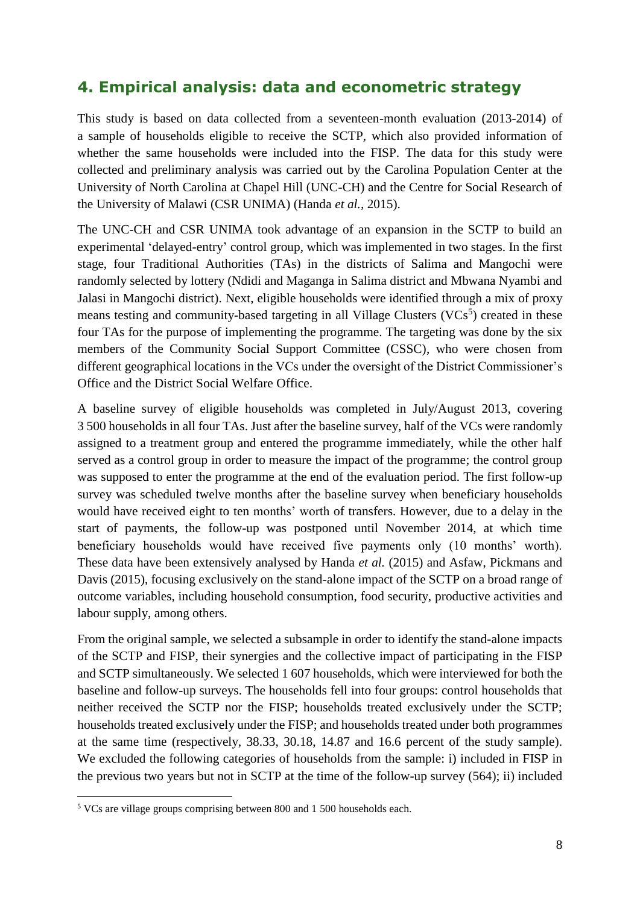## 4. Empirical analysis: data and econometric strategy

This study is based on data collected from a seventeen-month evaluation (2013-2014) of a sample of households eligible to receive the SCTP, which also provided information of whether the same households were included into the FISP. The data for this study were collected and preliminary analysis was carried out by the Carolina Population Center at the University of North Carolina at Chapel Hill (UNC-CH) and the Centre for Social Research of the University of Malawi (CSR UNIMA) (Handa *et al.*, 2015).

The UNC-CH and CSR UNIMA took advantage of an expansion in the SCTP to build an experimental 'delayed-entry' control group, which was implemented in two stages. In the first stage, four Traditional Authorities (TAs) in the districts of Salima and Mangochi were randomly selected by lottery (Ndidi and Maganga in Salima district and Mbwana Nyambi and Jalasi in Mangochi district). Next, eligible households were identified through a mix of proxy means testing and community-based targeting in all Village Clusters (VCs[5]) created in these four TAs for the purpose of implementing the programme. The targeting was done by the six members of the Community Social Support Committee (CSSC), who were chosen from different geographical locations in the VCs under the oversight of the District Commissioner's Office and the District Social Welfare Office.

A baseline survey of eligible households was completed in July/August 2013, covering 3 500 households in all four TAs. Just after the baseline survey, half of the VCs were randomly assigned to a treatment group and entered the programme immediately, while the other half served as a control group in order to measure the impact of the programme; the control group was supposed to enter the programme at the end of the evaluation period. The first follow-up survey was scheduled twelve months after the baseline survey when beneficiary households would have received eight to ten months' worth of transfers. However, due to a delay in the start of payments, the follow-up was postponed until November 2014, at which time beneficiary households would have received five payments only (10 months' worth). These data have been extensively analysed by Handa *et al.* (2015) and Asfaw, Pickmans and Davis (2015), focusing exclusively on the stand-alone impact of the SCTP on a broad range of outcome variables, including household consumption, food security, productive activities and labour supply, among others.

From the original sample, we selected a subsample in order to identify the stand-alone impacts of the SCTP and FISP, their synergies and the collective impact of participating in the FISP and SCTP simultaneously. We selected 1 607 households, which were interviewed for both the baseline and follow-up surveys. The households fell into four groups: control households that neither received the SCTP nor the FISP; households treated exclusively under the SCTP; households treated exclusively under the FISP; and households treated under both programmes at the same time (respectively, 38.33, 30.18, 14.87 and 16.6 percent of the study sample). We excluded the following categories of households from the sample: i) included in FISP in the previous two years but not in SCTP at the time of the follow-up survey (564); ii) included

[5] VCs are village groups comprising between 800 and 1 500 households each.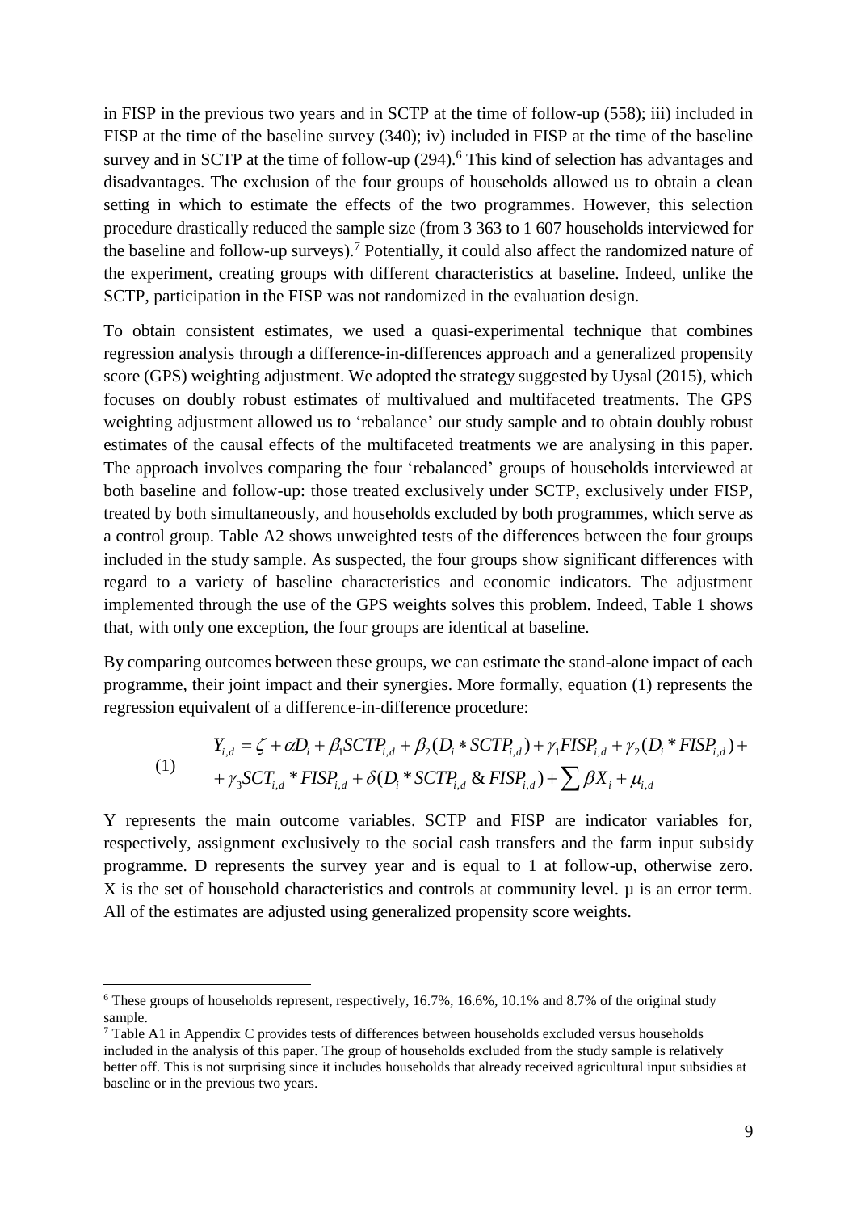in FISP in the previous two years and in SCTP at the time of follow-up (558); iii) included in FISP at the time of the baseline survey (340); iv) included in FISP at the time of the baseline survey and in SCTP at the time of follow-up (294).[6] This kind of selection has advantages and disadvantages. The exclusion of the four groups of households allowed us to obtain a clean setting in which to estimate the effects of the two programmes. However, this selection procedure drastically reduced the sample size (from 3 363 to 1 607 households interviewed for the baseline and follow-up surveys).[7] Potentially, it could also affect the randomized nature of the experiment, creating groups with different characteristics at baseline. Indeed, unlike the SCTP, participation in the FISP was not randomized in the evaluation design.

To obtain consistent estimates, we used a quasi-experimental technique that combines regression analysis through a difference-in-differences approach and a generalized propensity score (GPS) weighting adjustment. We adopted the strategy suggested by Uysal (2015), which focuses on doubly robust estimates of multivalued and multifaceted treatments. The GPS weighting adjustment allowed us to 'rebalance' our study sample and to obtain doubly robust estimates of the causal effects of the multifaceted treatments we are analysing in this paper. The approach involves comparing the four 'rebalanced' groups of households interviewed at both baseline and follow-up: those treated exclusively under SCTP, exclusively under FISP, treated by both simultaneously, and households excluded by both programmes, which serve as a control group. Table A2 shows unweighted tests of the differences between the four groups included in the study sample. As suspected, the four groups show significant differences with regard to a variety of baseline characteristics and economic indicators. The adjustment implemented through the use of the GPS weights solves this problem. Indeed, Table 1 shows that, with only one exception, the four groups are identical at baseline.

By comparing outcomes between these groups, we can estimate the stand-alone impact of each programme, their joint impact and their synergies. More formally, equation (1) represents the regression equivalent of a difference-in-difference procedure:

$$
\begin{aligned}
(1) \qquad Y_{i,d} &= \zeta + \alpha D_i + \beta_1 SCTP_{i,d} + \beta_2 (D_i * SCTP_{i,d}) + \gamma_1 FISP_{i,d} + \gamma_2 (D_i * FISP_{i,d}) + \\
&+ \gamma_3 SCT_{i,d} * FISP_{i,d} + \delta (D_i * SCTP_{i,d} \,\&\, FISP_{i,d}) + \sum \beta X_i + \mu_{i,d}
\end{aligned}
$$

Y represents the main outcome variables. SCTP and FISP are indicator variables for, respectively, assignment exclusively to the social cash transfers and the farm input subsidy programme. D represents the survey year and is equal to 1 at follow-up, otherwise zero. X is the set of household characteristics and controls at community level. $\mu$ is an error term. All of the estimates are adjusted using generalized propensity score weights.

[6] These groups of households represent, respectively, 16.7%, 16.6%, 10.1% and 8.7% of the original study sample.

[7] Table A1 in Appendix C provides tests of differences between households excluded versus households included in the analysis of this paper. The group of households excluded from the study sample is relatively better off. This is not surprising since it includes households that already received agricultural input subsidies at baseline or in the previous two years.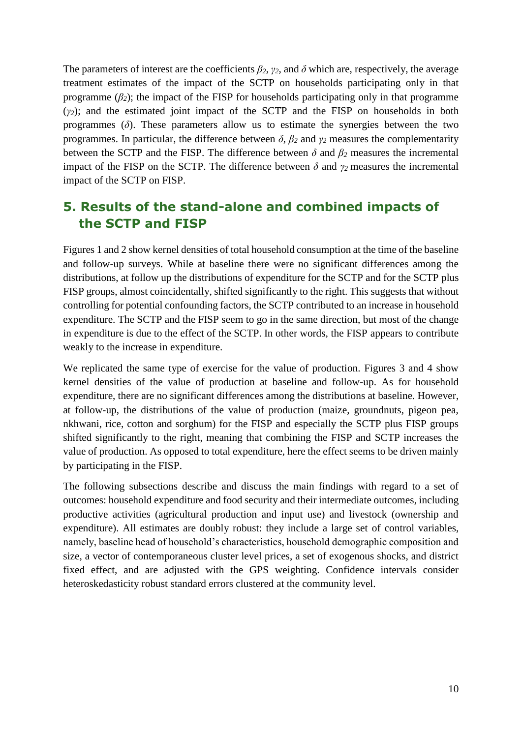The parameters of interest are the coefficients $\beta_2$, $\gamma_2$, and $\delta$ which are, respectively, the average treatment estimates of the impact of the SCTP on households participating only in that programme ($\beta_2$); the impact of the FISP for households participating only in that programme ($\gamma_2$); and the estimated joint impact of the SCTP and the FISP on households in both programmes ($\delta$). These parameters allow us to estimate the synergies between the two programmes. In particular, the difference between $\delta$, $\beta_2$ and $\gamma_2$ measures the complementarity between the SCTP and the FISP. The difference between $\delta$ and $\beta_2$ measures the incremental impact of the FISP on the SCTP. The difference between $\delta$ and $\gamma_2$ measures the incremental impact of the SCTP on FISP.

## 5. Results of the stand-alone and combined impacts of the SCTP and FISP

Figures 1 and 2 show kernel densities of total household consumption at the time of the baseline and follow-up surveys. While at baseline there were no significant differences among the distributions, at follow up the distributions of expenditure for the SCTP and for the SCTP plus FISP groups, almost coincidentally, shifted significantly to the right. This suggests that without controlling for potential confounding factors, the SCTP contributed to an increase in household expenditure. The SCTP and the FISP seem to go in the same direction, but most of the change in expenditure is due to the effect of the SCTP. In other words, the FISP appears to contribute weakly to the increase in expenditure.

We replicated the same type of exercise for the value of production. Figures 3 and 4 show kernel densities of the value of production at baseline and follow-up. As for household expenditure, there are no significant differences among the distributions at baseline. However, at follow-up, the distributions of the value of production (maize, groundnuts, pigeon pea, nkhwani, rice, cotton and sorghum) for the FISP and especially the SCTP plus FISP groups shifted significantly to the right, meaning that combining the FISP and SCTP increases the value of production. As opposed to total expenditure, here the effect seems to be driven mainly by participating in the FISP.

The following subsections describe and discuss the main findings with regard to a set of outcomes: household expenditure and food security and their intermediate outcomes, including productive activities (agricultural production and input use) and livestock (ownership and expenditure). All estimates are doubly robust: they include a large set of control variables, namely, baseline head of household's characteristics, household demographic composition and size, a vector of contemporaneous cluster level prices, a set of exogenous shocks, and district fixed effect, and are adjusted with the GPS weighting. Confidence intervals consider heteroskedasticity robust standard errors clustered at the community level.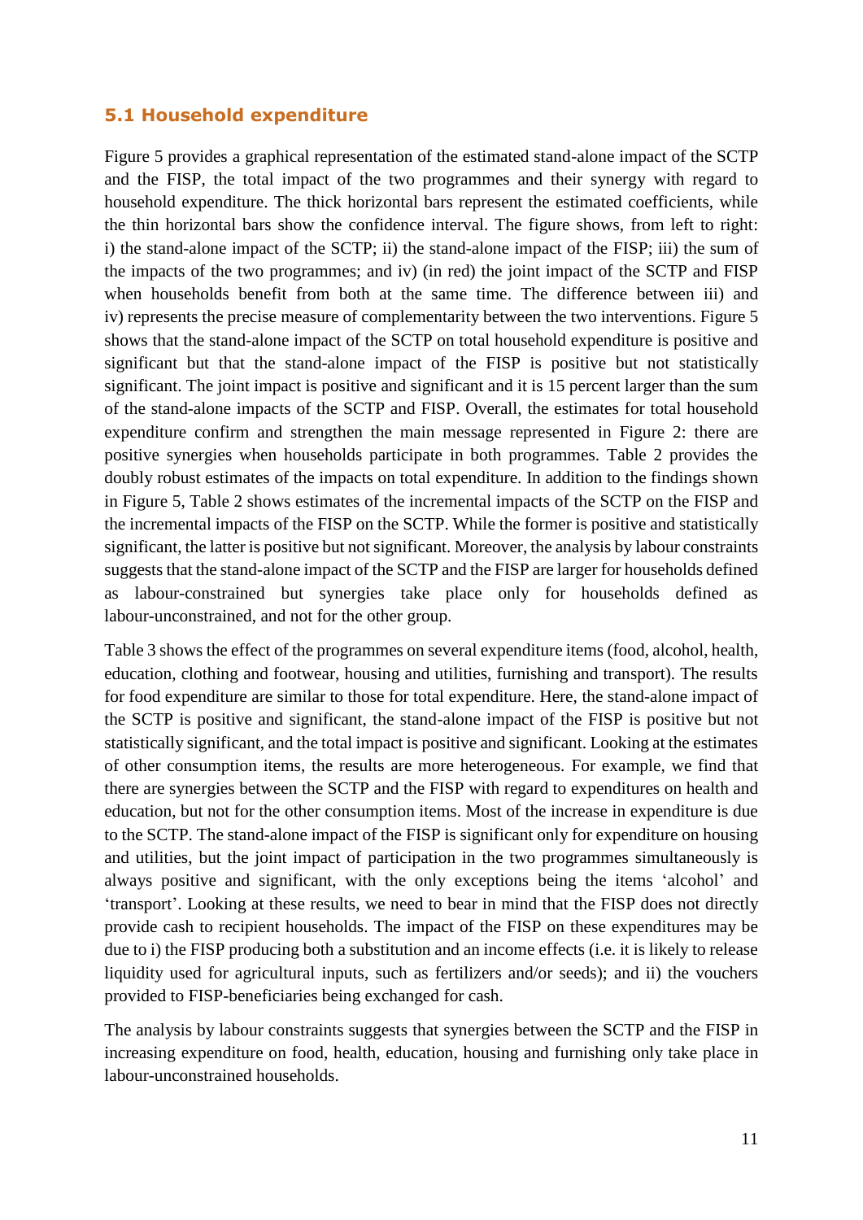### 5.1 Household expenditure

Figure 5 provides a graphical representation of the estimated stand-alone impact of the SCTP and the FISP, the total impact of the two programmes and their synergy with regard to household expenditure. The thick horizontal bars represent the estimated coefficients, while the thin horizontal bars show the confidence interval. The figure shows, from left to right: i) the stand-alone impact of the SCTP; ii) the stand-alone impact of the FISP; iii) the sum of the impacts of the two programmes; and iv) (in red) the joint impact of the SCTP and FISP when households benefit from both at the same time. The difference between iii) and iv) represents the precise measure of complementarity between the two interventions. Figure 5 shows that the stand-alone impact of the SCTP on total household expenditure is positive and significant but that the stand-alone impact of the FISP is positive but not statistically significant. The joint impact is positive and significant and it is 15 percent larger than the sum of the stand-alone impacts of the SCTP and FISP. Overall, the estimates for total household expenditure confirm and strengthen the main message represented in Figure 2: there are positive synergies when households participate in both programmes. Table 2 provides the doubly robust estimates of the impacts on total expenditure. In addition to the findings shown in Figure 5, Table 2 shows estimates of the incremental impacts of the SCTP on the FISP and the incremental impacts of the FISP on the SCTP. While the former is positive and statistically significant, the latter is positive but not significant. Moreover, the analysis by labour constraints suggests that the stand-alone impact of the SCTP and the FISP are larger for households defined as labour-constrained but synergies take place only for households defined as labour-unconstrained, and not for the other group.

Table 3 shows the effect of the programmes on several expenditure items (food, alcohol, health, education, clothing and footwear, housing and utilities, furnishing and transport). The results for food expenditure are similar to those for total expenditure. Here, the stand-alone impact of the SCTP is positive and significant, the stand-alone impact of the FISP is positive but not statistically significant, and the total impact is positive and significant. Looking at the estimates of other consumption items, the results are more heterogeneous. For example, we find that there are synergies between the SCTP and the FISP with regard to expenditures on health and education, but not for the other consumption items. Most of the increase in expenditure is due to the SCTP. The stand-alone impact of the FISP is significant only for expenditure on housing and utilities, but the joint impact of participation in the two programmes simultaneously is always positive and significant, with the only exceptions being the items 'alcohol' and 'transport'. Looking at these results, we need to bear in mind that the FISP does not directly provide cash to recipient households. The impact of the FISP on these expenditures may be due to i) the FISP producing both a substitution and an income effects (i.e. it is likely to release liquidity used for agricultural inputs, such as fertilizers and/or seeds); and ii) the vouchers provided to FISP-beneficiaries being exchanged for cash.

The analysis by labour constraints suggests that synergies between the SCTP and the FISP in increasing expenditure on food, health, education, housing and furnishing only take place in labour-unconstrained households.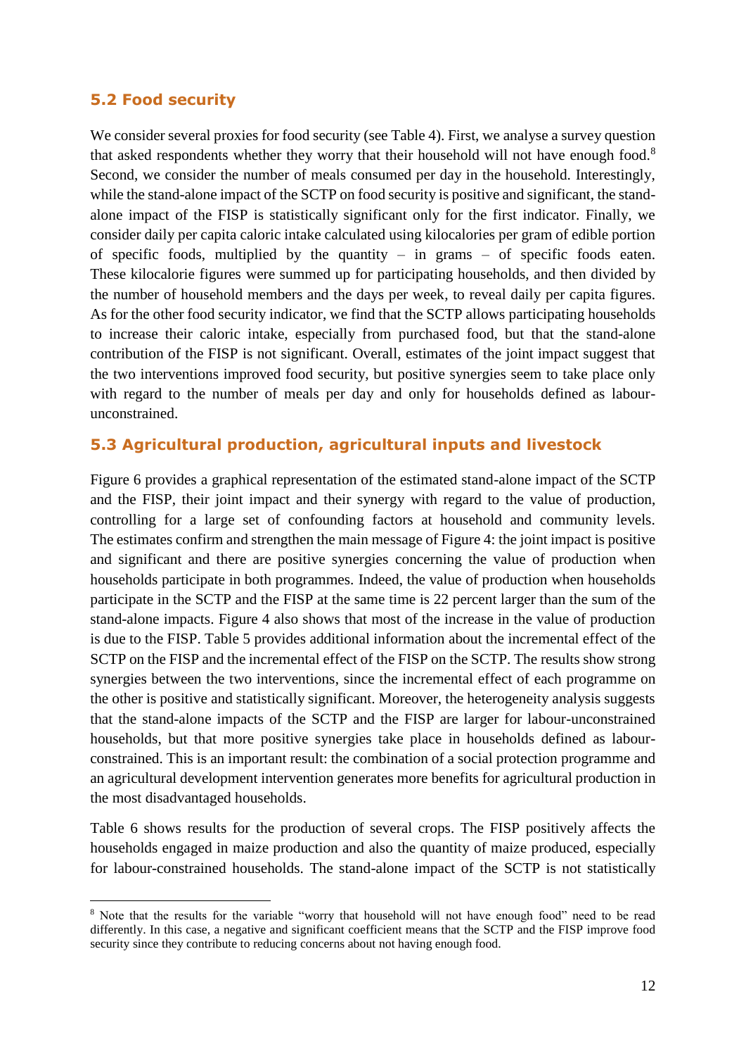## 5.2 Food security

We consider several proxies for food security (see Table 4). First, we analyse a survey question that asked respondents whether they worry that their household will not have enough food.[8] Second, we consider the number of meals consumed per day in the household. Interestingly, while the stand-alone impact of the SCTP on food security is positive and significant, the stand-alone impact of the FISP is statistically significant only for the first indicator. Finally, we consider daily per capita caloric intake calculated using kilocalories per gram of edible portion of specific foods, multiplied by the quantity – in grams – of specific foods eaten. These kilocalorie figures were summed up for participating households, and then divided by the number of household members and the days per week, to reveal daily per capita figures. As for the other food security indicator, we find that the SCTP allows participating households to increase their caloric intake, especially from purchased food, but that the stand-alone contribution of the FISP is not significant. Overall, estimates of the joint impact suggest that the two interventions improved food security, but positive synergies seem to take place only with regard to the number of meals per day and only for households defined as labour-unconstrained.

## 5.3 Agricultural production, agricultural inputs and livestock

Figure 6 provides a graphical representation of the estimated stand-alone impact of the SCTP and the FISP, their joint impact and their synergy with regard to the value of production, controlling for a large set of confounding factors at household and community levels. The estimates confirm and strengthen the main message of Figure 4: the joint impact is positive and significant and there are positive synergies concerning the value of production when households participate in both programmes. Indeed, the value of production when households participate in the SCTP and the FISP at the same time is 22 percent larger than the sum of the stand-alone impacts. Figure 4 also shows that most of the increase in the value of production is due to the FISP. Table 5 provides additional information about the incremental effect of the SCTP on the FISP and the incremental effect of the FISP on the SCTP. The results show strong synergies between the two interventions, since the incremental effect of each programme on the other is positive and statistically significant. Moreover, the heterogeneity analysis suggests that the stand-alone impacts of the SCTP and the FISP are larger for labour-unconstrained households, but that more positive synergies take place in households defined as labour-constrained. This is an important result: the combination of a social protection programme and an agricultural development intervention generates more benefits for agricultural production in the most disadvantaged households.

Table 6 shows results for the production of several crops. The FISP positively affects the households engaged in maize production and also the quantity of maize produced, especially for labour-constrained households. The stand-alone impact of the SCTP is not statistically

[8] Note that the results for the variable "worry that household will not have enough food" need to be read differently. In this case, a negative and significant coefficient means that the SCTP and the FISP improve food security since they contribute to reducing concerns about not having enough food.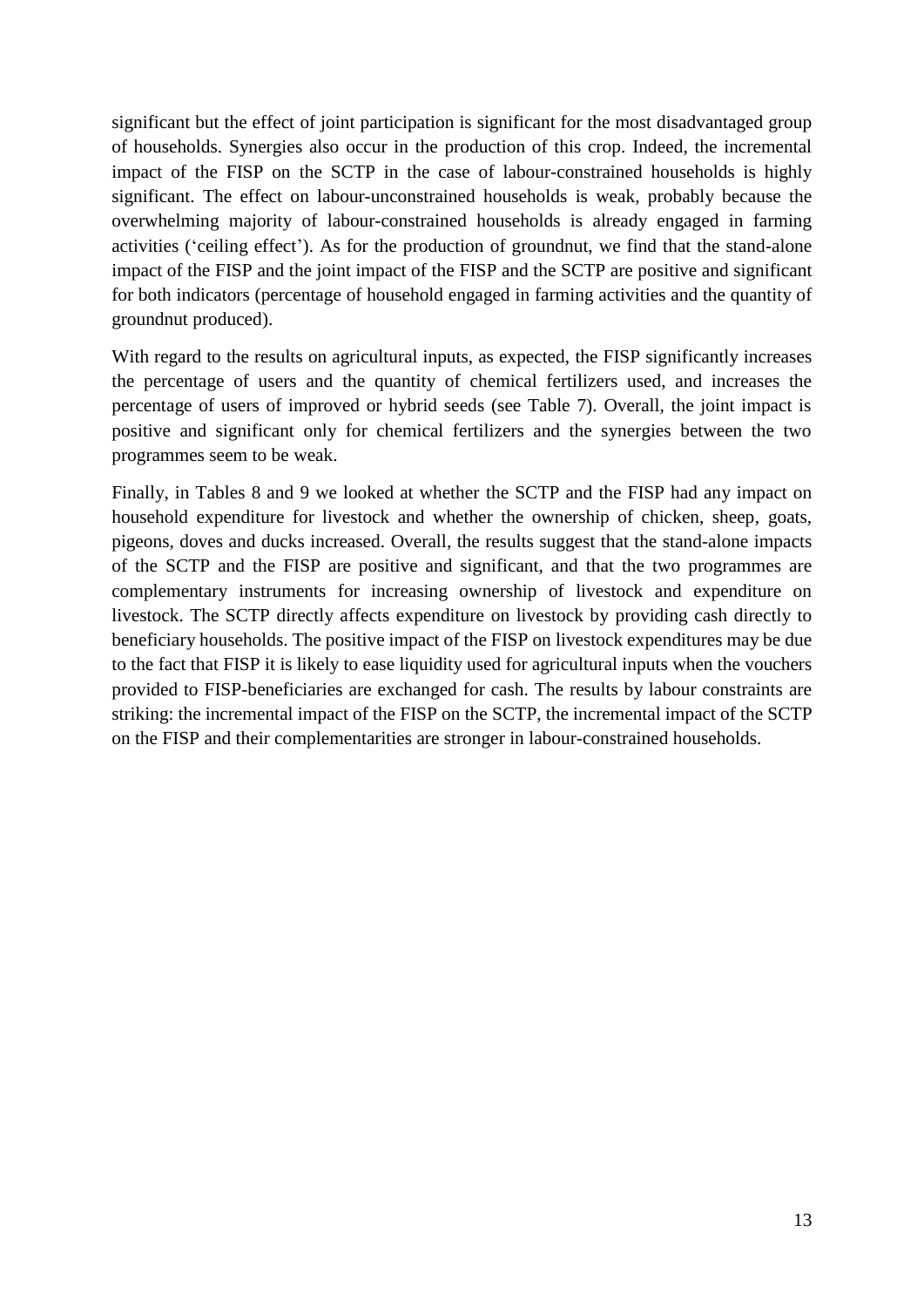significant but the effect of joint participation is significant for the most disadvantaged group of households. Synergies also occur in the production of this crop. Indeed, the incremental impact of the FISP on the SCTP in the case of labour-constrained households is highly significant. The effect on labour-unconstrained households is weak, probably because the overwhelming majority of labour-constrained households is already engaged in farming activities ('ceiling effect'). As for the production of groundnut, we find that the stand-alone impact of the FISP and the joint impact of the FISP and the SCTP are positive and significant for both indicators (percentage of household engaged in farming activities and the quantity of groundnut produced).

With regard to the results on agricultural inputs, as expected, the FISP significantly increases the percentage of users and the quantity of chemical fertilizers used, and increases the percentage of users of improved or hybrid seeds (see Table 7). Overall, the joint impact is positive and significant only for chemical fertilizers and the synergies between the two programmes seem to be weak.

Finally, in Tables 8 and 9 we looked at whether the SCTP and the FISP had any impact on household expenditure for livestock and whether the ownership of chicken, sheep, goats, pigeons, doves and ducks increased. Overall, the results suggest that the stand-alone impacts of the SCTP and the FISP are positive and significant, and that the two programmes are complementary instruments for increasing ownership of livestock and expenditure on livestock. The SCTP directly affects expenditure on livestock by providing cash directly to beneficiary households. The positive impact of the FISP on livestock expenditures may be due to the fact that FISP it is likely to ease liquidity used for agricultural inputs when the vouchers provided to FISP-beneficiaries are exchanged for cash. The results by labour constraints are striking: the incremental impact of the FISP on the SCTP, the incremental impact of the SCTP on the FISP and their complementarities are stronger in labour-constrained households.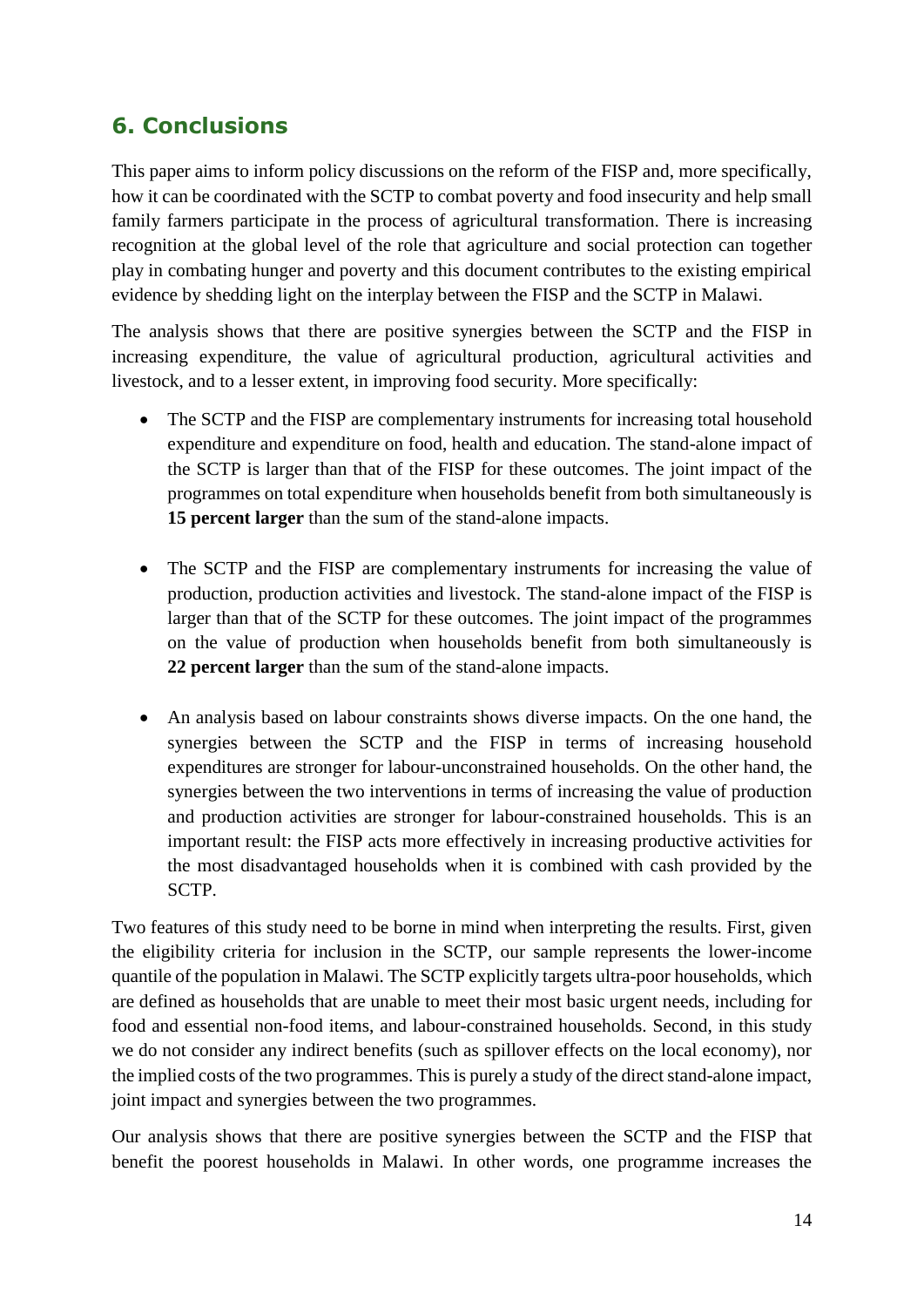## 6. Conclusions

This paper aims to inform policy discussions on the reform of the FISP and, more specifically, how it can be coordinated with the SCTP to combat poverty and food insecurity and help small family farmers participate in the process of agricultural transformation. There is increasing recognition at the global level of the role that agriculture and social protection can together play in combating hunger and poverty and this document contributes to the existing empirical evidence by shedding light on the interplay between the FISP and the SCTP in Malawi.

The analysis shows that there are positive synergies between the SCTP and the FISP in increasing expenditure, the value of agricultural production, agricultural activities and livestock, and to a lesser extent, in improving food security. More specifically:

- The SCTP and the FISP are complementary instruments for increasing total household expenditure and expenditure on food, health and education. The stand-alone impact of the SCTP is larger than that of the FISP for these outcomes. The joint impact of the programmes on total expenditure when households benefit from both simultaneously is **15 percent larger** than the sum of the stand-alone impacts.

- The SCTP and the FISP are complementary instruments for increasing the value of production, production activities and livestock. The stand-alone impact of the FISP is larger than that of the SCTP for these outcomes. The joint impact of the programmes on the value of production when households benefit from both simultaneously is **22 percent larger** than the sum of the stand-alone impacts.

- An analysis based on labour constraints shows diverse impacts. On the one hand, the synergies between the SCTP and the FISP in terms of increasing household expenditures are stronger for labour-unconstrained households. On the other hand, the synergies between the two interventions in terms of increasing the value of production and production activities are stronger for labour-constrained households. This is an important result: the FISP acts more effectively in increasing productive activities for the most disadvantaged households when it is combined with cash provided by the SCTP.

Two features of this study need to be borne in mind when interpreting the results. First, given the eligibility criteria for inclusion in the SCTP, our sample represents the lower-income quantile of the population in Malawi. The SCTP explicitly targets ultra-poor households, which are defined as households that are unable to meet their most basic urgent needs, including for food and essential non-food items, and labour-constrained households. Second, in this study we do not consider any indirect benefits (such as spillover effects on the local economy), nor the implied costs of the two programmes. This is purely a study of the direct stand-alone impact, joint impact and synergies between the two programmes.

Our analysis shows that there are positive synergies between the SCTP and the FISP that benefit the poorest households in Malawi. In other words, one programme increases the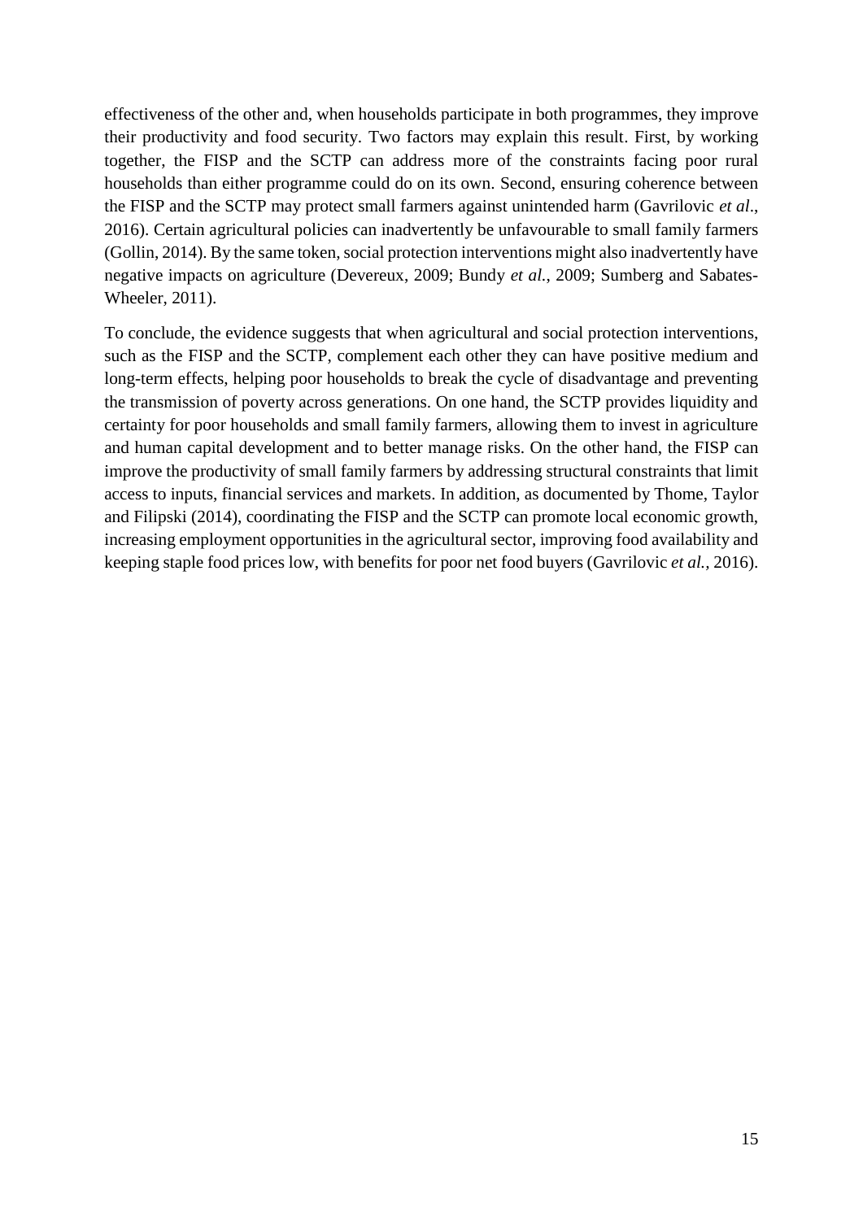effectiveness of the other and, when households participate in both programmes, they improve their productivity and food security. Two factors may explain this result. First, by working together, the FISP and the SCTP can address more of the constraints facing poor rural households than either programme could do on its own. Second, ensuring coherence between the FISP and the SCTP may protect small farmers against unintended harm (Gavrilovic *et al*., 2016). Certain agricultural policies can inadvertently be unfavourable to small family farmers (Gollin, 2014). By the same token, social protection interventions might also inadvertently have negative impacts on agriculture (Devereux, 2009; Bundy *et al.*, 2009; Sumberg and Sabates-Wheeler, 2011).

To conclude, the evidence suggests that when agricultural and social protection interventions, such as the FISP and the SCTP, complement each other they can have positive medium and long-term effects, helping poor households to break the cycle of disadvantage and preventing the transmission of poverty across generations. On one hand, the SCTP provides liquidity and certainty for poor households and small family farmers, allowing them to invest in agriculture and human capital development and to better manage risks. On the other hand, the FISP can improve the productivity of small family farmers by addressing structural constraints that limit access to inputs, financial services and markets. In addition, as documented by Thome, Taylor and Filipski (2014), coordinating the FISP and the SCTP can promote local economic growth, increasing employment opportunities in the agricultural sector, improving food availability and keeping staple food prices low, with benefits for poor net food buyers (Gavrilovic *et al.*, 2016).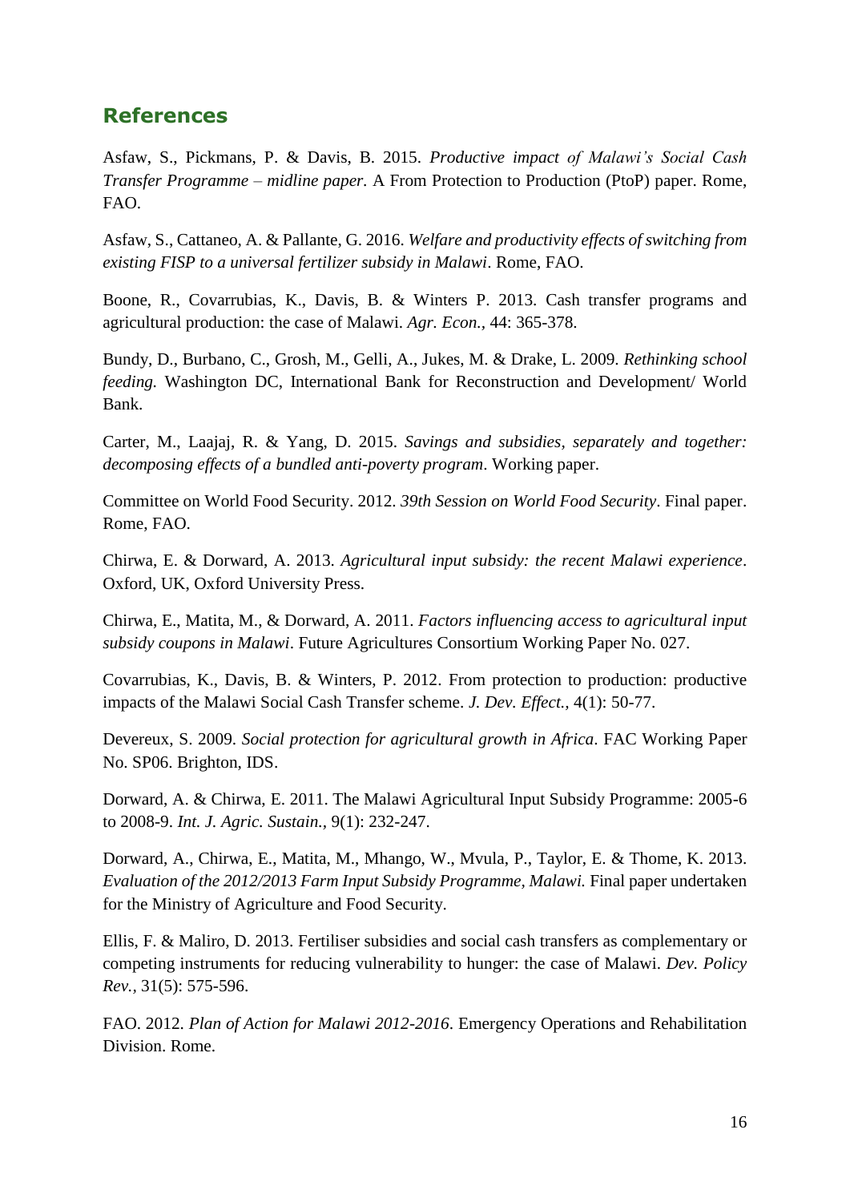## References

Asfaw, S., Pickmans, P. & Davis, B. 2015. *Productive impact of Malawi's Social Cash Transfer Programme – midline paper.* A From Protection to Production (PtoP) paper. Rome, FAO.

Asfaw, S., Cattaneo, A. & Pallante, G. 2016. *Welfare and productivity effects of switching from existing FISP to a universal fertilizer subsidy in Malawi*. Rome, FAO.

Boone, R., Covarrubias, K., Davis, B. & Winters P. 2013. Cash transfer programs and agricultural production: the case of Malawi. *Agr. Econ.*, 44: 365-378.

Bundy, D., Burbano, C., Grosh, M., Gelli, A., Jukes, M. & Drake, L. 2009. *Rethinking school feeding.* Washington DC, International Bank for Reconstruction and Development/ World Bank.

Carter, M., Laajaj, R. & Yang, D. 2015. *Savings and subsidies, separately and together: decomposing effects of a bundled anti-poverty program*. Working paper.

Committee on World Food Security. 2012. *39th Session on World Food Security*. Final paper. Rome, FAO.

Chirwa, E. & Dorward, A. 2013. *Agricultural input subsidy: the recent Malawi experience*. Oxford, UK, Oxford University Press.

Chirwa, E., Matita, M., & Dorward, A. 2011. *Factors influencing access to agricultural input subsidy coupons in Malawi*. Future Agricultures Consortium Working Paper No. 027.

Covarrubias, K., Davis, B. & Winters, P. 2012. From protection to production: productive impacts of the Malawi Social Cash Transfer scheme. *J. Dev. Effect.*, 4(1): 50-77.

Devereux, S. 2009. *Social protection for agricultural growth in Africa*. FAC Working Paper No. SP06. Brighton, IDS.

Dorward, A. & Chirwa, E. 2011. The Malawi Agricultural Input Subsidy Programme: 2005-6 to 2008-9. *Int. J. Agric. Sustain.*, 9(1): 232-247.

Dorward, A., Chirwa, E., Matita, M., Mhango, W., Mvula, P., Taylor, E. & Thome, K. 2013. *Evaluation of the 2012/2013 Farm Input Subsidy Programme, Malawi.* Final paper undertaken for the Ministry of Agriculture and Food Security.

Ellis, F. & Maliro, D. 2013. Fertiliser subsidies and social cash transfers as complementary or competing instruments for reducing vulnerability to hunger: the case of Malawi. *Dev. Policy Rev.*, 31(5): 575-596.

FAO. 2012. *Plan of Action for Malawi 2012-2016*. Emergency Operations and Rehabilitation Division. Rome.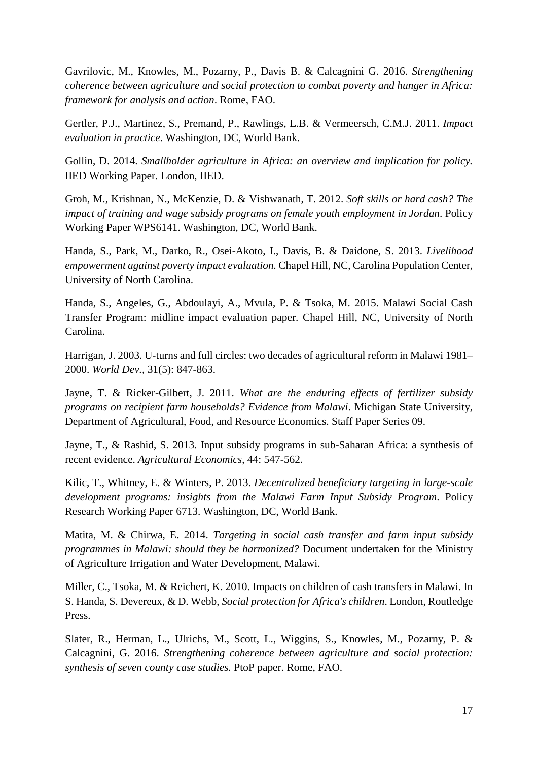Gavrilovic, M., Knowles, M., Pozarny, P., Davis B. & Calcagnini G. 2016. *Strengthening coherence between agriculture and social protection to combat poverty and hunger in Africa: framework for analysis and action*. Rome, FAO.

Gertler, P.J., Martinez, S., Premand, P., Rawlings, L.B. & Vermeersch, C.M.J. 2011. *Impact evaluation in practice*. Washington, DC, World Bank.

Gollin, D. 2014. *Smallholder agriculture in Africa: an overview and implication for policy.* IIED Working Paper. London, IIED.

Groh, M., Krishnan, N., McKenzie, D. & Vishwanath, T. 2012. *Soft skills or hard cash? The impact of training and wage subsidy programs on female youth employment in Jordan*. Policy Working Paper WPS6141. Washington, DC, World Bank.

Handa, S., Park, M., Darko, R., Osei-Akoto, I., Davis, B. & Daidone, S. 2013. *Livelihood empowerment against poverty impact evaluation.* Chapel Hill, NC, Carolina Population Center, University of North Carolina.

Handa, S., Angeles, G., Abdoulayi, A., Mvula, P. & Tsoka, M. 2015. Malawi Social Cash Transfer Program: midline impact evaluation paper. Chapel Hill, NC, University of North Carolina.

Harrigan, J. 2003. U-turns and full circles: two decades of agricultural reform in Malawi 1981–2000. *World Dev.*, 31(5): 847-863.

Jayne, T. & Ricker-Gilbert, J. 2011. *What are the enduring effects of fertilizer subsidy programs on recipient farm households? Evidence from Malawi*. Michigan State University, Department of Agricultural, Food, and Resource Economics. Staff Paper Series 09.

Jayne, T., & Rashid, S. 2013. Input subsidy programs in sub-Saharan Africa: a synthesis of recent evidence. *Agricultural Economics*, 44: 547-562.

Kilic, T., Whitney, E. & Winters, P. 2013. *Decentralized beneficiary targeting in large-scale development programs: insights from the Malawi Farm Input Subsidy Program*. Policy Research Working Paper 6713. Washington, DC, World Bank.

Matita, M. & Chirwa, E. 2014. *Targeting in social cash transfer and farm input subsidy programmes in Malawi: should they be harmonized?* Document undertaken for the Ministry of Agriculture Irrigation and Water Development, Malawi.

Miller, C., Tsoka, M. & Reichert, K. 2010. Impacts on children of cash transfers in Malawi. In S. Handa, S. Devereux, & D. Webb, *Social protection for Africa's children*. London, Routledge Press.

Slater, R., Herman, L., Ulrichs, M., Scott, L., Wiggins, S., Knowles, M., Pozarny, P. & Calcagnini, G. 2016. *Strengthening coherence between agriculture and social protection: synthesis of seven county case studies.* PtoP paper. Rome, FAO.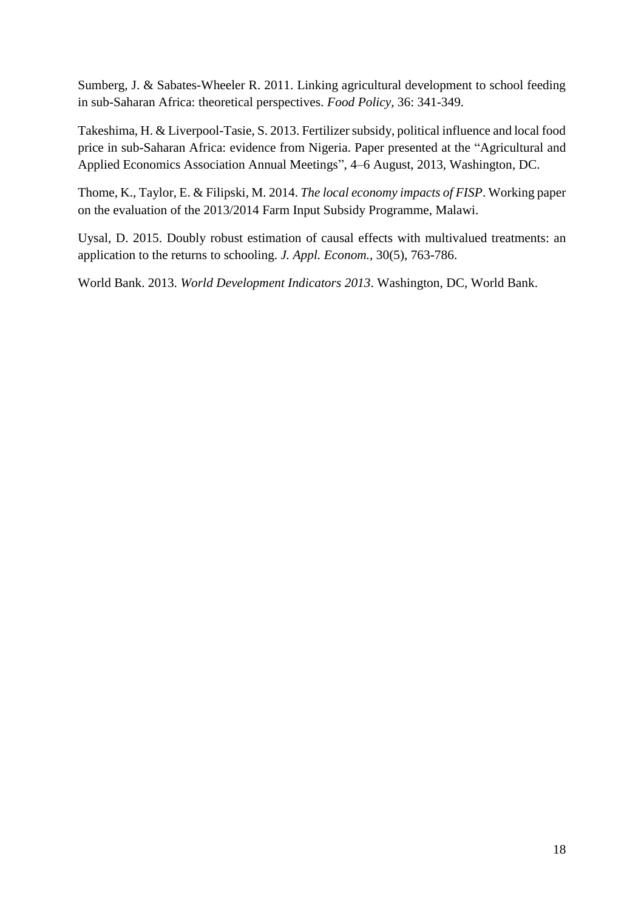Sumberg, J. & Sabates-Wheeler R. 2011. Linking agricultural development to school feeding in sub-Saharan Africa: theoretical perspectives. *Food Policy*, 36: 341-349.

Takeshima, H. & Liverpool-Tasie, S. 2013. Fertilizer subsidy, political influence and local food price in sub-Saharan Africa: evidence from Nigeria. Paper presented at the "Agricultural and Applied Economics Association Annual Meetings", 4–6 August, 2013, Washington, DC.

Thome, K., Taylor, E. & Filipski, M. 2014. *The local economy impacts of FISP*. Working paper on the evaluation of the 2013/2014 Farm Input Subsidy Programme, Malawi.

Uysal, D. 2015. Doubly robust estimation of causal effects with multivalued treatments: an application to the returns to schooling. *J. Appl. Econom.*, 30(5), 763-786.

World Bank. 2013. *World Development Indicators 2013*. Washington, DC, World Bank.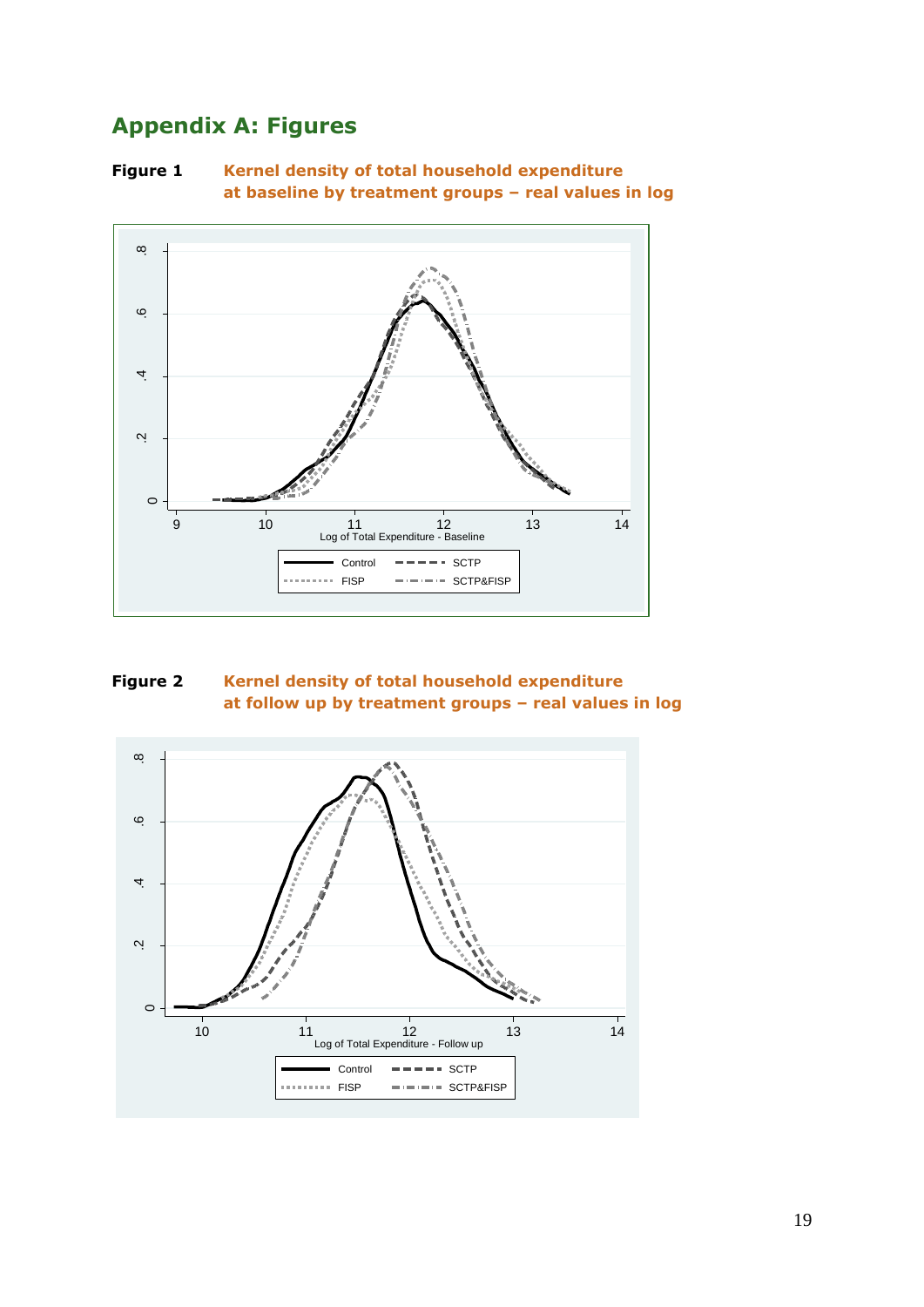# Appendix A: Figures

**Figure 1** **Kernel density of total household expenditure at baseline by treatment groups – real values in log**

**Figure 2** **Kernel density of total household expenditure at follow up by treatment groups – real values in log**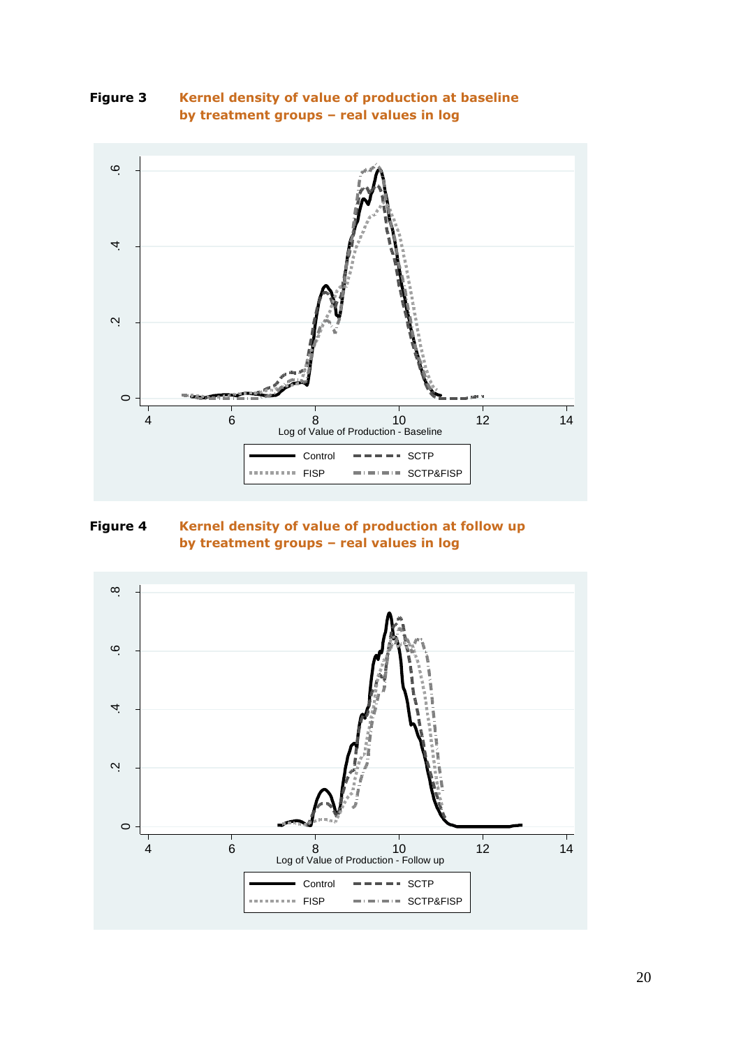**Figure 3** **Kernel density of value of production at baseline by treatment groups – real values in log**

**Figure 4** **Kernel density of value of production at follow up by treatment groups – real values in log**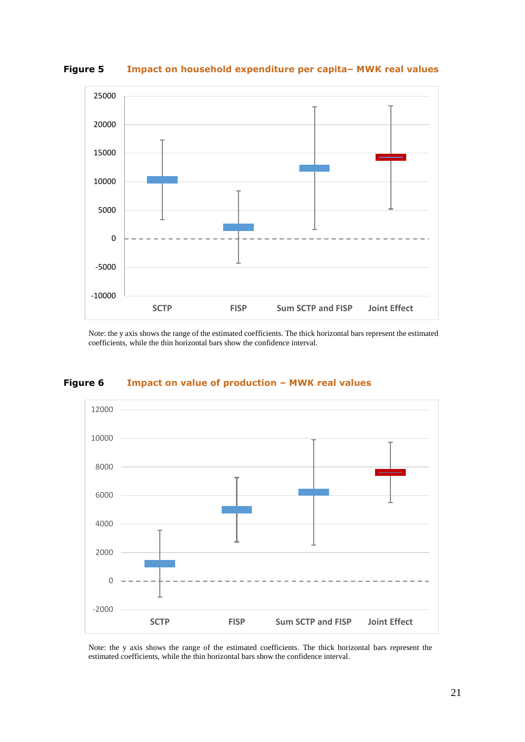**Figure 5** **Impact on household expenditure per capita– MWK real values**

Note: the y axis shows the range of the estimated coefficients. The thick horizontal bars represent the estimated coefficients, while the thin horizontal bars show the confidence interval.

**Figure 6** **Impact on value of production – MWK real values**

Note: the y axis shows the range of the estimated coefficients. The thick horizontal bars represent the estimated coefficients, while the thin horizontal bars show the confidence interval.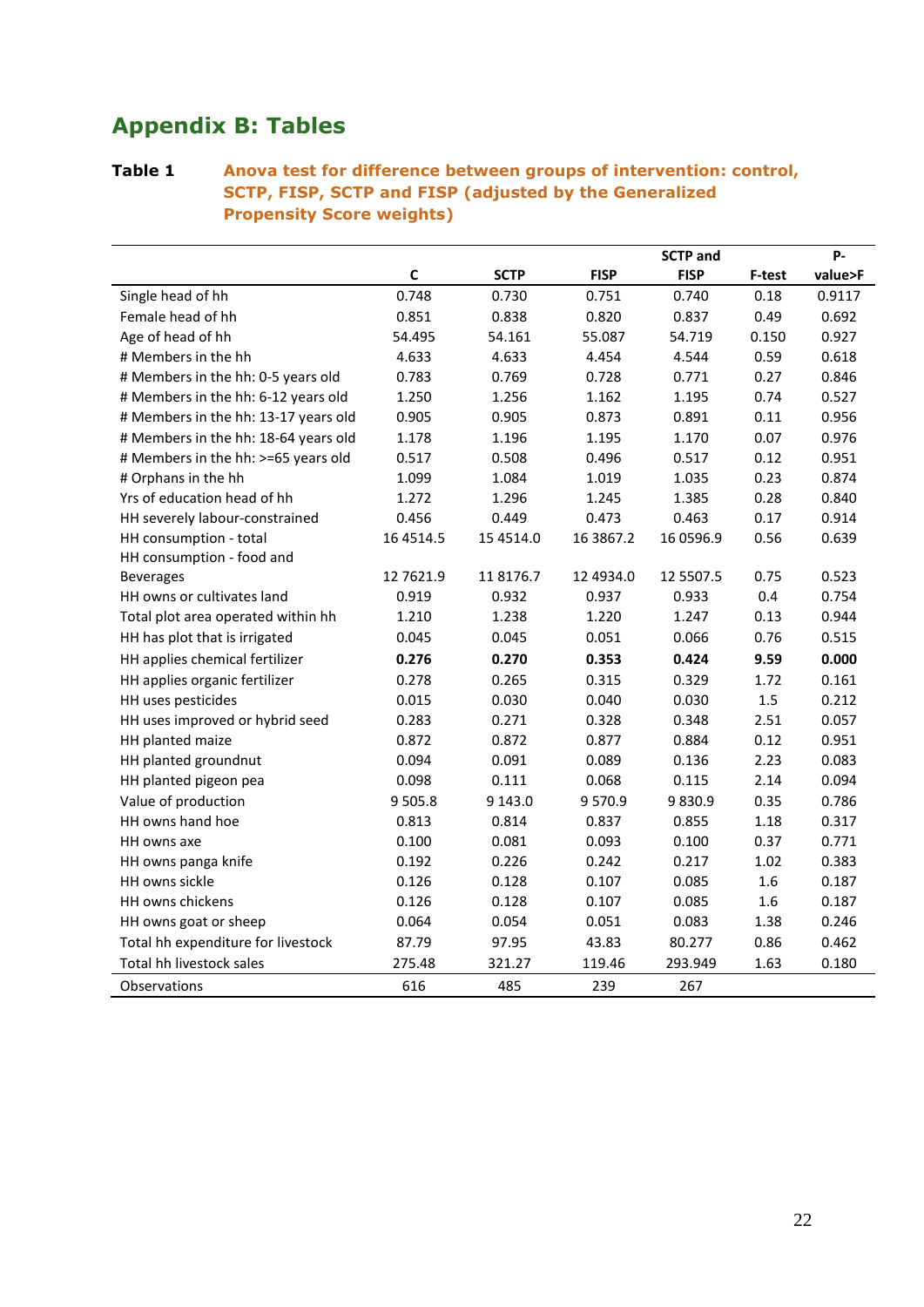# Appendix B: Tables

**Table 1** Anova test for difference between groups of intervention: control, SCTP, FISP, SCTP and FISP (adjusted by the Generalized Propensity Score weights)

| | C | SCTP | FISP | SCTP and FISP | F-test | P-value>F |
|---|---|---|---|---|---|---|
| Single head of hh | 0.748 | 0.730 | 0.751 | 0.740 | 0.18 | 0.9117 |
| Female head of hh | 0.851 | 0.838 | 0.820 | 0.837 | 0.49 | 0.692 |
| Age of head of hh | 54.495 | 54.161 | 55.087 | 54.719 | 0.150 | 0.927 |
| # Members in the hh | 4.633 | 4.633 | 4.454 | 4.544 | 0.59 | 0.618 |
| # Members in the hh: 0-5 years old | 0.783 | 0.769 | 0.728 | 0.771 | 0.27 | 0.846 |
| # Members in the hh: 6-12 years old | 1.250 | 1.256 | 1.162 | 1.195 | 0.74 | 0.527 |
| # Members in the hh: 13-17 years old | 0.905 | 0.905 | 0.873 | 0.891 | 0.11 | 0.956 |
| # Members in the hh: 18-64 years old | 1.178 | 1.196 | 1.195 | 1.170 | 0.07 | 0.976 |
| # Members in the hh: >=65 years old | 0.517 | 0.508 | 0.496 | 0.517 | 0.12 | 0.951 |
| # Orphans in the hh | 1.099 | 1.084 | 1.019 | 1.035 | 0.23 | 0.874 |
| Yrs of education head of hh | 1.272 | 1.296 | 1.245 | 1.385 | 0.28 | 0.840 |
| HH severely labour-constrained | 0.456 | 0.449 | 0.473 | 0.463 | 0.17 | 0.914 |
| HH consumption - total | 16 4514.5 | 15 4514.0 | 16 3867.2 | 16 0596.9 | 0.56 | 0.639 |
| HH consumption - food and Beverages | 12 7621.9 | 11 8176.7 | 12 4934.0 | 12 5507.5 | 0.75 | 0.523 |
| HH owns or cultivates land | 0.919 | 0.932 | 0.937 | 0.933 | 0.4 | 0.754 |
| Total plot area operated within hh | 1.210 | 1.238 | 1.220 | 1.247 | 0.13 | 0.944 |
| HH has plot that is irrigated | 0.045 | 0.045 | 0.051 | 0.066 | 0.76 | 0.515 |
| HH applies chemical fertilizer | **0.276** | **0.270** | **0.353** | **0.424** | **9.59** | **0.000** |
| HH applies organic fertilizer | 0.278 | 0.265 | 0.315 | 0.329 | 1.72 | 0.161 |
| HH uses pesticides | 0.015 | 0.030 | 0.040 | 0.030 | 1.5 | 0.212 |
| HH uses improved or hybrid seed | 0.283 | 0.271 | 0.328 | 0.348 | 2.51 | 0.057 |
| HH planted maize | 0.872 | 0.872 | 0.877 | 0.884 | 0.12 | 0.951 |
| HH planted groundnut | 0.094 | 0.091 | 0.089 | 0.136 | 2.23 | 0.083 |
| HH planted pigeon pea | 0.098 | 0.111 | 0.068 | 0.115 | 2.14 | 0.094 |
| Value of production | 9 505.8 | 9 143.0 | 9 570.9 | 9 830.9 | 0.35 | 0.786 |
| HH owns hand hoe | 0.813 | 0.814 | 0.837 | 0.855 | 1.18 | 0.317 |
| HH owns axe | 0.100 | 0.081 | 0.093 | 0.100 | 0.37 | 0.771 |
| HH owns panga knife | 0.192 | 0.226 | 0.242 | 0.217 | 1.02 | 0.383 |
| HH owns sickle | 0.126 | 0.128 | 0.107 | 0.085 | 1.6 | 0.187 |
| HH owns chickens | 0.126 | 0.128 | 0.107 | 0.085 | 1.6 | 0.187 |
| HH owns goat or sheep | 0.064 | 0.054 | 0.051 | 0.083 | 1.38 | 0.246 |
| Total hh expenditure for livestock | 87.79 | 97.95 | 43.83 | 80.277 | 0.86 | 0.462 |
| Total hh livestock sales | 275.48 | 321.27 | 119.46 | 293.949 | 1.63 | 0.180 |
| Observations | 616 | 485 | 239 | 267 | | |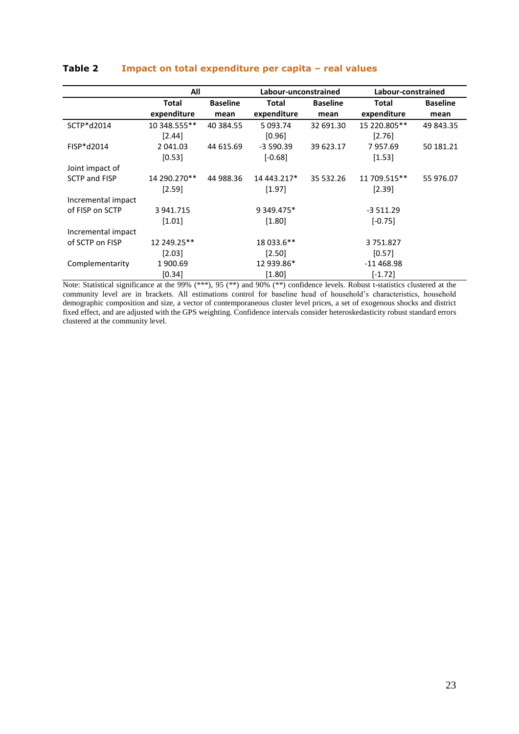**Table 2** **Impact on total expenditure per capita – real values**

| | All | | Labour-unconstrained | | Labour-constrained | |
|---|---|---|---|---|---|---|
| | Total expenditure | Baseline mean | Total expenditure | Baseline mean | Total expenditure | Baseline mean |
| SCTP*d2014 | 10 348.555** | 40 384.55 | 5 093.74 | 32 691.30 | 15 220.805** | 49 843.35 |
| | [2.44] | | [0.96] | | [2.76] | |
| FISP*d2014 | 2 041.03 | 44 615.69 | -3 590.39 | 39 623.17 | 7 957.69 | 50 181.21 |
| | [0.53] | | [-0.68] | | [1.53] | |
| Joint impact of SCTP and FISP | 14 290.270** | 44 988.36 | 14 443.217* | 35 532.26 | 11 709.515** | 55 976.07 |
| | [2.59] | | [1.97] | | [2.39] | |
| Incremental impact of FISP on SCTP | 3 941.715 | | 9 349.475* | | -3 511.29 | |
| | [1.01] | | [1.80] | | [-0.75] | |
| Incremental impact of SCTP on FISP | 12 249.25** | | 18 033.6** | | 3 751.827 | |
| | [2.03] | | [2.50] | | [0.57] | |
| Complementarity | 1 900.69 | | 12 939.86* | | -11 468.98 | |
| | [0.34] | | [1.80] | | [-1.72] | |

Note: Statistical significance at the 99% (***), 95 (**) and 90% (**) confidence levels. Robust t-statistics clustered at the community level are in brackets. All estimations control for baseline head of household's characteristics, household demographic composition and size, a vector of contemporaneous cluster level prices, a set of exogenous shocks and district fixed effect, and are adjusted with the GPS weighting. Confidence intervals consider heteroskedasticity robust standard errors clustered at the community level.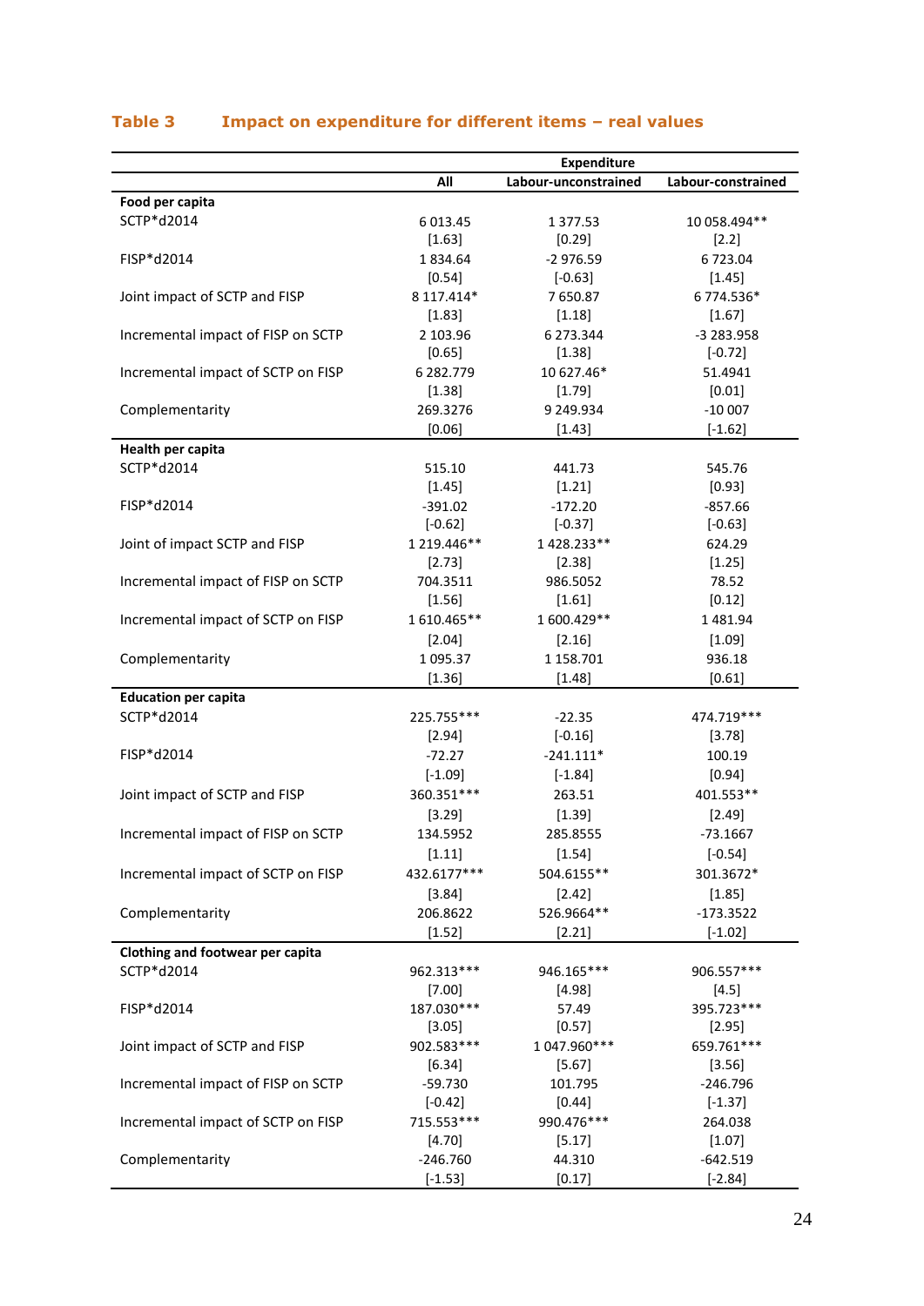**Table 3 Impact on expenditure for different items – real values**

| | Expenditure | | |
|---|---|---|---|
| | All | Labour-unconstrained | Labour-constrained |
| **Food per capita** | | | |
| SCTP*d2014 | 6 013.45 | 1 377.53 | 10 058.494** |
| | [1.63] | [0.29] | [2.2] |
| FISP*d2014 | 1 834.64 | -2 976.59 | 6 723.04 |
| | [0.54] | [-0.63] | [1.45] |
| Joint impact of SCTP and FISP | 8 117.414* | 7 650.87 | 6 774.536* |
| | [1.83] | [1.18] | [1.67] |
| Incremental impact of FISP on SCTP | 2 103.96 | 6 273.344 | -3 283.958 |
| | [0.65] | [1.38] | [-0.72] |
| Incremental impact of SCTP on FISP | 6 282.779 | 10 627.46* | 51.4941 |
| | [1.38] | [1.79] | [0.01] |
| Complementarity | 269.3276 | 9 249.934 | -10 007 |
| | [0.06] | [1.43] | [-1.62] |
| **Health per capita** | | | |
| SCTP*d2014 | 515.10 | 441.73 | 545.76 |
| | [1.45] | [1.21] | [0.93] |
| FISP*d2014 | -391.02 | -172.20 | -857.66 |
| | [-0.62] | [-0.37] | [-0.63] |
| Joint of impact SCTP and FISP | 1 219.446** | 1 428.233** | 624.29 |
| | [2.73] | [2.38] | [1.25] |
| Incremental impact of FISP on SCTP | 704.3511 | 986.5052 | 78.52 |
| | [1.56] | [1.61] | [0.12] |
| Incremental impact of SCTP on FISP | 1 610.465** | 1 600.429** | 1 481.94 |
| | [2.04] | [2.16] | [1.09] |
| Complementarity | 1 095.37 | 1 158.701 | 936.18 |
| | [1.36] | [1.48] | [0.61] |
| **Education per capita** | | | |
| SCTP*d2014 | 225.755*** | -22.35 | 474.719*** |
| | [2.94] | [-0.16] | [3.78] |
| FISP*d2014 | -72.27 | -241.111* | 100.19 |
| | [-1.09] | [-1.84] | [0.94] |
| Joint impact of SCTP and FISP | 360.351*** | 263.51 | 401.553** |
| | [3.29] | [1.39] | [2.49] |
| Incremental impact of FISP on SCTP | 134.5952 | 285.8555 | -73.1667 |
| | [1.11] | [1.54] | [-0.54] |
| Incremental impact of SCTP on FISP | 432.6177*** | 504.6155** | 301.3672* |
| | [3.84] | [2.42] | [1.85] |
| Complementarity | 206.8622 | 526.9664** | -173.3522 |
| | [1.52] | [2.21] | [-1.02] |
| **Clothing and footwear per capita** | | | |
| SCTP*d2014 | 962.313*** | 946.165*** | 906.557*** |
| | [7.00] | [4.98] | [4.5] |
| FISP*d2014 | 187.030*** | 57.49 | 395.723*** |
| | [3.05] | [0.57] | [2.95] |
| Joint impact of SCTP and FISP | 902.583*** | 1 047.960*** | 659.761*** |
| | [6.34] | [5.67] | [3.56] |
| Incremental impact of FISP on SCTP | -59.730 | 101.795 | -246.796 |
| | [-0.42] | [0.44] | [-1.37] |
| Incremental impact of SCTP on FISP | 715.553*** | 990.476*** | 264.038 |
| | [4.70] | [5.17] | [1.07] |
| Complementarity | -246.760 | 44.310 | -642.519 |
| | [-1.53] | [0.17] | [-2.84] |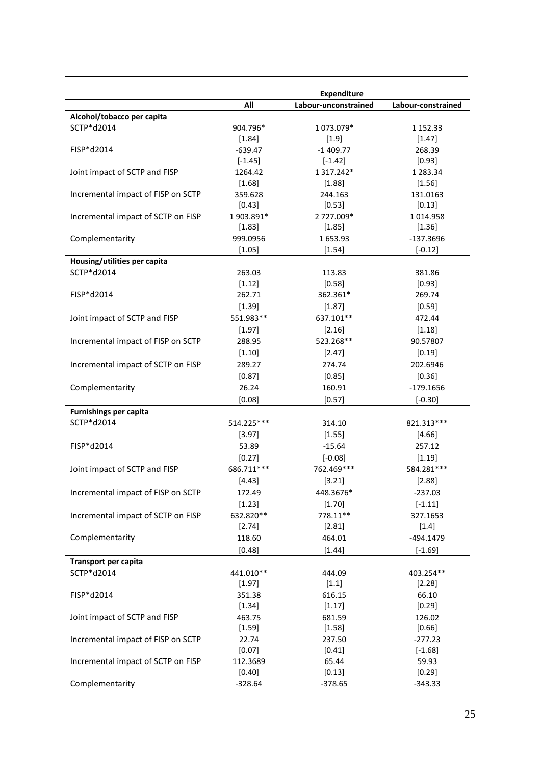| | Expenditure | | |
|---|---|---|---|
| | All | Labour-unconstrained | Labour-constrained |
| **Alcohol/tobacco per capita** | | | |
| SCTP*d2014 | 904.796* | 1 073.079* | 1 152.33 |
| | [1.84] | [1.9] | [1.47] |
| FISP*d2014 | -639.47 | -1 409.77 | 268.39 |
| | [-1.45] | [-1.42] | [0.93] |
| Joint impact of SCTP and FISP | 1264.42 | 1 317.242* | 1 283.34 |
| | [1.68] | [1.88] | [1.56] |
| Incremental impact of FISP on SCTP | 359.628 | 244.163 | 131.0163 |
| | [0.43] | [0.53] | [0.13] |
| Incremental impact of SCTP on FISP | 1 903.891* | 2 727.009* | 1 014.958 |
| | [1.83] | [1.85] | [1.36] |
| Complementarity | 999.0956 | 1 653.93 | -137.3696 |
| | [1.05] | [1.54] | [-0.12] |
| **Housing/utilities per capita** | | | |
| SCTP*d2014 | 263.03 | 113.83 | 381.86 |
| | [1.12] | [0.58] | [0.93] |
| FISP*d2014 | 262.71 | 362.361* | 269.74 |
| | [1.39] | [1.87] | [0.59] |
| Joint impact of SCTP and FISP | 551.983** | 637.101** | 472.44 |
| | [1.97] | [2.16] | [1.18] |
| Incremental impact of FISP on SCTP | 288.95 | 523.268** | 90.57807 |
| | [1.10] | [2.47] | [0.19] |
| Incremental impact of SCTP on FISP | 289.27 | 274.74 | 202.6946 |
| | [0.87] | [0.85] | [0.36] |
| Complementarity | 26.24 | 160.91 | -179.1656 |
| | [0.08] | [0.57] | [-0.30] |
| **Furnishings per capita** | | | |
| SCTP*d2014 | 514.225*** | 314.10 | 821.313*** |
| | [3.97] | [1.55] | [4.66] |
| FISP*d2014 | 53.89 | -15.64 | 257.12 |
| | [0.27] | [-0.08] | [1.19] |
| Joint impact of SCTP and FISP | 686.711*** | 762.469*** | 584.281*** |
| | [4.43] | [3.21] | [2.88] |
| Incremental impact of FISP on SCTP | 172.49 | 448.3676* | -237.03 |
| | [1.23] | [1.70] | [-1.11] |
| Incremental impact of SCTP on FISP | 632.820** | 778.11** | 327.1653 |
| | [2.74] | [2.81] | [1.4] |
| Complementarity | 118.60 | 464.01 | -494.1479 |
| | [0.48] | [1.44] | [-1.69] |
| **Transport per capita** | | | |
| SCTP*d2014 | 441.010** | 444.09 | 403.254** |
| | [1.97] | [1.1] | [2.28] |
| FISP*d2014 | 351.38 | 616.15 | 66.10 |
| | [1.34] | [1.17] | [0.29] |
| Joint impact of SCTP and FISP | 463.75 | 681.59 | 126.02 |
| | [1.59] | [1.58] | [0.66] |
| Incremental impact of FISP on SCTP | 22.74 | 237.50 | -277.23 |
| | [0.07] | [0.41] | [-1.68] |
| Incremental impact of SCTP on FISP | 112.3689 | 65.44 | 59.93 |
| | [0.40] | [0.13] | [0.29] |
| Complementarity | -328.64 | -378.65 | -343.33 |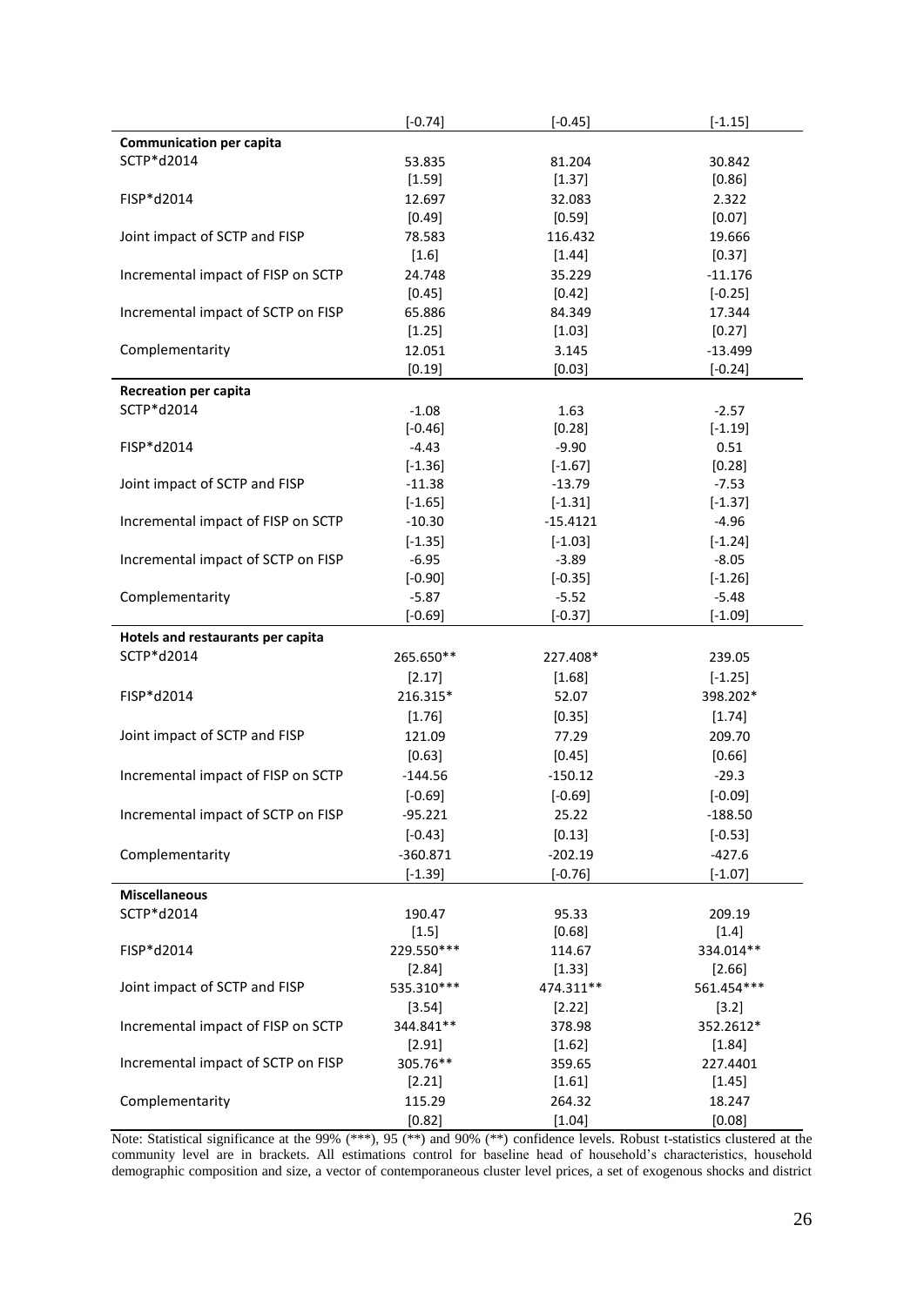| | | | |
|---|---|---|---|
| | [-0.74] | [-0.45] | [-1.15] |
| **Communication per capita** | | | |
| SCTP*d2014 | 53.835 | 81.204 | 30.842 |
| | [1.59] | [1.37] | [0.86] |
| FISP*d2014 | 12.697 | 32.083 | 2.322 |
| | [0.49] | [0.59] | [0.07] |
| Joint impact of SCTP and FISP | 78.583 | 116.432 | 19.666 |
| | [1.6] | [1.44] | [0.37] |
| Incremental impact of FISP on SCTP | 24.748 | 35.229 | -11.176 |
| | [0.45] | [0.42] | [-0.25] |
| Incremental impact of SCTP on FISP | 65.886 | 84.349 | 17.344 |
| | [1.25] | [1.03] | [0.27] |
| Complementarity | 12.051 | 3.145 | -13.499 |
| | [0.19] | [0.03] | [-0.24] |
| **Recreation per capita** | | | |
| SCTP*d2014 | -1.08 | 1.63 | -2.57 |
| | [-0.46] | [0.28] | [-1.19] |
| FISP*d2014 | -4.43 | -9.90 | 0.51 |
| | [-1.36] | [-1.67] | [0.28] |
| Joint impact of SCTP and FISP | -11.38 | -13.79 | -7.53 |
| | [-1.65] | [-1.31] | [-1.37] |
| Incremental impact of FISP on SCTP | -10.30 | -15.4121 | -4.96 |
| | [-1.35] | [-1.03] | [-1.24] |
| Incremental impact of SCTP on FISP | -6.95 | -3.89 | -8.05 |
| | [-0.90] | [-0.35] | [-1.26] |
| Complementarity | -5.87 | -5.52 | -5.48 |
| | [-0.69] | [-0.37] | [-1.09] |
| **Hotels and restaurants per capita** | | | |
| SCTP*d2014 | 265.650** | 227.408* | 239.05 |
| | [2.17] | [1.68] | [-1.25] |
| FISP*d2014 | 216.315* | 52.07 | 398.202* |
| | [1.76] | [0.35] | [1.74] |
| Joint impact of SCTP and FISP | 121.09 | 77.29 | 209.70 |
| | [0.63] | [0.45] | [0.66] |
| Incremental impact of FISP on SCTP | -144.56 | -150.12 | -29.3 |
| | [-0.69] | [-0.69] | [-0.09] |
| Incremental impact of SCTP on FISP | -95.221 | 25.22 | -188.50 |
| | [-0.43] | [0.13] | [-0.53] |
| Complementarity | -360.871 | -202.19 | -427.6 |
| | [-1.39] | [-0.76] | [-1.07] |
| **Miscellaneous** | | | |
| SCTP*d2014 | 190.47 | 95.33 | 209.19 |
| | [1.5] | [0.68] | [1.4] |
| FISP*d2014 | 229.550*** | 114.67 | 334.014** |
| | [2.84] | [1.33] | [2.66] |
| Joint impact of SCTP and FISP | 535.310*** | 474.311** | 561.454*** |
| | [3.54] | [2.22] | [3.2] |
| Incremental impact of FISP on SCTP | 344.841** | 378.98 | 352.2612* |
| | [2.91] | [1.62] | [1.84] |
| Incremental impact of SCTP on FISP | 305.76** | 359.65 | 227.4401 |
| | [2.21] | [1.61] | [1.45] |
| Complementarity | 115.29 | 264.32 | 18.247 |
| | [0.82] | [1.04] | [0.08] |

Note: Statistical significance at the 99% (***), 95 (**) and 90% (**) confidence levels. Robust t-statistics clustered at the community level are in brackets. All estimations control for baseline head of household's characteristics, household demographic composition and size, a vector of contemporaneous cluster level prices, a set of exogenous shocks and district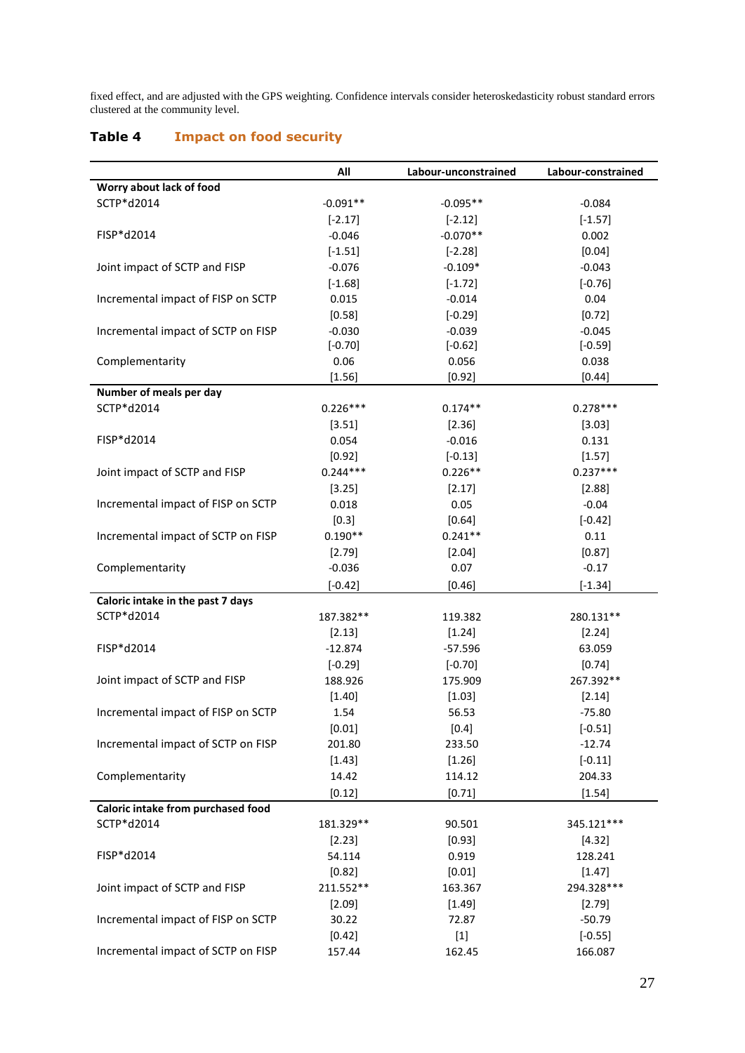fixed effect, and are adjusted with the GPS weighting. Confidence intervals consider heteroskedasticity robust standard errors clustered at the community level.

**Table 4 Impact on food security**

| | All | Labour-unconstrained | Labour-constrained |
|---|---|---|---|
| **Worry about lack of food** | | | |
| SCTP*d2014 | -0.091** | -0.095** | -0.084 |
| | [-2.17] | [-2.12] | [-1.57] |
| FISP*d2014 | -0.046 | -0.070** | 0.002 |
| | [-1.51] | [-2.28] | [0.04] |
| Joint impact of SCTP and FISP | -0.076 | -0.109* | -0.043 |
| | [-1.68] | [-1.72] | [-0.76] |
| Incremental impact of FISP on SCTP | 0.015 | -0.014 | 0.04 |
| | [0.58] | [-0.29] | [0.72] |
| Incremental impact of SCTP on FISP | -0.030 | -0.039 | -0.045 |
| | [-0.70] | [-0.62] | [-0.59] |
| Complementarity | 0.06 | 0.056 | 0.038 |
| | [1.56] | [0.92] | [0.44] |
| **Number of meals per day** | | | |
| SCTP*d2014 | 0.226*** | 0.174** | 0.278*** |
| | [3.51] | [2.36] | [3.03] |
| FISP*d2014 | 0.054 | -0.016 | 0.131 |
| | [0.92] | [-0.13] | [1.57] |
| Joint impact of SCTP and FISP | 0.244*** | 0.226** | 0.237*** |
| | [3.25] | [2.17] | [2.88] |
| Incremental impact of FISP on SCTP | 0.018 | 0.05 | -0.04 |
| | [0.3] | [0.64] | [-0.42] |
| Incremental impact of SCTP on FISP | 0.190** | 0.241** | 0.11 |
| | [2.79] | [2.04] | [0.87] |
| Complementarity | -0.036 | 0.07 | -0.17 |
| | [-0.42] | [0.46] | [-1.34] |
| **Caloric intake in the past 7 days** | | | |
| SCTP*d2014 | 187.382** | 119.382 | 280.131** |
| | [2.13] | [1.24] | [2.24] |
| FISP*d2014 | -12.874 | -57.596 | 63.059 |
| | [-0.29] | [-0.70] | [0.74] |
| Joint impact of SCTP and FISP | 188.926 | 175.909 | 267.392** |
| | [1.40] | [1.03] | [2.14] |
| Incremental impact of FISP on SCTP | 1.54 | 56.53 | -75.80 |
| | [0.01] | [0.4] | [-0.51] |
| Incremental impact of SCTP on FISP | 201.80 | 233.50 | -12.74 |
| | [1.43] | [1.26] | [-0.11] |
| Complementarity | 14.42 | 114.12 | 204.33 |
| | [0.12] | [0.71] | [1.54] |
| **Caloric intake from purchased food** | | | |
| SCTP*d2014 | 181.329** | 90.501 | 345.121*** |
| | [2.23] | [0.93] | [4.32] |
| FISP*d2014 | 54.114 | 0.919 | 128.241 |
| | [0.82] | [0.01] | [1.47] |
| Joint impact of SCTP and FISP | 211.552** | 163.367 | 294.328*** |
| | [2.09] | [1.49] | [2.79] |
| Incremental impact of FISP on SCTP | 30.22 | 72.87 | -50.79 |
| | [0.42] | [1] | [-0.55] |
| Incremental impact of SCTP on FISP | 157.44 | 162.45 | 166.087 |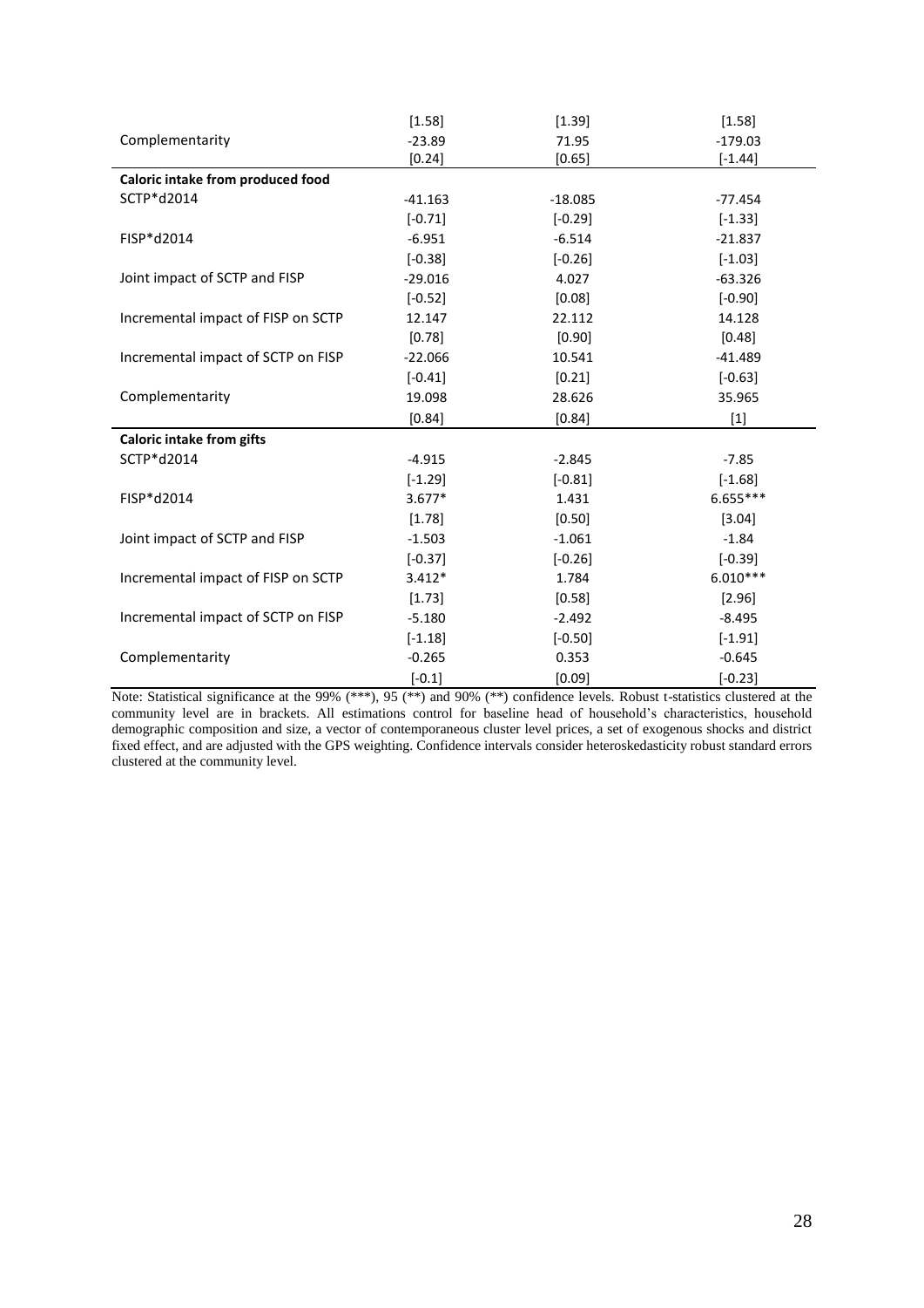| | | | |
|---|---|---|---|
| | [1.58] | [1.39] | [1.58] |
| Complementarity | -23.89 | 71.95 | -179.03 |
| | [0.24] | [0.65] | [-1.44] |
| **Caloric intake from produced food** | | | |
| SCTP*d2014 | -41.163 | -18.085 | -77.454 |
| | [-0.71] | [-0.29] | [-1.33] |
| FISP*d2014 | -6.951 | -6.514 | -21.837 |
| | [-0.38] | [-0.26] | [-1.03] |
| Joint impact of SCTP and FISP | -29.016 | 4.027 | -63.326 |
| | [-0.52] | [0.08] | [-0.90] |
| Incremental impact of FISP on SCTP | 12.147 | 22.112 | 14.128 |
| | [0.78] | [0.90] | [0.48] |
| Incremental impact of SCTP on FISP | -22.066 | 10.541 | -41.489 |
| | [-0.41] | [0.21] | [-0.63] |
| Complementarity | 19.098 | 28.626 | 35.965 |
| | [0.84] | [0.84] | [1] |
| **Caloric intake from gifts** | | | |
| SCTP*d2014 | -4.915 | -2.845 | -7.85 |
| | [-1.29] | [-0.81] | [-1.68] |
| FISP*d2014 | 3.677* | 1.431 | 6.655*** |
| | [1.78] | [0.50] | [3.04] |
| Joint impact of SCTP and FISP | -1.503 | -1.061 | -1.84 |
| | [-0.37] | [-0.26] | [-0.39] |
| Incremental impact of FISP on SCTP | 3.412* | 1.784 | 6.010*** |
| | [1.73] | [0.58] | [2.96] |
| Incremental impact of SCTP on FISP | -5.180 | -2.492 | -8.495 |
| | [-1.18] | [-0.50] | [-1.91] |
| Complementarity | -0.265 | 0.353 | -0.645 |
| | [-0.1] | [0.09] | [-0.23] |

Note: Statistical significance at the 99% (***), 95 (**) and 90% (**) confidence levels. Robust t-statistics clustered at the community level are in brackets. All estimations control for baseline head of household's characteristics, household demographic composition and size, a vector of contemporaneous cluster level prices, a set of exogenous shocks and district fixed effect, and are adjusted with the GPS weighting. Confidence intervals consider heteroskedasticity robust standard errors clustered at the community level.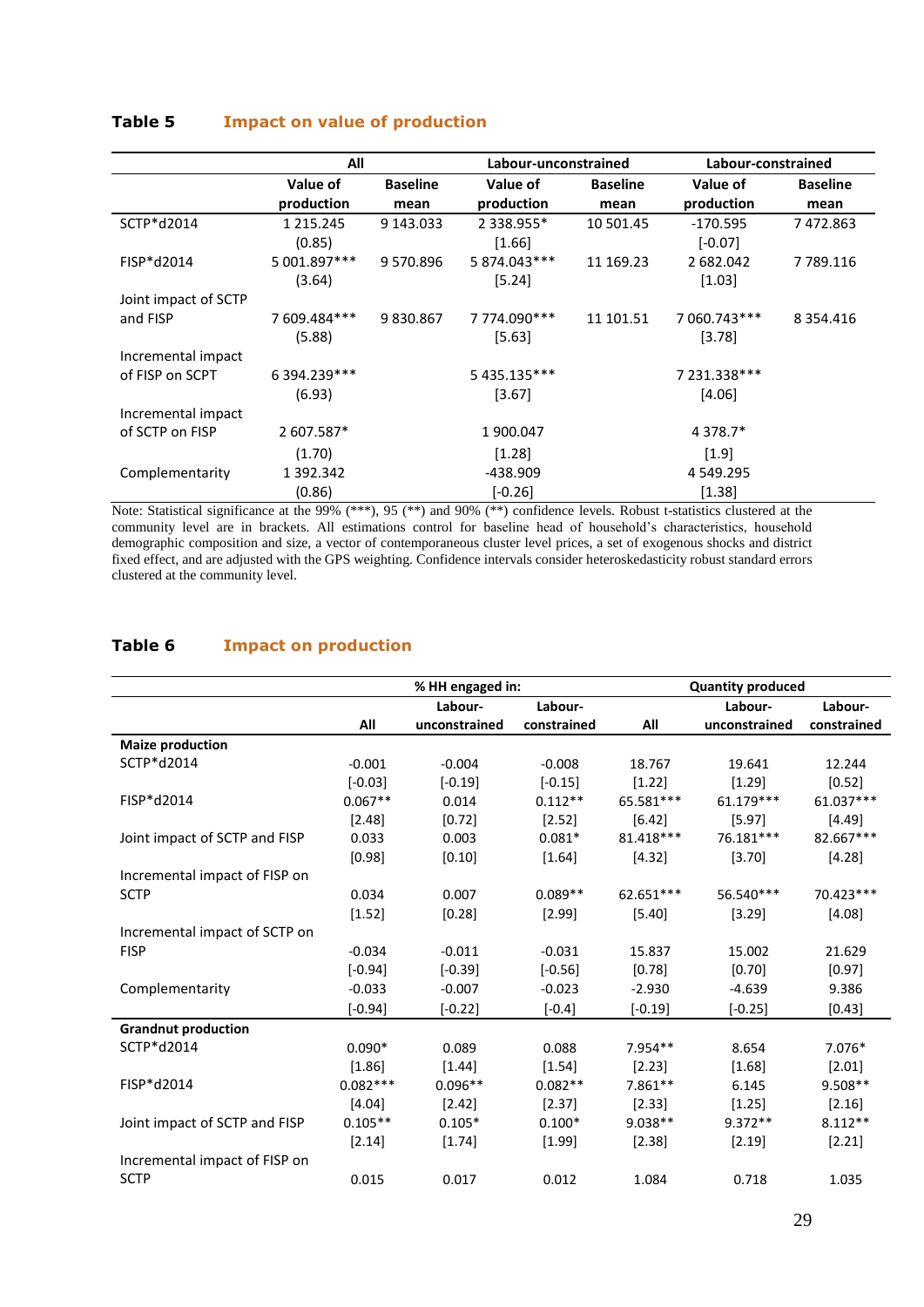**Table 5** **Impact on value of production**

| | All | | Labour-unconstrained | | Labour-constrained | |
|---|---|---|---|---|---|---|
| | Value of production | Baseline mean | Value of production | Baseline mean | Value of production | Baseline mean |
| SCTP*d2014 | 1 215.245 | 9 143.033 | 2 338.955* | 10 501.45 | -170.595 | 7 472.863 |
| | (0.85) | | [1.66] | | [-0.07] | |
| FISP*d2014 | 5 001.897*** | 9 570.896 | 5 874.043*** | 11 169.23 | 2 682.042 | 7 789.116 |
| | (3.64) | | [5.24] | | [1.03] | |
| Joint impact of SCTP and FISP | 7 609.484*** | 9 830.867 | 7 774.090*** | 11 101.51 | 7 060.743*** | 8 354.416 |
| | (5.88) | | [5.63] | | [3.78] | |
| Incremental impact of FISP on SCPT | 6 394.239*** | | 5 435.135*** | | 7 231.338*** | |
| | (6.93) | | [3.67] | | [4.06] | |
| Incremental impact of SCTP on FISP | 2 607.587* | | 1 900.047 | | 4 378.7* | |
| | (1.70) | | [1.28] | | [1.9] | |
| Complementarity | 1 392.342 | | -438.909 | | 4 549.295 | |
| | (0.86) | | [-0.26] | | [1.38] | |

Note: Statistical significance at the 99% (***), 95 (**) and 90% (**) confidence levels. Robust t-statistics clustered at the community level are in brackets. All estimations control for baseline head of household's characteristics, household demographic composition and size, a vector of contemporaneous cluster level prices, a set of exogenous shocks and district fixed effect, and are adjusted with the GPS weighting. Confidence intervals consider heteroskedasticity robust standard errors clustered at the community level.

**Table 6** **Impact on production**

| | % HH engaged in: | | | Quantity produced | | |
|---|---|---|---|---|---|---|
| | All | Labour-unconstrained | Labour-constrained | All | Labour-unconstrained | Labour-constrained |
| **Maize production** | | | | | | |
| SCTP*d2014 | -0.001 | -0.004 | -0.008 | 18.767 | 19.641 | 12.244 |
| | [-0.03] | [-0.19] | [-0.15] | [1.22] | [1.29] | [0.52] |
| FISP*d2014 | 0.067** | 0.014 | 0.112** | 65.581*** | 61.179*** | 61.037*** |
| | [2.48] | [0.72] | [2.52] | [6.42] | [5.97] | [4.49] |
| Joint impact of SCTP and FISP | 0.033 | 0.003 | 0.081* | 81.418*** | 76.181*** | 82.667*** |
| | [0.98] | [0.10] | [1.64] | [4.32] | [3.70] | [4.28] |
| Incremental impact of FISP on SCTP | 0.034 | 0.007 | 0.089** | 62.651*** | 56.540*** | 70.423*** |
| | [1.52] | [0.28] | [2.99] | [5.40] | [3.29] | [4.08] |
| Incremental impact of SCTP on FISP | -0.034 | -0.011 | -0.031 | 15.837 | 15.002 | 21.629 |
| | [-0.94] | [-0.39] | [-0.56] | [0.78] | [0.70] | [0.97] |
| Complementarity | -0.033 | -0.007 | -0.023 | -2.930 | -4.639 | 9.386 |
| | [-0.94] | [-0.22] | [-0.4] | [-0.19] | [-0.25] | [0.43] |
| **Grandnut production** | | | | | | |
| SCTP*d2014 | 0.090* | 0.089 | 0.088 | 7.954** | 8.654 | 7.076* |
| | [1.86] | [1.44] | [1.54] | [2.23] | [1.68] | [2.01] |
| FISP*d2014 | 0.082*** | 0.096** | 0.082** | 7.861** | 6.145 | 9.508** |
| | [4.04] | [2.42] | [2.37] | [2.33] | [1.25] | [2.16] |
| Joint impact of SCTP and FISP | 0.105** | 0.105* | 0.100* | 9.038** | 9.372** | 8.112** |
| | [2.14] | [1.74] | [1.99] | [2.38] | [2.19] | [2.21] |
| Incremental impact of FISP on SCTP | 0.015 | 0.017 | 0.012 | 1.084 | 0.718 | 1.035 |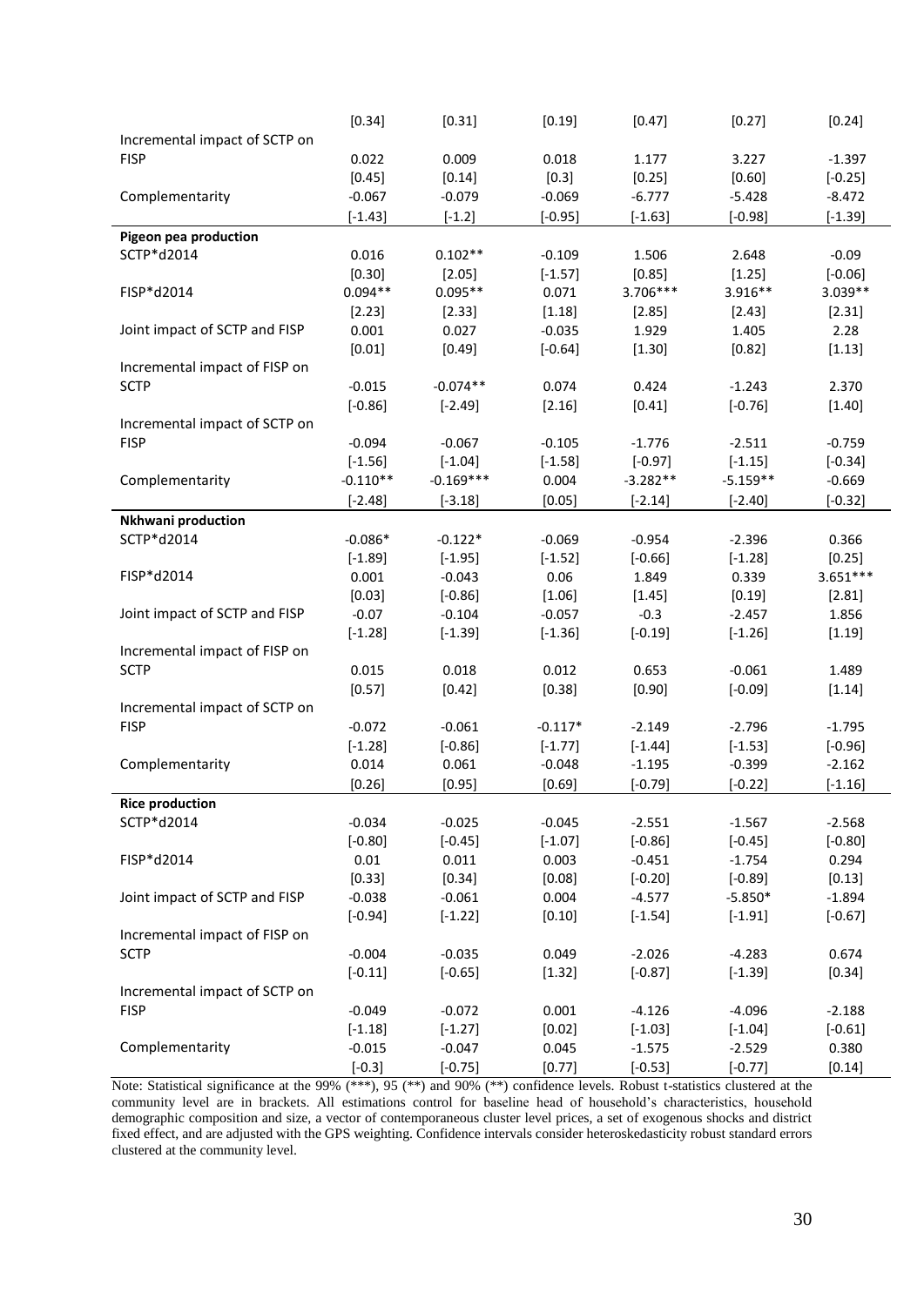| | | | | | | |
|---|---|---|---|---|---|---|
| | [0.34] | [0.31] | [0.19] | [0.47] | [0.27] | [0.24] |
| Incremental impact of SCTP on FISP | 0.022 | 0.009 | 0.018 | 1.177 | 3.227 | -1.397 |
| | [0.45] | [0.14] | [0.3] | [0.25] | [0.60] | [-0.25] |
| Complementarity | -0.067 | -0.079 | -0.069 | -6.777 | -5.428 | -8.472 |
| | [-1.43] | [-1.2] | [-0.95] | [-1.63] | [-0.98] | [-1.39] |
| **Pigeon pea production** | | | | | | |
| SCTP*d2014 | 0.016 | 0.102** | -0.109 | 1.506 | 2.648 | -0.09 |
| | [0.30] | [2.05] | [-1.57] | [0.85] | [1.25] | [-0.06] |
| FISP*d2014 | 0.094** | 0.095** | 0.071 | 3.706*** | 3.916** | 3.039** |
| | [2.23] | [2.33] | [1.18] | [2.85] | [2.43] | [2.31] |
| Joint impact of SCTP and FISP | 0.001 | 0.027 | -0.035 | 1.929 | 1.405 | 2.28 |
| | [0.01] | [0.49] | [-0.64] | [1.30] | [0.82] | [1.13] |
| Incremental impact of FISP on SCTP | -0.015 | -0.074** | 0.074 | 0.424 | -1.243 | 2.370 |
| | [-0.86] | [-2.49] | [2.16] | [0.41] | [-0.76] | [1.40] |
| Incremental impact of SCTP on FISP | -0.094 | -0.067 | -0.105 | -1.776 | -2.511 | -0.759 |
| | [-1.56] | [-1.04] | [-1.58] | [-0.97] | [-1.15] | [-0.34] |
| Complementarity | -0.110** | -0.169*** | 0.004 | -3.282** | -5.159** | -0.669 |
| | [-2.48] | [-3.18] | [0.05] | [-2.14] | [-2.40] | [-0.32] |
| **Nkhwani production** | | | | | | |
| SCTP*d2014 | -0.086* | -0.122* | -0.069 | -0.954 | -2.396 | 0.366 |
| | [-1.89] | [-1.95] | [-1.52] | [-0.66] | [-1.28] | [0.25] |
| FISP*d2014 | 0.001 | -0.043 | 0.06 | 1.849 | 0.339 | 3.651*** |
| | [0.03] | [-0.86] | [1.06] | [1.45] | [0.19] | [2.81] |
| Joint impact of SCTP and FISP | -0.07 | -0.104 | -0.057 | -0.3 | -2.457 | 1.856 |
| | [-1.28] | [-1.39] | [-1.36] | [-0.19] | [-1.26] | [1.19] |
| Incremental impact of FISP on SCTP | 0.015 | 0.018 | 0.012 | 0.653 | -0.061 | 1.489 |
| | [0.57] | [0.42] | [0.38] | [0.90] | [-0.09] | [1.14] |
| Incremental impact of SCTP on FISP | -0.072 | -0.061 | -0.117* | -2.149 | -2.796 | -1.795 |
| | [-1.28] | [-0.86] | [-1.77] | [-1.44] | [-1.53] | [-0.96] |
| Complementarity | 0.014 | 0.061 | -0.048 | -1.195 | -0.399 | -2.162 |
| | [0.26] | [0.95] | [0.69] | [-0.79] | [-0.22] | [-1.16] |
| **Rice production** | | | | | | |
| SCTP*d2014 | -0.034 | -0.025 | -0.045 | -2.551 | -1.567 | -2.568 |
| | [-0.80] | [-0.45] | [-1.07] | [-0.86] | [-0.45] | [-0.80] |
| FISP*d2014 | 0.01 | 0.011 | 0.003 | -0.451 | -1.754 | 0.294 |
| | [0.33] | [0.34] | [0.08] | [-0.20] | [-0.89] | [0.13] |
| Joint impact of SCTP and FISP | -0.038 | -0.061 | 0.004 | -4.577 | -5.850* | -1.894 |
| | [-0.94] | [-1.22] | [0.10] | [-1.54] | [-1.91] | [-0.67] |
| Incremental impact of FISP on SCTP | -0.004 | -0.035 | 0.049 | -2.026 | -4.283 | 0.674 |
| | [-0.11] | [-0.65] | [1.32] | [-0.87] | [-1.39] | [0.34] |
| Incremental impact of SCTP on FISP | -0.049 | -0.072 | 0.001 | -4.126 | -4.096 | -2.188 |
| | [-1.18] | [-1.27] | [0.02] | [-1.03] | [-1.04] | [-0.61] |
| Complementarity | -0.015 | -0.047 | 0.045 | -1.575 | -2.529 | 0.380 |
| | [-0.3] | [-0.75] | [0.77] | [-0.53] | [-0.77] | [0.14] |

Note: Statistical significance at the 99% (***), 95 (**) and 90% (**) confidence levels. Robust t-statistics clustered at the community level are in brackets. All estimations control for baseline head of household's characteristics, household demographic composition and size, a vector of contemporaneous cluster level prices, a set of exogenous shocks and district fixed effect, and are adjusted with the GPS weighting. Confidence intervals consider heteroskedasticity robust standard errors clustered at the community level.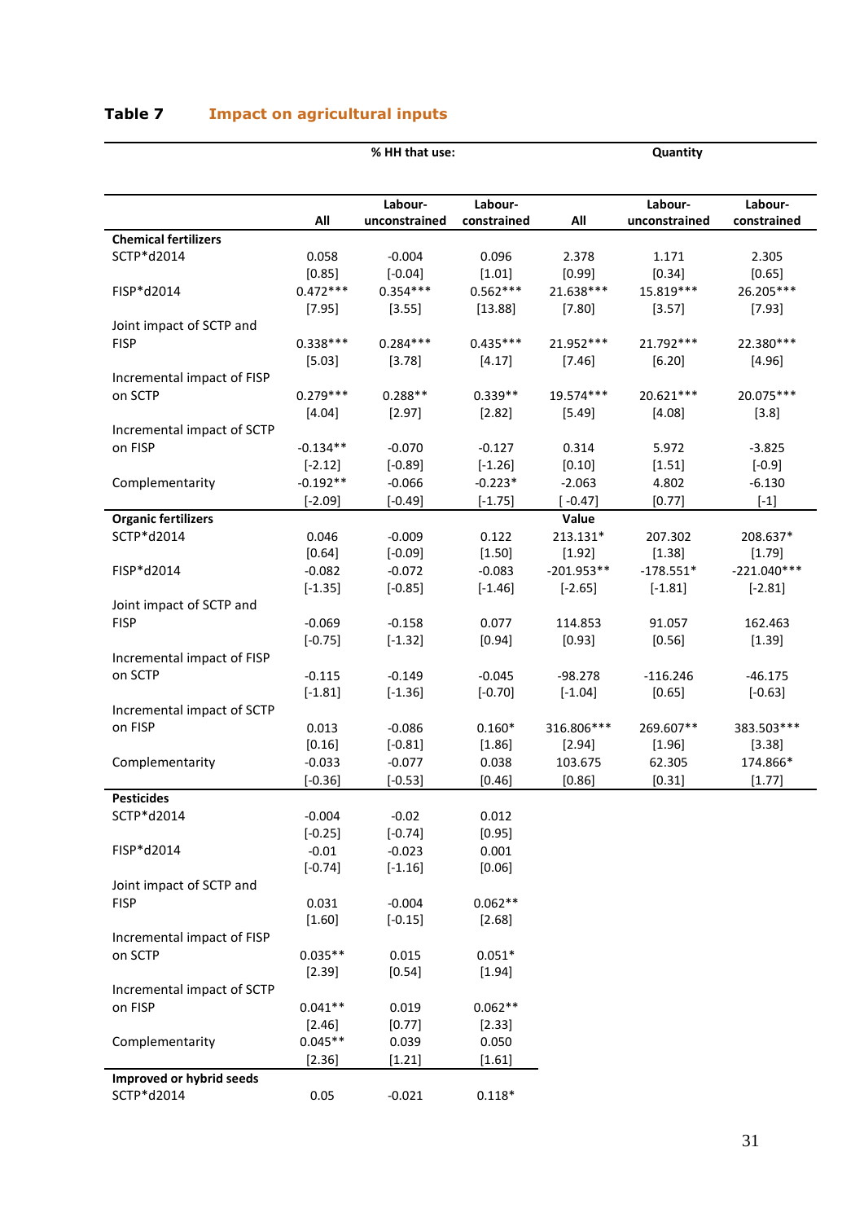**Table 7 Impact on agricultural inputs**

| | % HH that use: | | | Quantity | | |
|---|---|---|---|---|---|---|
| | All | Labour-unconstrained | Labour-constrained | All | Labour-unconstrained | Labour-constrained |
| **Chemical fertilizers** | | | | | | |
| SCTP*d2014 | 0.058 | -0.004 | 0.096 | 2.378 | 1.171 | 2.305 |
| | [0.85] | [-0.04] | [1.01] | [0.99] | [0.34] | [0.65] |
| FISP*d2014 | 0.472*** | 0.354*** | 0.562*** | 21.638*** | 15.819*** | 26.205*** |
| | [7.95] | [3.55] | [13.88] | [7.80] | [3.57] | [7.93] |
| Joint impact of SCTP and FISP | 0.338*** | 0.284*** | 0.435*** | 21.952*** | 21.792*** | 22.380*** |
| | [5.03] | [3.78] | [4.17] | [7.46] | [6.20] | [4.96] |
| Incremental impact of FISP on SCTP | 0.279*** | 0.288** | 0.339** | 19.574*** | 20.621*** | 20.075*** |
| | [4.04] | [2.97] | [2.82] | [5.49] | [4.08] | [3.8] |
| Incremental impact of SCTP on FISP | -0.134** | -0.070 | -0.127 | 0.314 | 5.972 | -3.825 |
| | [-2.12] | [-0.89] | [-1.26] | [0.10] | [1.51] | [-0.9] |
| Complementarity | -0.192** | -0.066 | -0.223* | -2.063 | 4.802 | -6.130 |
| | [-2.09] | [-0.49] | [-1.75] | [ -0.47] | [0.77] | [-1] |
| **Organic fertilizers** | | | | **Value** | | |
| SCTP*d2014 | 0.046 | -0.009 | 0.122 | 213.131* | 207.302 | 208.637* |
| | [0.64] | [-0.09] | [1.50] | [1.92] | [1.38] | [1.79] |
| FISP*d2014 | -0.082 | -0.072 | -0.083 | -201.953** | -178.551* | -221.040*** |
| | [-1.35] | [-0.85] | [-1.46] | [-2.65] | [-1.81] | [-2.81] |
| Joint impact of SCTP and FISP | -0.069 | -0.158 | 0.077 | 114.853 | 91.057 | 162.463 |
| | [-0.75] | [-1.32] | [0.94] | [0.93] | [0.56] | [1.39] |
| Incremental impact of FISP on SCTP | -0.115 | -0.149 | -0.045 | -98.278 | -116.246 | -46.175 |
| | [-1.81] | [-1.36] | [-0.70] | [-1.04] | [0.65] | [-0.63] |
| Incremental impact of SCTP on FISP | 0.013 | -0.086 | 0.160* | 316.806*** | 269.607** | 383.503*** |
| | [0.16] | [-0.81] | [1.86] | [2.94] | [1.96] | [3.38] |
| Complementarity | -0.033 | -0.077 | 0.038 | 103.675 | 62.305 | 174.866* |
| | [-0.36] | [-0.53] | [0.46] | [0.86] | [0.31] | [1.77] |
| **Pesticides** | | | | | | |
| SCTP*d2014 | -0.004 | -0.02 | 0.012 | | | |
| | [-0.25] | [-0.74] | [0.95] | | | |
| FISP*d2014 | -0.01 | -0.023 | 0.001 | | | |
| | [-0.74] | [-1.16] | [0.06] | | | |
| Joint impact of SCTP and FISP | 0.031 | -0.004 | 0.062** | | | |
| | [1.60] | [-0.15] | [2.68] | | | |
| Incremental impact of FISP on SCTP | 0.035** | 0.015 | 0.051* | | | |
| | [2.39] | [0.54] | [1.94] | | | |
| Incremental impact of SCTP on FISP | 0.041** | 0.019 | 0.062** | | | |
| | [2.46] | [0.77] | [2.33] | | | |
| Complementarity | 0.045** | 0.039 | 0.050 | | | |
| | [2.36] | [1.21] | [1.61] | | | |
| **Improved or hybrid seeds** | | | | | | |
| SCTP*d2014 | 0.05 | -0.021 | 0.118* | | | |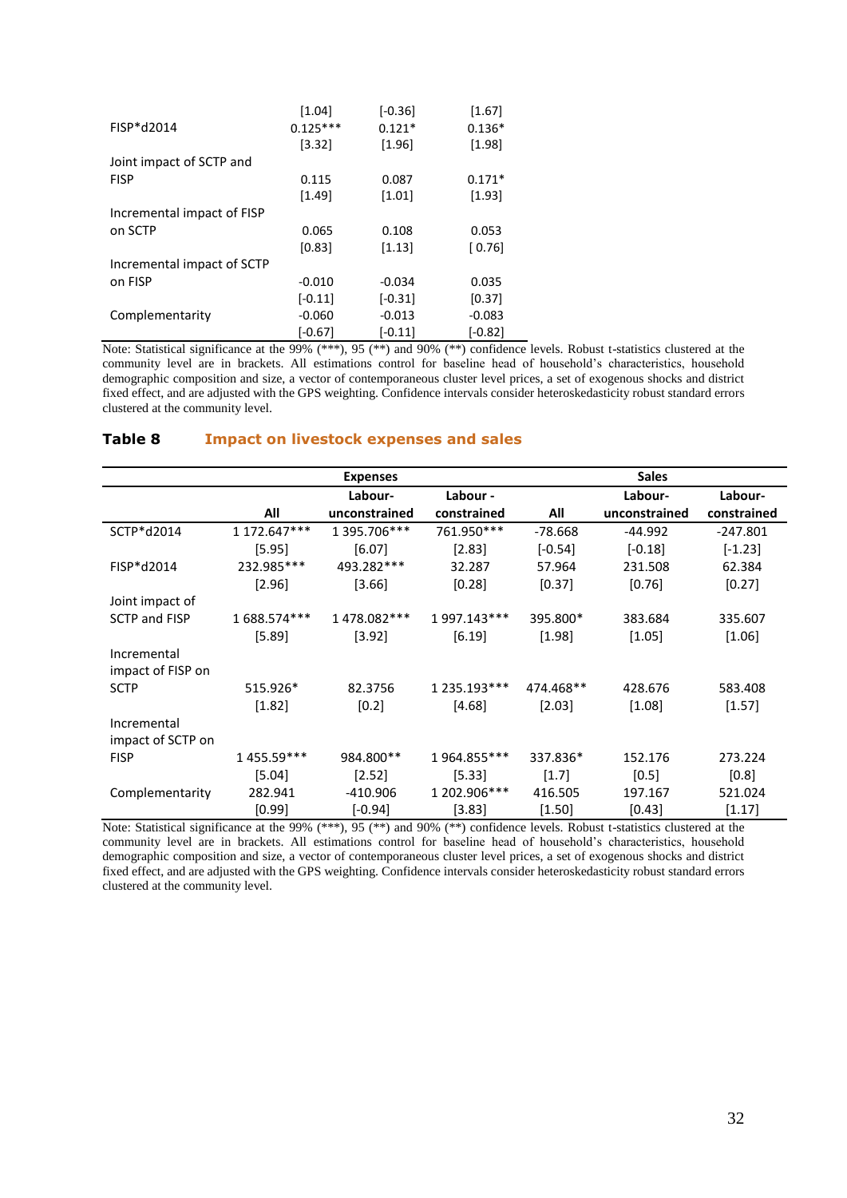| | | | |
|---|---|---|---|
| | [1.04] | [-0.36] | [1.67] |
| FISP*d2014 | 0.125*** | 0.121* | 0.136* |
| | [3.32] | [1.96] | [1.98] |
| Joint impact of SCTP and FISP | 0.115 | 0.087 | 0.171* |
| | [1.49] | [1.01] | [1.93] |
| Incremental impact of FISP on SCTP | 0.065 | 0.108 | 0.053 |
| | [0.83] | [1.13] | [ 0.76] |
| Incremental impact of SCTP on FISP | -0.010 | -0.034 | 0.035 |
| | [-0.11] | [-0.31] | [0.37] |
| Complementarity | -0.060 | -0.013 | -0.083 |
| | [-0.67] | [-0.11] | [-0.82] |

Note: Statistical significance at the 99% (***), 95 (**) and 90% (**) confidence levels. Robust t-statistics clustered at the community level are in brackets. All estimations control for baseline head of household's characteristics, household demographic composition and size, a vector of contemporaneous cluster level prices, a set of exogenous shocks and district fixed effect, and are adjusted with the GPS weighting. Confidence intervals consider heteroskedasticity robust standard errors clustered at the community level.

**Table 8 Impact on livestock expenses and sales**

| | Expenses | | | Sales | | |
|---|---|---|---|---|---|---|
| | All | Labour-unconstrained | Labour - constrained | All | Labour-unconstrained | Labour-constrained |
| SCTP*d2014 | 1 172.647*** | 1 395.706*** | 761.950*** | -78.668 | -44.992 | -247.801 |
| | [5.95] | [6.07] | [2.83] | [-0.54] | [-0.18] | [-1.23] |
| FISP*d2014 | 232.985*** | 493.282*** | 32.287 | 57.964 | 231.508 | 62.384 |
| | [2.96] | [3.66] | [0.28] | [0.37] | [0.76] | [0.27] |
| Joint impact of SCTP and FISP | 1 688.574*** | 1 478.082*** | 1 997.143*** | 395.800* | 383.684 | 335.607 |
| | [5.89] | [3.92] | [6.19] | [1.98] | [1.05] | [1.06] |
| Incremental impact of FISP on SCTP | 515.926* | 82.3756 | 1 235.193*** | 474.468** | 428.676 | 583.408 |
| | [1.82] | [0.2] | [4.68] | [2.03] | [1.08] | [1.57] |
| Incremental impact of SCTP on FISP | 1 455.59*** | 984.800** | 1 964.855*** | 337.836* | 152.176 | 273.224 |
| | [5.04] | [2.52] | [5.33] | [1.7] | [0.5] | [0.8] |
| Complementarity | 282.941 | -410.906 | 1 202.906*** | 416.505 | 197.167 | 521.024 |
| | [0.99] | [-0.94] | [3.83] | [1.50] | [0.43] | [1.17] |

Note: Statistical significance at the 99% (***), 95 (**) and 90% (**) confidence levels. Robust t-statistics clustered at the community level are in brackets. All estimations control for baseline head of household's characteristics, household demographic composition and size, a vector of contemporaneous cluster level prices, a set of exogenous shocks and district fixed effect, and are adjusted with the GPS weighting. Confidence intervals consider heteroskedasticity robust standard errors clustered at the community level.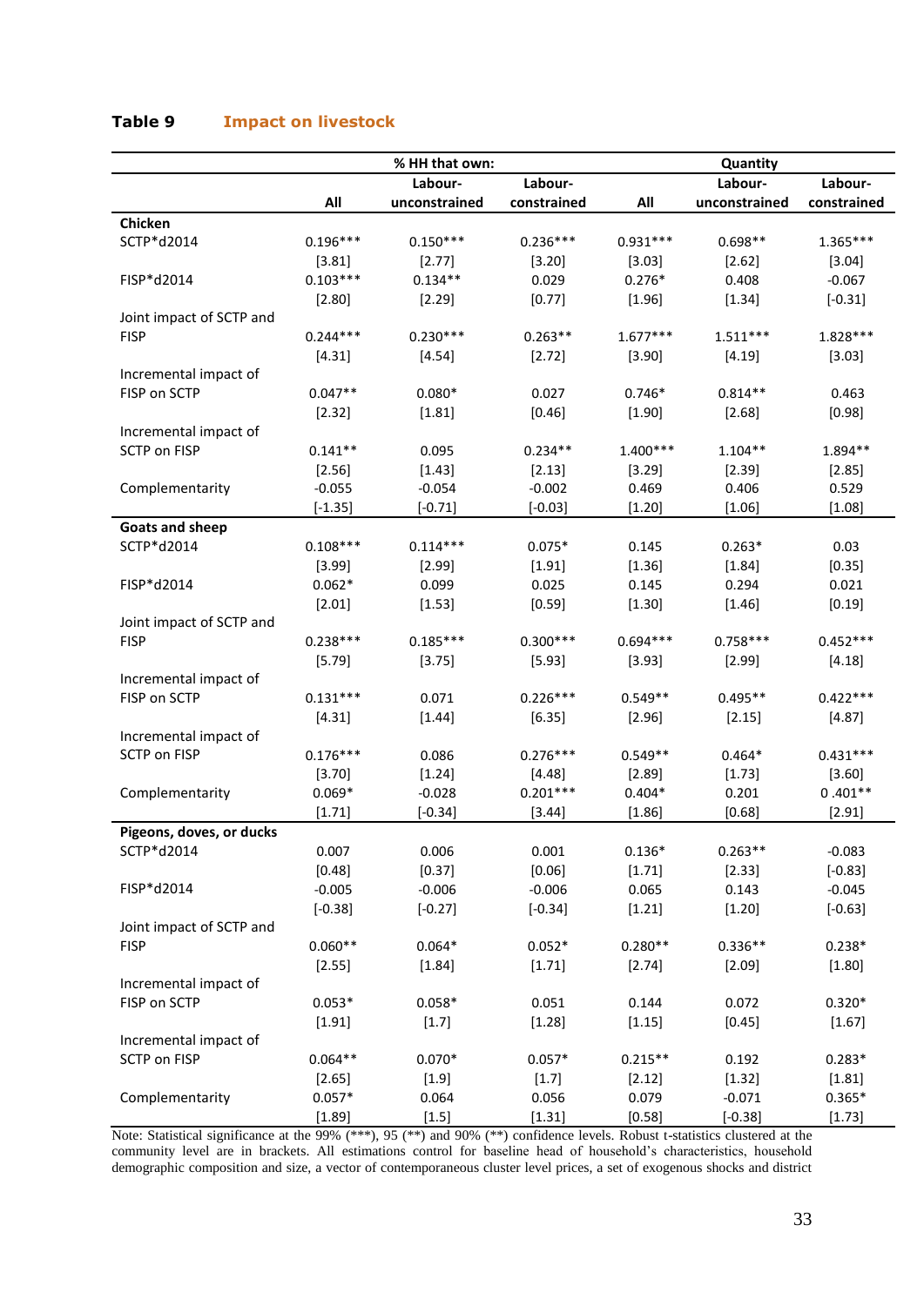**Table 9 Impact on livestock**

| | % HH that own: | | | Quantity | | |
|---|---|---|---|---|---|---|
| | All | Labour-unconstrained | Labour-constrained | All | Labour-unconstrained | Labour-constrained |
| **Chicken** | | | | | | |
| SCTP*d2014 | 0.196*** | 0.150*** | 0.236*** | 0.931*** | 0.698** | 1.365*** |
| | [3.81] | [2.77] | [3.20] | [3.03] | [2.62] | [3.04] |
| FISP*d2014 | 0.103*** | 0.134** | 0.029 | 0.276* | 0.408 | -0.067 |
| | [2.80] | [2.29] | [0.77] | [1.96] | [1.34] | [-0.31] |
| Joint impact of SCTP and FISP | 0.244*** | 0.230*** | 0.263** | 1.677*** | 1.511*** | 1.828*** |
| | [4.31] | [4.54] | [2.72] | [3.90] | [4.19] | [3.03] |
| Incremental impact of FISP on SCTP | 0.047** | 0.080* | 0.027 | 0.746* | 0.814** | 0.463 |
| | [2.32] | [1.81] | [0.46] | [1.90] | [2.68] | [0.98] |
| Incremental impact of SCTP on FISP | 0.141** | 0.095 | 0.234** | 1.400*** | 1.104** | 1.894** |
| | [2.56] | [1.43] | [2.13] | [3.29] | [2.39] | [2.85] |
| Complementarity | -0.055 | -0.054 | -0.002 | 0.469 | 0.406 | 0.529 |
| | [-1.35] | [-0.71] | [-0.03] | [1.20] | [1.06] | [1.08] |
| **Goats and sheep** | | | | | | |
| SCTP*d2014 | 0.108*** | 0.114*** | 0.075* | 0.145 | 0.263* | 0.03 |
| | [3.99] | [2.99] | [1.91] | [1.36] | [1.84] | [0.35] |
| FISP*d2014 | 0.062* | 0.099 | 0.025 | 0.145 | 0.294 | 0.021 |
| | [2.01] | [1.53] | [0.59] | [1.30] | [1.46] | [0.19] |
| Joint impact of SCTP and FISP | 0.238*** | 0.185*** | 0.300*** | 0.694*** | 0.758*** | 0.452*** |
| | [5.79] | [3.75] | [5.93] | [3.93] | [2.99] | [4.18] |
| Incremental impact of FISP on SCTP | 0.131*** | 0.071 | 0.226*** | 0.549** | 0.495** | 0.422*** |
| | [4.31] | [1.44] | [6.35] | [2.96] | [2.15] | [4.87] |
| Incremental impact of SCTP on FISP | 0.176*** | 0.086 | 0.276*** | 0.549** | 0.464* | 0.431*** |
| | [3.70] | [1.24] | [4.48] | [2.89] | [1.73] | [3.60] |
| Complementarity | 0.069* | -0.028 | 0.201*** | 0.404* | 0.201 | 0 .401** |
| | [1.71] | [-0.34] | [3.44] | [1.86] | [0.68] | [2.91] |
| **Pigeons, doves, or ducks** | | | | | | |
| SCTP*d2014 | 0.007 | 0.006 | 0.001 | 0.136* | 0.263** | -0.083 |
| | [0.48] | [0.37] | [0.06] | [1.71] | [2.33] | [-0.83] |
| FISP*d2014 | -0.005 | -0.006 | -0.006 | 0.065 | 0.143 | -0.045 |
| | [-0.38] | [-0.27] | [-0.34] | [1.21] | [1.20] | [-0.63] |
| Joint impact of SCTP and FISP | 0.060** | 0.064* | 0.052* | 0.280** | 0.336** | 0.238* |
| | [2.55] | [1.84] | [1.71] | [2.74] | [2.09] | [1.80] |
| Incremental impact of FISP on SCTP | 0.053* | 0.058* | 0.051 | 0.144 | 0.072 | 0.320* |
| | [1.91] | [1.7] | [1.28] | [1.15] | [0.45] | [1.67] |
| Incremental impact of SCTP on FISP | 0.064** | 0.070* | 0.057* | 0.215** | 0.192 | 0.283* |
| | [2.65] | [1.9] | [1.7] | [2.12] | [1.32] | [1.81] |
| Complementarity | 0.057* | 0.064 | 0.056 | 0.079 | -0.071 | 0.365* |
| | [1.89] | [1.5] | [1.31] | [0.58] | [-0.38] | [1.73] |

Note: Statistical significance at the 99% (***), 95 (**) and 90% (**) confidence levels. Robust t-statistics clustered at the community level are in brackets. All estimations control for baseline head of household's characteristics, household demographic composition and size, a vector of contemporaneous cluster level prices, a set of exogenous shocks and district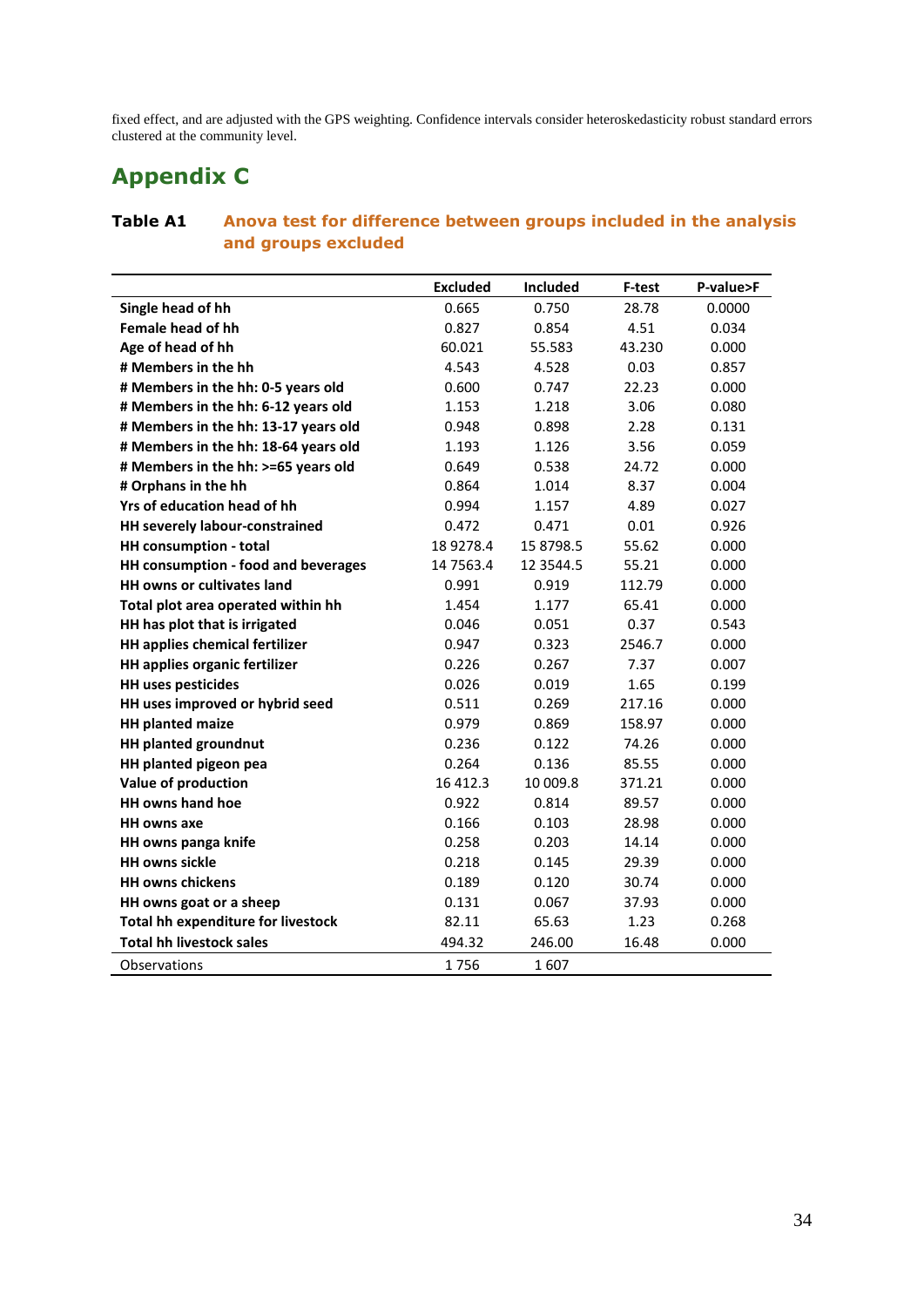fixed effect, and are adjusted with the GPS weighting. Confidence intervals consider heteroskedasticity robust standard errors clustered at the community level.

# Appendix C

**Table A1 Anova test for difference between groups included in the analysis and groups excluded**

| | Excluded | Included | F-test | P-value>F |
|---|---|---|---|---|
| **Single head of hh** | 0.665 | 0.750 | 28.78 | 0.0000 |
| **Female head of hh** | 0.827 | 0.854 | 4.51 | 0.034 |
| **Age of head of hh** | 60.021 | 55.583 | 43.230 | 0.000 |
| **# Members in the hh** | 4.543 | 4.528 | 0.03 | 0.857 |
| **# Members in the hh: 0-5 years old** | 0.600 | 0.747 | 22.23 | 0.000 |
| **# Members in the hh: 6-12 years old** | 1.153 | 1.218 | 3.06 | 0.080 |
| **# Members in the hh: 13-17 years old** | 0.948 | 0.898 | 2.28 | 0.131 |
| **# Members in the hh: 18-64 years old** | 1.193 | 1.126 | 3.56 | 0.059 |
| **# Members in the hh: >=65 years old** | 0.649 | 0.538 | 24.72 | 0.000 |
| **# Orphans in the hh** | 0.864 | 1.014 | 8.37 | 0.004 |
| **Yrs of education head of hh** | 0.994 | 1.157 | 4.89 | 0.027 |
| **HH severely labour-constrained** | 0.472 | 0.471 | 0.01 | 0.926 |
| **HH consumption - total** | 18 9278.4 | 15 8798.5 | 55.62 | 0.000 |
| **HH consumption - food and beverages** | 14 7563.4 | 12 3544.5 | 55.21 | 0.000 |
| **HH owns or cultivates land** | 0.991 | 0.919 | 112.79 | 0.000 |
| **Total plot area operated within hh** | 1.454 | 1.177 | 65.41 | 0.000 |
| **HH has plot that is irrigated** | 0.046 | 0.051 | 0.37 | 0.543 |
| **HH applies chemical fertilizer** | 0.947 | 0.323 | 2546.7 | 0.000 |
| **HH applies organic fertilizer** | 0.226 | 0.267 | 7.37 | 0.007 |
| **HH uses pesticides** | 0.026 | 0.019 | 1.65 | 0.199 |
| **HH uses improved or hybrid seed** | 0.511 | 0.269 | 217.16 | 0.000 |
| **HH planted maize** | 0.979 | 0.869 | 158.97 | 0.000 |
| **HH planted groundnut** | 0.236 | 0.122 | 74.26 | 0.000 |
| **HH planted pigeon pea** | 0.264 | 0.136 | 85.55 | 0.000 |
| **Value of production** | 16 412.3 | 10 009.8 | 371.21 | 0.000 |
| **HH owns hand hoe** | 0.922 | 0.814 | 89.57 | 0.000 |
| **HH owns axe** | 0.166 | 0.103 | 28.98 | 0.000 |
| **HH owns panga knife** | 0.258 | 0.203 | 14.14 | 0.000 |
| **HH owns sickle** | 0.218 | 0.145 | 29.39 | 0.000 |
| **HH owns chickens** | 0.189 | 0.120 | 30.74 | 0.000 |
| **HH owns goat or a sheep** | 0.131 | 0.067 | 37.93 | 0.000 |
| **Total hh expenditure for livestock** | 82.11 | 65.63 | 1.23 | 0.268 |
| **Total hh livestock sales** | 494.32 | 246.00 | 16.48 | 0.000 |
| Observations | 1 756 | 1 607 | | |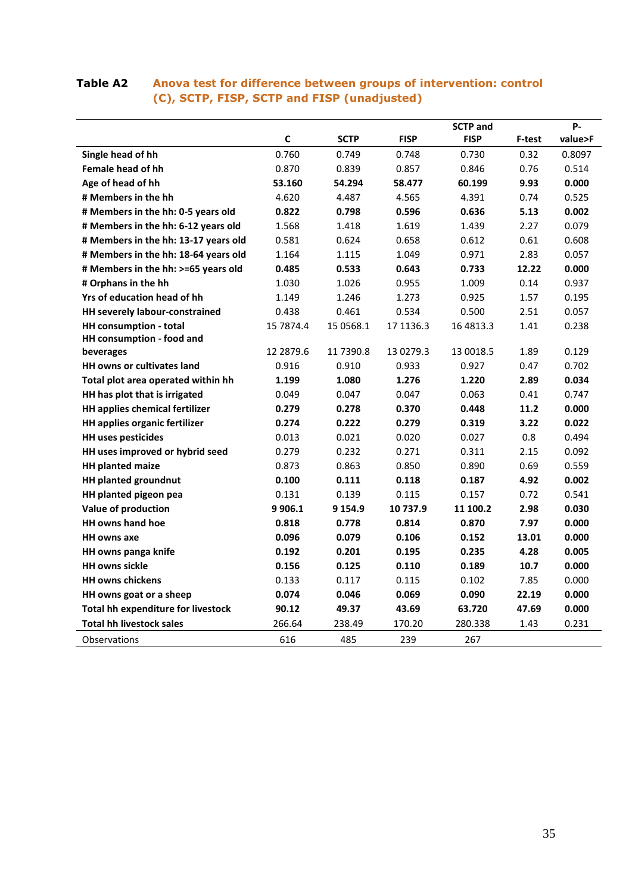**Table A2** Anova test for difference between groups of intervention: control (C), SCTP, FISP, SCTP and FISP (unadjusted)

| | C | SCTP | FISP | SCTP and FISP | F-test | P-value>F |
|---|---|---|---|---|---|---|
| Single head of hh | 0.760 | 0.749 | 0.748 | 0.730 | 0.32 | 0.8097 |
| Female head of hh | 0.870 | 0.839 | 0.857 | 0.846 | 0.76 | 0.514 |
| Age of head of hh | **53.160** | **54.294** | **58.477** | **60.199** | **9.93** | **0.000** |
| # Members in the hh | 4.620 | 4.487 | 4.565 | 4.391 | 0.74 | 0.525 |
| # Members in the hh: 0-5 years old | **0.822** | **0.798** | **0.596** | **0.636** | **5.13** | **0.002** |
| # Members in the hh: 6-12 years old | 1.568 | 1.418 | 1.619 | 1.439 | 2.27 | 0.079 |
| # Members in the hh: 13-17 years old | 0.581 | 0.624 | 0.658 | 0.612 | 0.61 | 0.608 |
| # Members in the hh: 18-64 years old | 1.164 | 1.115 | 1.049 | 0.971 | 2.83 | 0.057 |
| # Members in the hh: >=65 years old | **0.485** | **0.533** | **0.643** | **0.733** | **12.22** | **0.000** |
| # Orphans in the hh | 1.030 | 1.026 | 0.955 | 1.009 | 0.14 | 0.937 |
| Yrs of education head of hh | 1.149 | 1.246 | 1.273 | 0.925 | 1.57 | 0.195 |
| HH severely labour-constrained | 0.438 | 0.461 | 0.534 | 0.500 | 2.51 | 0.057 |
| HH consumption - total | 15 7874.4 | 15 0568.1 | 17 1136.3 | 16 4813.3 | 1.41 | 0.238 |
| HH consumption - food and beverages | 12 2879.6 | 11 7390.8 | 13 0279.3 | 13 0018.5 | 1.89 | 0.129 |
| HH owns or cultivates land | 0.916 | 0.910 | 0.933 | 0.927 | 0.47 | 0.702 |
| Total plot area operated within hh | **1.199** | **1.080** | **1.276** | **1.220** | **2.89** | **0.034** |
| HH has plot that is irrigated | 0.049 | 0.047 | 0.047 | 0.063 | 0.41 | 0.747 |
| HH applies chemical fertilizer | **0.279** | **0.278** | **0.370** | **0.448** | **11.2** | **0.000** |
| HH applies organic fertilizer | **0.274** | **0.222** | **0.279** | **0.319** | **3.22** | **0.022** |
| HH uses pesticides | 0.013 | 0.021 | 0.020 | 0.027 | 0.8 | 0.494 |
| HH uses improved or hybrid seed | 0.279 | 0.232 | 0.271 | 0.311 | 2.15 | 0.092 |
| HH planted maize | 0.873 | 0.863 | 0.850 | 0.890 | 0.69 | 0.559 |
| HH planted groundnut | **0.100** | **0.111** | **0.118** | **0.187** | **4.92** | **0.002** |
| HH planted pigeon pea | 0.131 | 0.139 | 0.115 | 0.157 | 0.72 | 0.541 |
| Value of production | **9 906.1** | **9 154.9** | **10 737.9** | **11 100.2** | **2.98** | **0.030** |
| HH owns hand hoe | **0.818** | **0.778** | **0.814** | **0.870** | **7.97** | **0.000** |
| HH owns axe | **0.096** | **0.079** | **0.106** | **0.152** | **13.01** | **0.000** |
| HH owns panga knife | **0.192** | **0.201** | **0.195** | **0.235** | **4.28** | **0.005** |
| HH owns sickle | **0.156** | **0.125** | **0.110** | **0.189** | **10.7** | **0.000** |
| HH owns chickens | 0.133 | 0.117 | 0.115 | 0.102 | 7.85 | 0.000 |
| HH owns goat or a sheep | **0.074** | **0.046** | **0.069** | **0.090** | **22.19** | **0.000** |
| Total hh expenditure for livestock | **90.12** | **49.37** | **43.69** | **63.720** | **47.69** | **0.000** |
| Total hh livestock sales | 266.64 | 238.49 | 170.20 | 280.338 | 1.43 | 0.231 |
| Observations | 616 | 485 | 239 | 267 | | |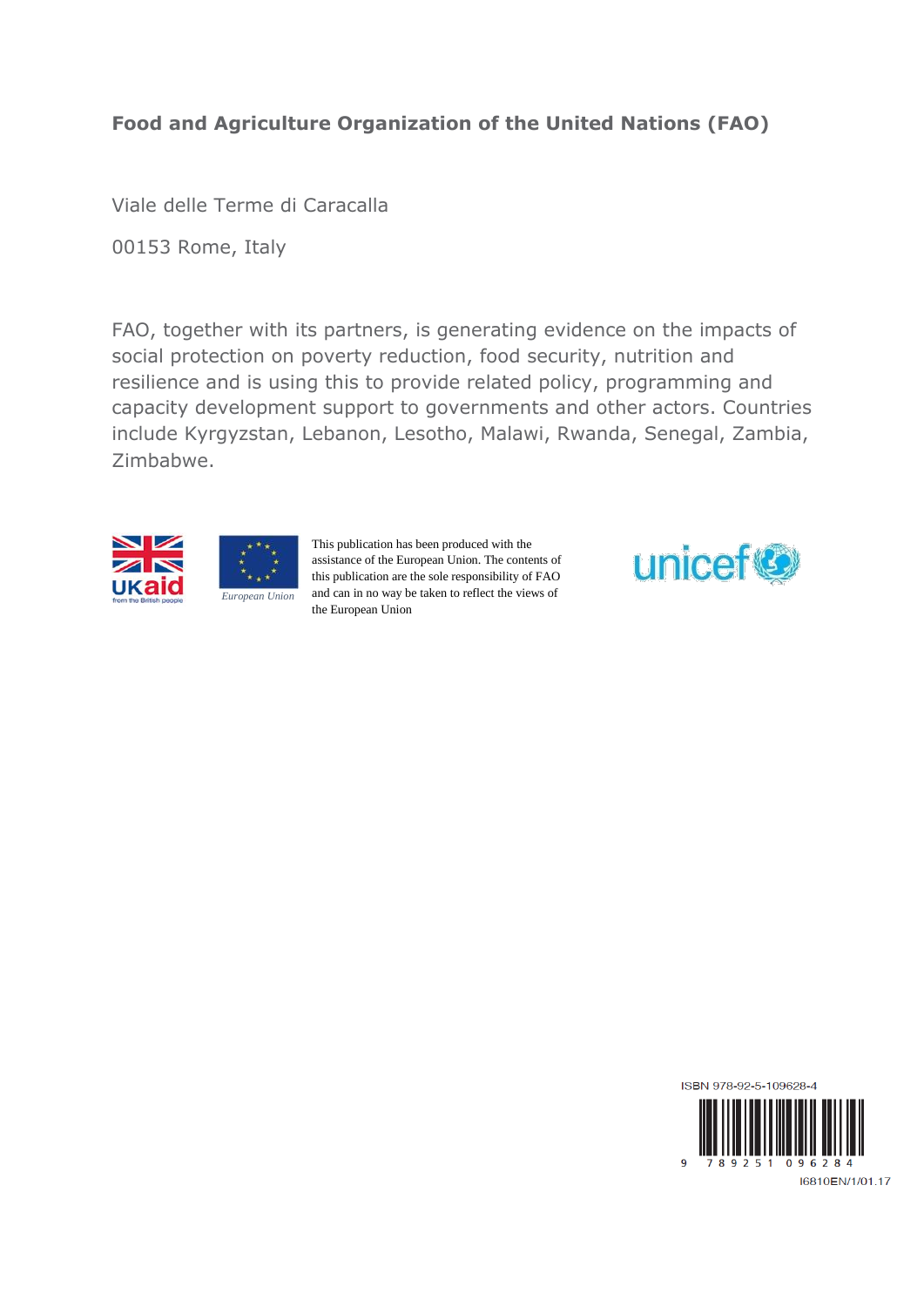**Food and Agriculture Organization of the United Nations (FAO)**

Viale delle Terme di Caracalla

00153 Rome, Italy

FAO, together with its partners, is generating evidence on the impacts of social protection on poverty reduction, food security, nutrition and resilience and is using this to provide related policy, programming and capacity development support to governments and other actors. Countries include Kyrgyzstan, Lebanon, Lesotho, Malawi, Rwanda, Senegal, Zambia, Zimbabwe.

UKaid from the British people

European Union

This publication has been produced with the assistance of the European Union. The contents of this publication are the sole responsibility of FAO and can in no way be taken to reflect the views of the European Union

unicef

ISBN 978-92-5-109628-4

9 789251 096284

I6810EN/1/01.17